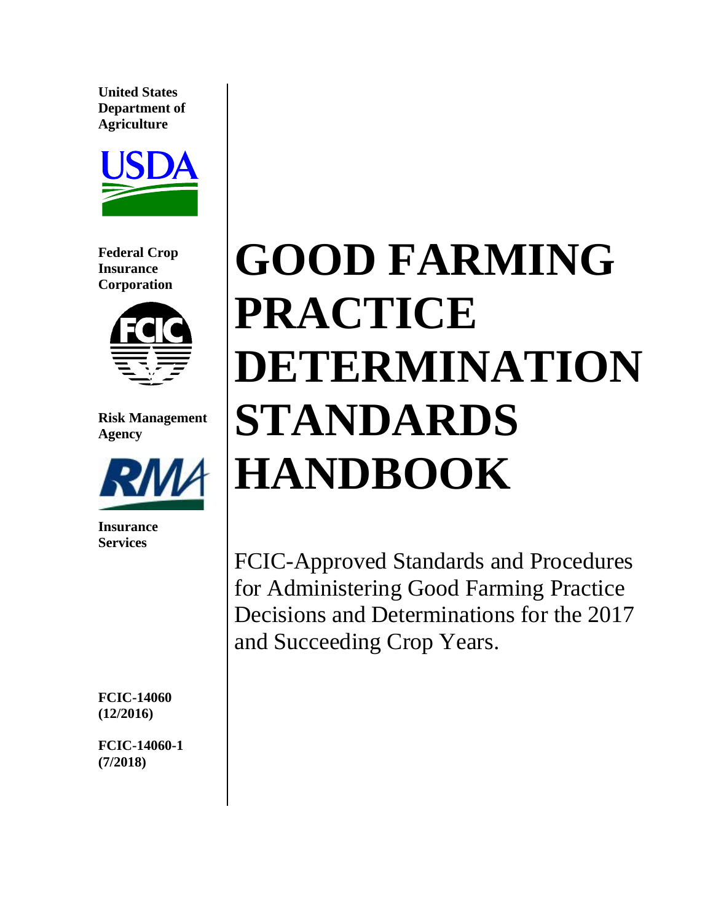**United States Department of Agriculture**

**Federal Crop Insurance Corporation**

**Risk Management Agency**

**Insurance Services**

# GOOD FARMING PRACTICE DETERMINATION STANDARDS HANDBOOK

FCIC-Approved Standards and Procedures for Administering Good Farming Practice Decisions and Determinations for the 2017 and Succeeding Crop Years.

**FCIC-14060 (12/2016)**

**FCIC-14060-1 (7/2018)**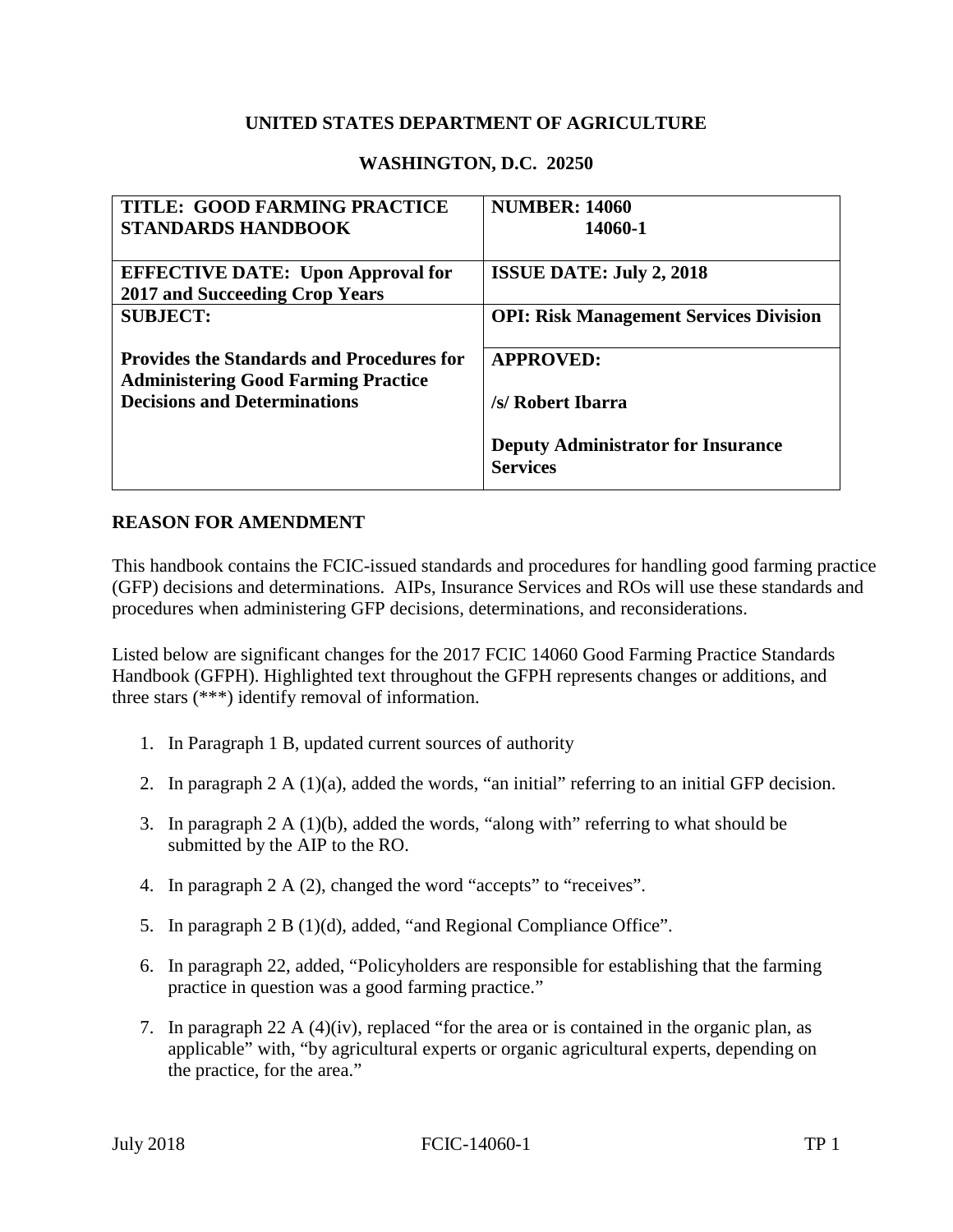**UNITED STATES DEPARTMENT OF AGRICULTURE**

**WASHINGTON, D.C. 20250**

| **TITLE: GOOD FARMING PRACTICE STANDARDS HANDBOOK** | **NUMBER: 14060 14060-1** |
|---|---|
| **EFFECTIVE DATE: Upon Approval for 2017 and Succeeding Crop Years** | **ISSUE DATE: July 2, 2018** |
| **SUBJECT:** | **OPI: Risk Management Services Division** |
| **Provides the Standards and Procedures for Administering Good Farming Practice Decisions and Determinations** | **APPROVED:** **/s/ Robert Ibarra** **Deputy Administrator for Insurance Services** |

## REASON FOR AMENDMENT

This handbook contains the FCIC-issued standards and procedures for handling good farming practice (GFP) decisions and determinations. AIPs, Insurance Services and ROs will use these standards and procedures when administering GFP decisions, determinations, and reconsiderations.

Listed below are significant changes for the 2017 FCIC 14060 Good Farming Practice Standards Handbook (GFPH). Highlighted text throughout the GFPH represents changes or additions, and three stars (***) identify removal of information.

1. In Paragraph 1 B, updated current sources of authority
2. In paragraph 2 A (1)(a), added the words, "an initial" referring to an initial GFP decision.
3. In paragraph 2 A (1)(b), added the words, "along with" referring to what should be submitted by the AIP to the RO.
4. In paragraph 2 A (2), changed the word "accepts" to "receives".
5. In paragraph 2 B (1)(d), added, "and Regional Compliance Office".
6. In paragraph 22, added, "Policyholders are responsible for establishing that the farming practice in question was a good farming practice."
7. In paragraph 22 A (4)(iv), replaced "for the area or is contained in the organic plan, as applicable" with, "by agricultural experts or organic agricultural experts, depending on the practice, for the area."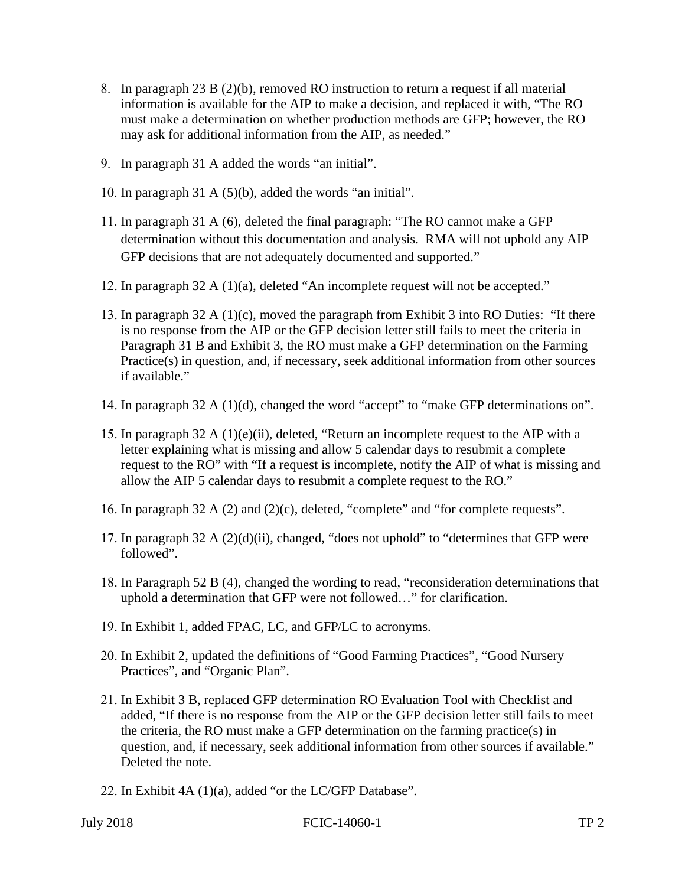8. In paragraph 23 B (2)(b), removed RO instruction to return a request if all material information is available for the AIP to make a decision, and replaced it with, "The RO must make a determination on whether production methods are GFP; however, the RO may ask for additional information from the AIP, as needed."

9. In paragraph 31 A added the words "an initial".

10. In paragraph 31 A (5)(b), added the words "an initial".

11. In paragraph 31 A (6), deleted the final paragraph: "The RO cannot make a GFP determination without this documentation and analysis. RMA will not uphold any AIP GFP decisions that are not adequately documented and supported."

12. In paragraph 32 A (1)(a), deleted "An incomplete request will not be accepted."

13. In paragraph 32 A (1)(c), moved the paragraph from Exhibit 3 into RO Duties: "If there is no response from the AIP or the GFP decision letter still fails to meet the criteria in Paragraph 31 B and Exhibit 3, the RO must make a GFP determination on the Farming Practice(s) in question, and, if necessary, seek additional information from other sources if available."

14. In paragraph 32 A (1)(d), changed the word "accept" to "make GFP determinations on".

15. In paragraph 32 A (1)(e)(ii), deleted, "Return an incomplete request to the AIP with a letter explaining what is missing and allow 5 calendar days to resubmit a complete request to the RO" with "If a request is incomplete, notify the AIP of what is missing and allow the AIP 5 calendar days to resubmit a complete request to the RO."

16. In paragraph 32 A (2) and (2)(c), deleted, "complete" and "for complete requests".

17. In paragraph 32 A (2)(d)(ii), changed, "does not uphold" to "determines that GFP were followed".

18. In Paragraph 52 B (4), changed the wording to read, "reconsideration determinations that uphold a determination that GFP were not followed…" for clarification.

19. In Exhibit 1, added FPAC, LC, and GFP/LC to acronyms.

20. In Exhibit 2, updated the definitions of "Good Farming Practices", "Good Nursery Practices", and "Organic Plan".

21. In Exhibit 3 B, replaced GFP determination RO Evaluation Tool with Checklist and added, "If there is no response from the AIP or the GFP decision letter still fails to meet the criteria, the RO must make a GFP determination on the farming practice(s) in question, and, if necessary, seek additional information from other sources if available." Deleted the note.

22. In Exhibit 4A (1)(a), added "or the LC/GFP Database".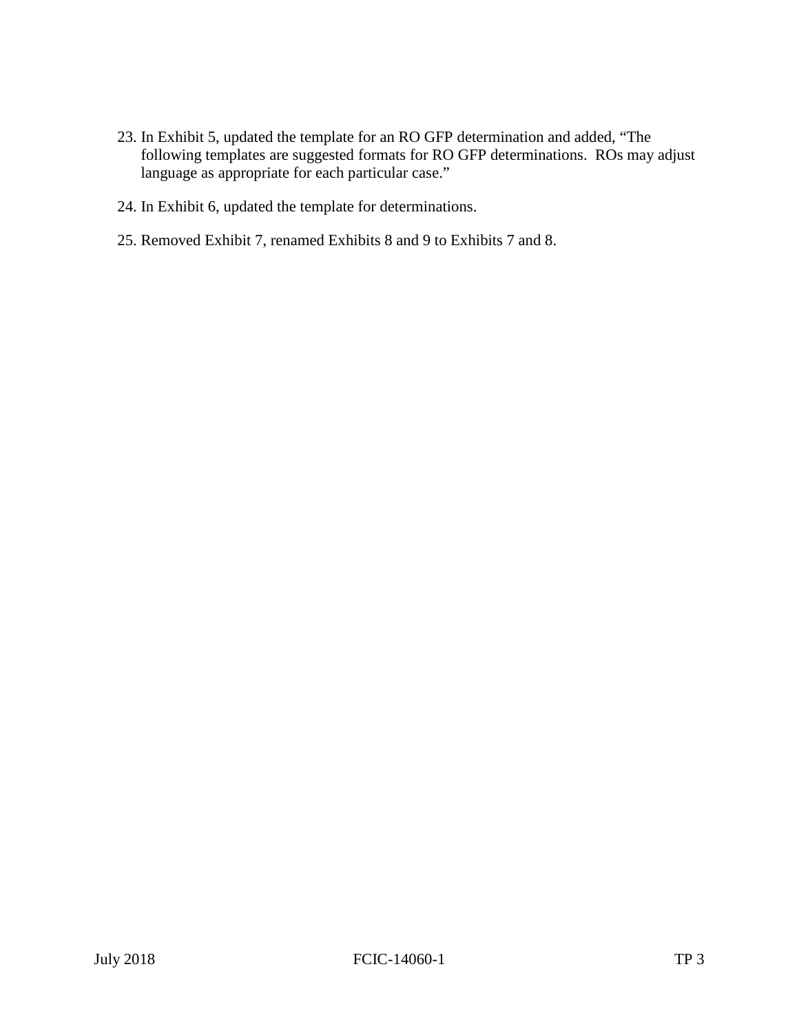23. In Exhibit 5, updated the template for an RO GFP determination and added, “The following templates are suggested formats for RO GFP determinations.  ROs may adjust language as appropriate for each particular case.”

24. In Exhibit 6, updated the template for determinations.

25. Removed Exhibit 7, renamed Exhibits 8 and 9 to Exhibits 7 and 8.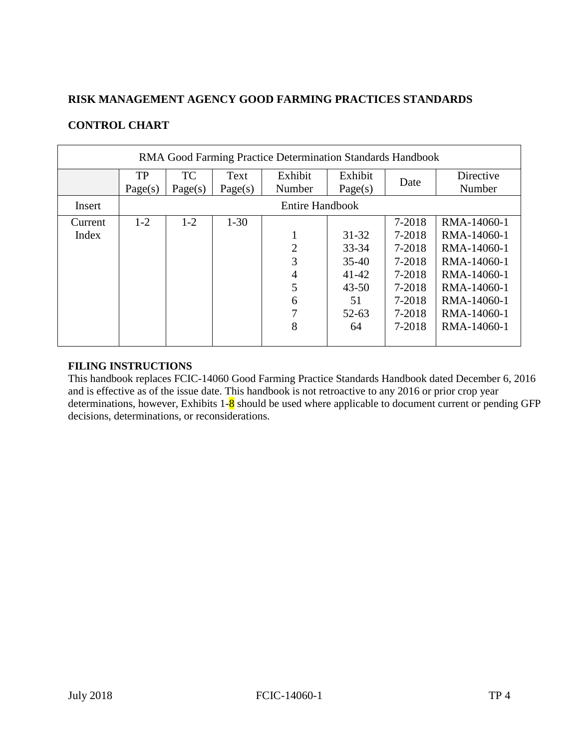**RISK MANAGEMENT AGENCY GOOD FARMING PRACTICES STANDARDS**

**CONTROL CHART**

| RMA Good Farming Practice Determination Standards Handbook | | | | | | | |
|---|---|---|---|---|---|---|---|
| | TP Page(s) | TC Page(s) | Text Page(s) | Exhibit Number | Exhibit Page(s) | Date | Directive Number |
| Insert | Entire Handbook | | | | | | |
| Current Index | 1-2 | 1-2 | 1-30 | | | 7-2018 | RMA-14060-1 |
| | | | | 1 | 31-32 | 7-2018 | RMA-14060-1 |
| | | | | 2 | 33-34 | 7-2018 | RMA-14060-1 |
| | | | | 3 | 35-40 | 7-2018 | RMA-14060-1 |
| | | | | 4 | 41-42 | 7-2018 | RMA-14060-1 |
| | | | | 5 | 43-50 | 7-2018 | RMA-14060-1 |
| | | | | 6 | 51 | 7-2018 | RMA-14060-1 |
| | | | | 7 | 52-63 | 7-2018 | RMA-14060-1 |
| | | | | 8 | 64 | 7-2018 | RMA-14060-1 |

**FILING INSTRUCTIONS**

This handbook replaces FCIC-14060 Good Farming Practice Standards Handbook dated December 6, 2016 and is effective as of the issue date. This handbook is not retroactive to any 2016 or prior crop year determinations, however, Exhibits 1-8 should be used where applicable to document current or pending GFP decisions, determinations, or reconsiderations.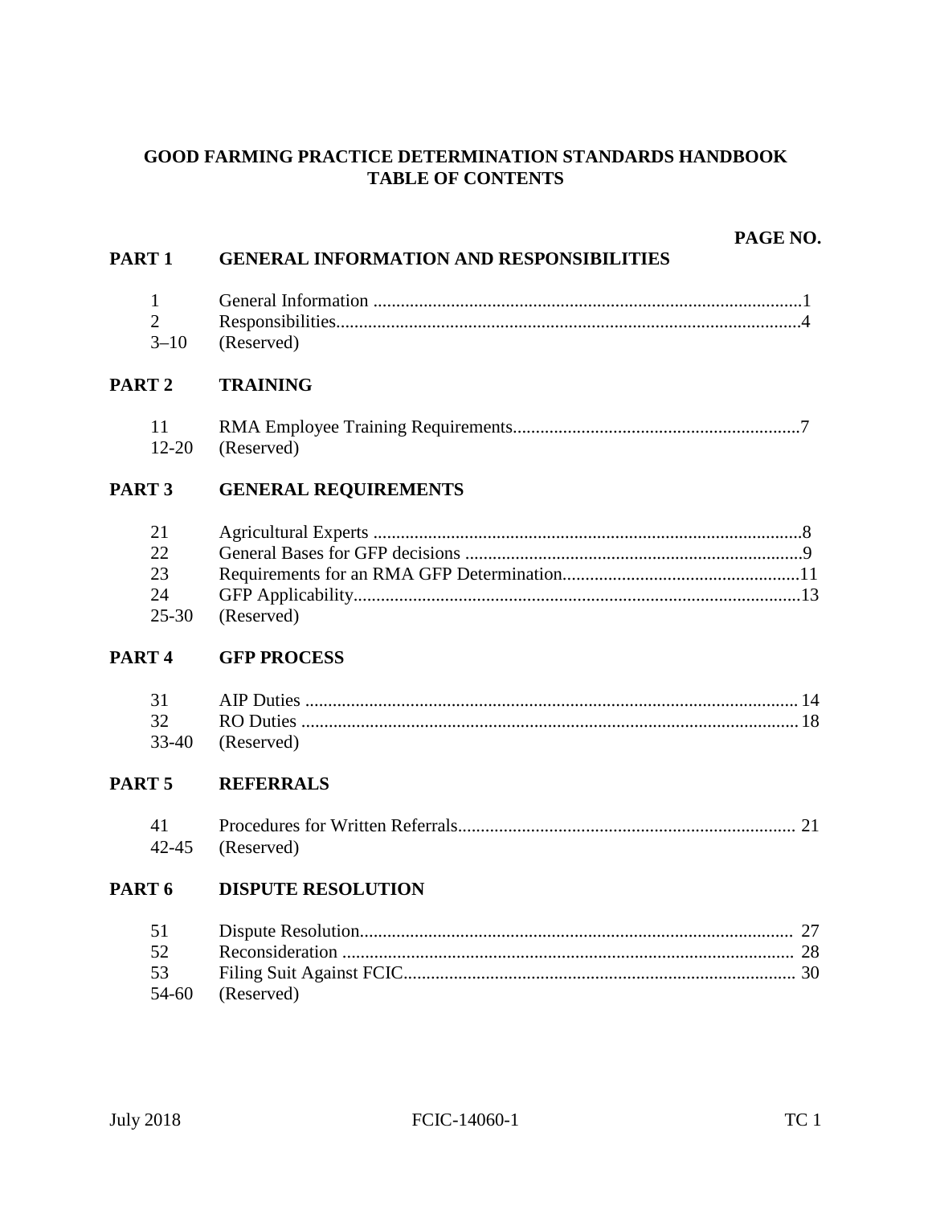# GOOD FARMING PRACTICE DETERMINATION STANDARDS HANDBOOK
## TABLE OF CONTENTS

| | | PAGE NO. |
|---|---|---|
| **PART 1** | **GENERAL INFORMATION AND RESPONSIBILITIES** | |
| 1 | General Information | 1 |
| 2 | Responsibilities | 4 |
| 3–10 | (Reserved) | |
| **PART 2** | **TRAINING** | |
| 11 | RMA Employee Training Requirements | 7 |
| 12-20 | (Reserved) | |
| **PART 3** | **GENERAL REQUIREMENTS** | |
| 21 | Agricultural Experts | 8 |
| 22 | General Bases for GFP decisions | 9 |
| 23 | Requirements for an RMA GFP Determination | 11 |
| 24 | GFP Applicability | 13 |
| 25-30 | (Reserved) | |
| **PART 4** | **GFP PROCESS** | |
| 31 | AIP Duties | 14 |
| 32 | RO Duties | 18 |
| 33-40 | (Reserved) | |
| **PART 5** | **REFERRALS** | |
| 41 | Procedures for Written Referrals | 21 |
| 42-45 | (Reserved) | |
| **PART 6** | **DISPUTE RESOLUTION** | |
| 51 | Dispute Resolution | 27 |
| 52 | Reconsideration | 28 |
| 53 | Filing Suit Against FCIC | 30 |
| 54-60 | (Reserved) | |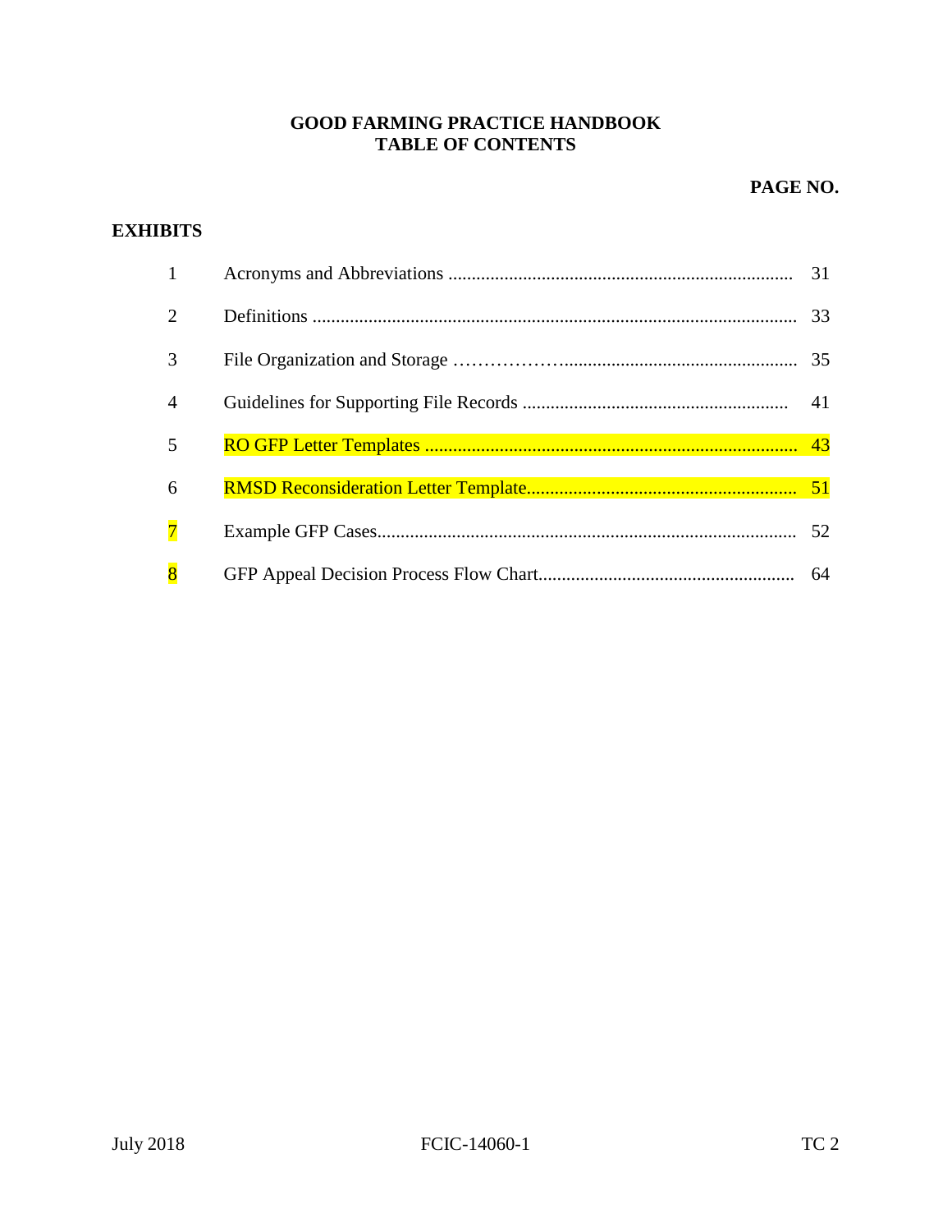# GOOD FARMING PRACTICE HANDBOOK
# TABLE OF CONTENTS

**PAGE NO.**

## EXHIBITS

| | | |
|---|---|---|
| 1 | Acronyms and Abbreviations | 31 |
| 2 | Definitions | 33 |
| 3 | File Organization and Storage | 35 |
| 4 | Guidelines for Supporting File Records | 41 |
| 5 | RO GFP Letter Templates | 43 |
| 6 | RMSD Reconsideration Letter Template | 51 |
| 7 | Example GFP Cases | 52 |
| 8 | GFP Appeal Decision Process Flow Chart | 64 |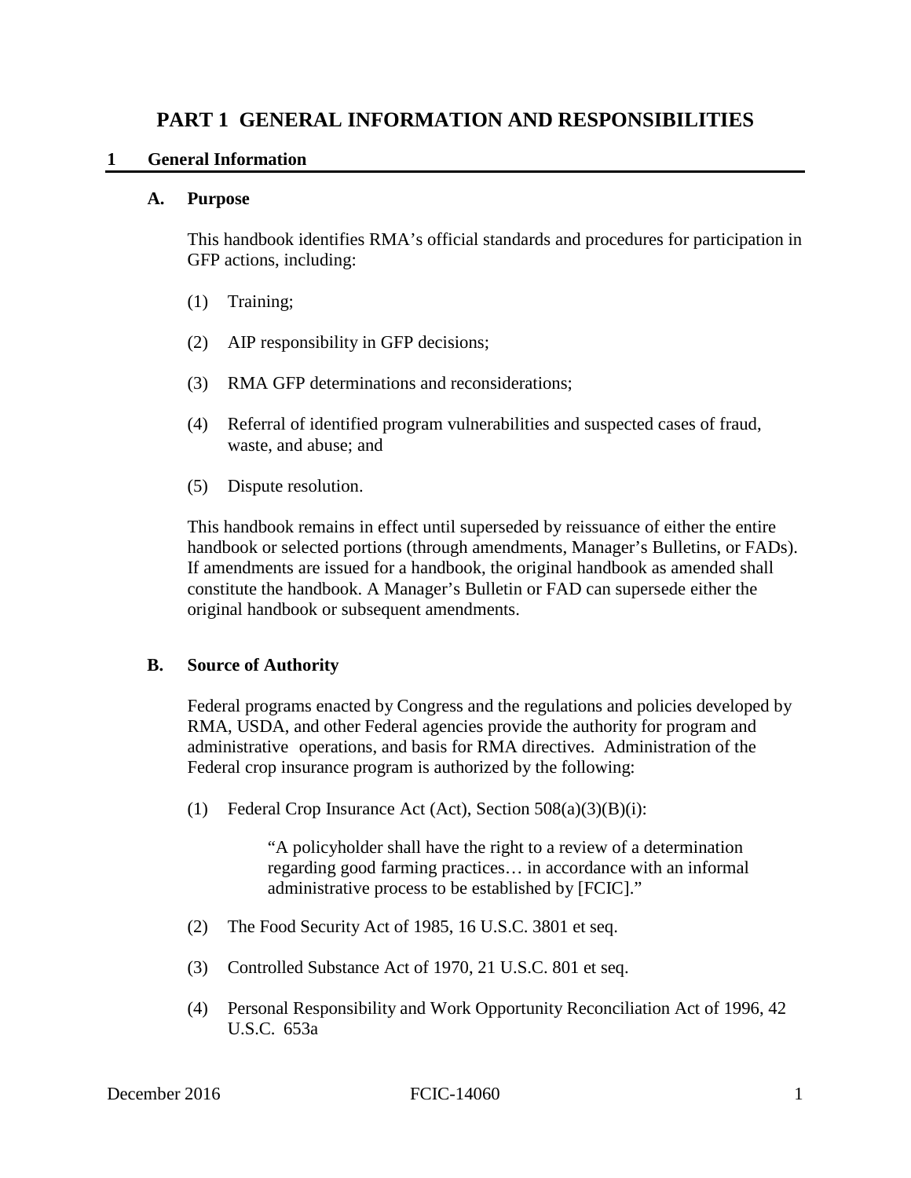# PART 1 GENERAL INFORMATION AND RESPONSIBILITIES

## 1 General Information

### A. Purpose

This handbook identifies RMA's official standards and procedures for participation in GFP actions, including:

(1) Training;

(2) AIP responsibility in GFP decisions;

(3) RMA GFP determinations and reconsiderations;

(4) Referral of identified program vulnerabilities and suspected cases of fraud, waste, and abuse; and

(5) Dispute resolution.

This handbook remains in effect until superseded by reissuance of either the entire handbook or selected portions (through amendments, Manager's Bulletins, or FADs). If amendments are issued for a handbook, the original handbook as amended shall constitute the handbook. A Manager's Bulletin or FAD can supersede either the original handbook or subsequent amendments.

### B. Source of Authority

Federal programs enacted by Congress and the regulations and policies developed by RMA, USDA, and other Federal agencies provide the authority for program and administrative operations, and basis for RMA directives. Administration of the Federal crop insurance program is authorized by the following:

(1) Federal Crop Insurance Act (Act), Section 508(a)(3)(B)(i):

> "A policyholder shall have the right to a review of a determination regarding good farming practices… in accordance with an informal administrative process to be established by [FCIC]."

(2) The Food Security Act of 1985, 16 U.S.C. 3801 et seq.

(3) Controlled Substance Act of 1970, 21 U.S.C. 801 et seq.

(4) Personal Responsibility and Work Opportunity Reconciliation Act of 1996, 42 U.S.C. 653a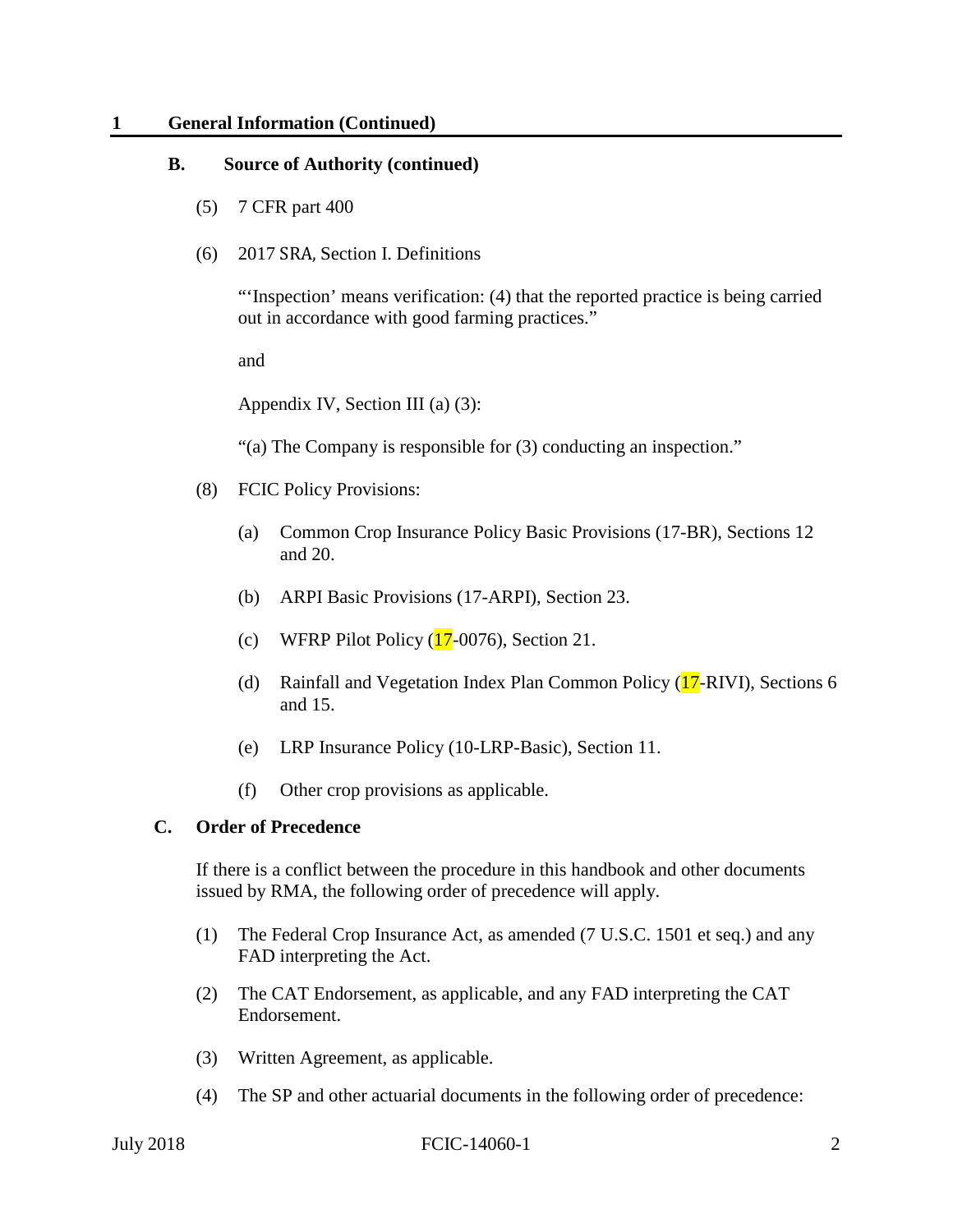## 1 General Information (Continued)

### B. Source of Authority (continued)

(5) 7 CFR part 400

(6) 2017 SRA, Section I. Definitions

"'Inspection' means verification: (4) that the reported practice is being carried out in accordance with good farming practices."

and

Appendix IV, Section III (a) (3):

"(a) The Company is responsible for (3) conducting an inspection."

(8) FCIC Policy Provisions:

(a) Common Crop Insurance Policy Basic Provisions (17-BR), Sections 12 and 20.

(b) ARPI Basic Provisions (17-ARPI), Section 23.

(c) WFRP Pilot Policy (17-0076), Section 21.

(d) Rainfall and Vegetation Index Plan Common Policy (17-RIVI), Sections 6 and 15.

(e) LRP Insurance Policy (10-LRP-Basic), Section 11.

(f) Other crop provisions as applicable.

### C. Order of Precedence

If there is a conflict between the procedure in this handbook and other documents issued by RMA, the following order of precedence will apply.

(1) The Federal Crop Insurance Act, as amended (7 U.S.C. 1501 et seq.) and any FAD interpreting the Act.

(2) The CAT Endorsement, as applicable, and any FAD interpreting the CAT Endorsement.

(3) Written Agreement, as applicable.

(4) The SP and other actuarial documents in the following order of precedence: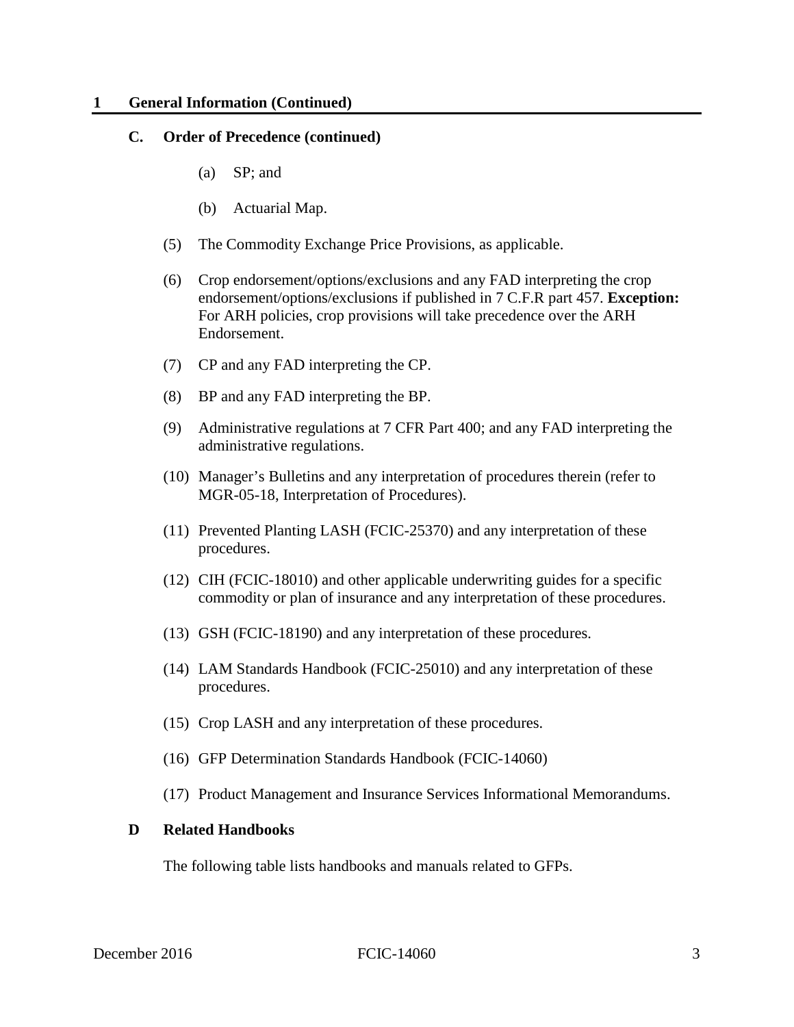## 1 General Information (Continued)

### C. Order of Precedence (continued)

(a) SP; and

(b) Actuarial Map.

(5) The Commodity Exchange Price Provisions, as applicable.

(6) Crop endorsement/options/exclusions and any FAD interpreting the crop endorsement/options/exclusions if published in 7 C.F.R part 457. **Exception:** For ARH policies, crop provisions will take precedence over the ARH Endorsement.

(7) CP and any FAD interpreting the CP.

(8) BP and any FAD interpreting the BP.

(9) Administrative regulations at 7 CFR Part 400; and any FAD interpreting the administrative regulations.

(10) Manager's Bulletins and any interpretation of procedures therein (refer to MGR-05-18, Interpretation of Procedures).

(11) Prevented Planting LASH (FCIC-25370) and any interpretation of these procedures.

(12) CIH (FCIC-18010) and other applicable underwriting guides for a specific commodity or plan of insurance and any interpretation of these procedures.

(13) GSH (FCIC-18190) and any interpretation of these procedures.

(14) LAM Standards Handbook (FCIC-25010) and any interpretation of these procedures.

(15) Crop LASH and any interpretation of these procedures.

(16) GFP Determination Standards Handbook (FCIC-14060)

(17) Product Management and Insurance Services Informational Memorandums.

### D Related Handbooks

The following table lists handbooks and manuals related to GFPs.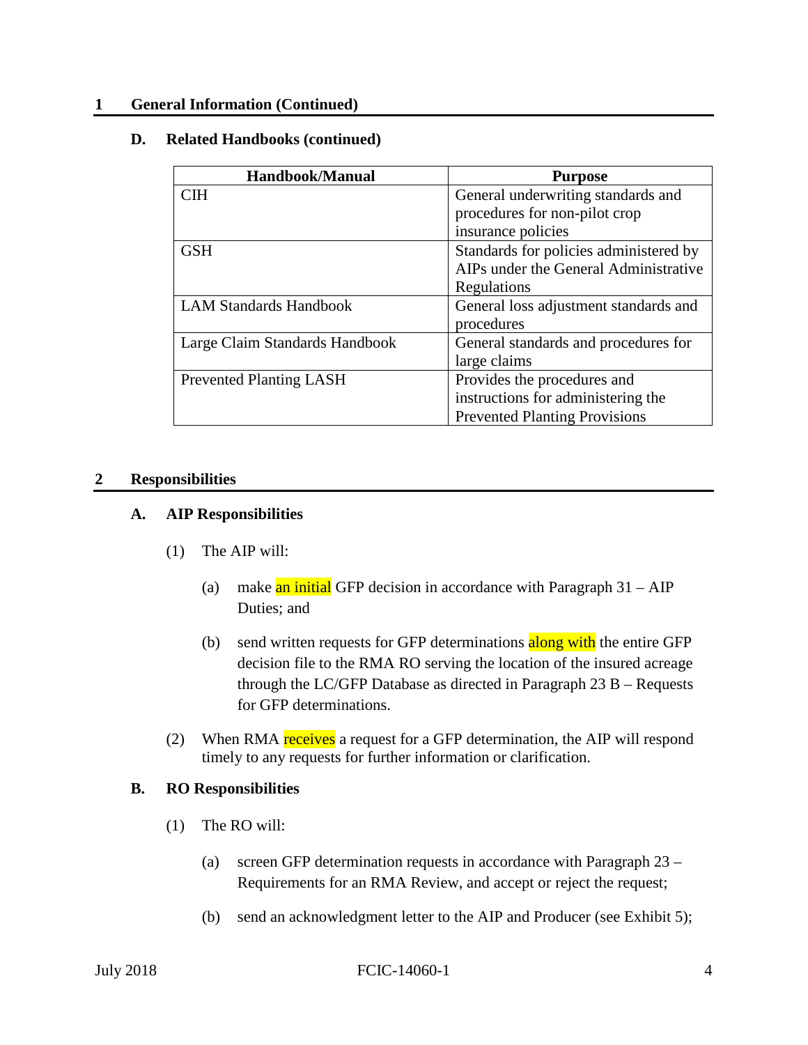## 1 General Information (Continued)

### D. Related Handbooks (continued)

| Handbook/Manual | Purpose |
|---|---|
| CIH | General underwriting standards and procedures for non-pilot crop insurance policies |
| GSH | Standards for policies administered by AIPs under the General Administrative Regulations |
| LAM Standards Handbook | General loss adjustment standards and procedures |
| Large Claim Standards Handbook | General standards and procedures for large claims |
| Prevented Planting LASH | Provides the procedures and instructions for administering the Prevented Planting Provisions |

## 2 Responsibilities

### A. AIP Responsibilities

(1) The AIP will:

(a) make an initial GFP decision in accordance with Paragraph 31 – AIP Duties; and

(b) send written requests for GFP determinations along with the entire GFP decision file to the RMA RO serving the location of the insured acreage through the LC/GFP Database as directed in Paragraph 23 B – Requests for GFP determinations.

(2) When RMA receives a request for a GFP determination, the AIP will respond timely to any requests for further information or clarification.

### B. RO Responsibilities

(1) The RO will:

(a) screen GFP determination requests in accordance with Paragraph 23 – Requirements for an RMA Review, and accept or reject the request;

(b) send an acknowledgment letter to the AIP and Producer (see Exhibit 5);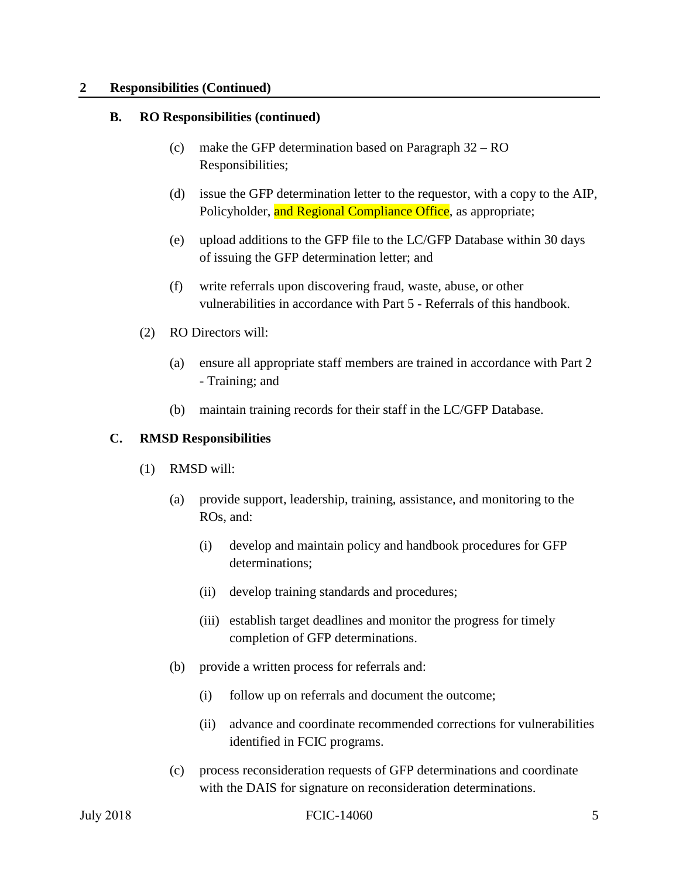## 2 Responsibilities (Continued)

### B. RO Responsibilities (continued)

(c) make the GFP determination based on Paragraph 32 – RO Responsibilities;

(d) issue the GFP determination letter to the requestor, with a copy to the AIP, Policyholder, and Regional Compliance Office, as appropriate;

(e) upload additions to the GFP file to the LC/GFP Database within 30 days of issuing the GFP determination letter; and

(f) write referrals upon discovering fraud, waste, abuse, or other vulnerabilities in accordance with Part 5 - Referrals of this handbook.

(2) RO Directors will:

(a) ensure all appropriate staff members are trained in accordance with Part 2 - Training; and

(b) maintain training records for their staff in the LC/GFP Database.

### C. RMSD Responsibilities

(1) RMSD will:

(a) provide support, leadership, training, assistance, and monitoring to the ROs, and:

(i) develop and maintain policy and handbook procedures for GFP determinations;

(ii) develop training standards and procedures;

(iii) establish target deadlines and monitor the progress for timely completion of GFP determinations.

(b) provide a written process for referrals and:

(i) follow up on referrals and document the outcome;

(ii) advance and coordinate recommended corrections for vulnerabilities identified in FCIC programs.

(c) process reconsideration requests of GFP determinations and coordinate with the DAIS for signature on reconsideration determinations.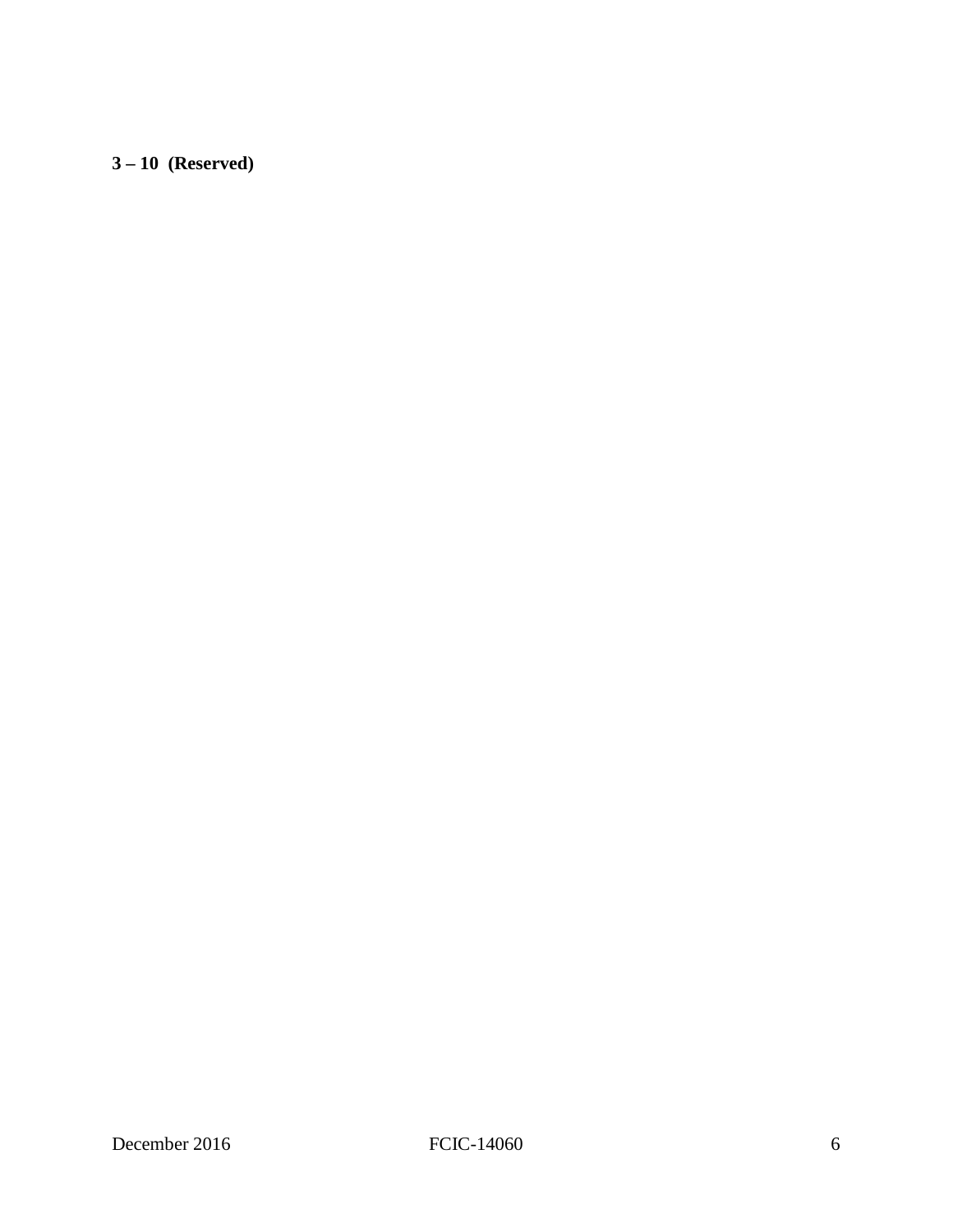**3 – 10 (Reserved)**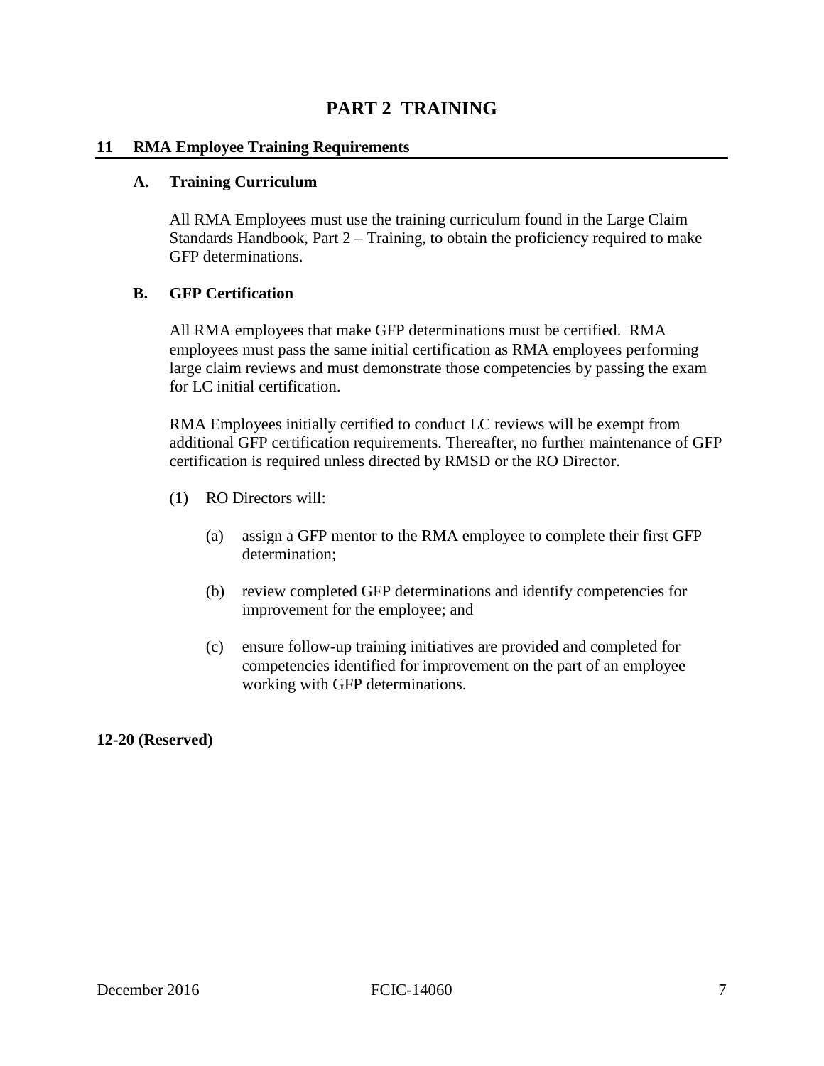# PART 2 TRAINING

## 11 RMA Employee Training Requirements

### A. Training Curriculum

All RMA Employees must use the training curriculum found in the Large Claim Standards Handbook, Part 2 – Training, to obtain the proficiency required to make GFP determinations.

### B. GFP Certification

All RMA employees that make GFP determinations must be certified. RMA employees must pass the same initial certification as RMA employees performing large claim reviews and must demonstrate those competencies by passing the exam for LC initial certification.

RMA Employees initially certified to conduct LC reviews will be exempt from additional GFP certification requirements. Thereafter, no further maintenance of GFP certification is required unless directed by RMSD or the RO Director.

(1) RO Directors will:

  (a) assign a GFP mentor to the RMA employee to complete their first GFP determination;

  (b) review completed GFP determinations and identify competencies for improvement for the employee; and

  (c) ensure follow-up training initiatives are provided and completed for competencies identified for improvement on the part of an employee working with GFP determinations.

**12-20 (Reserved)**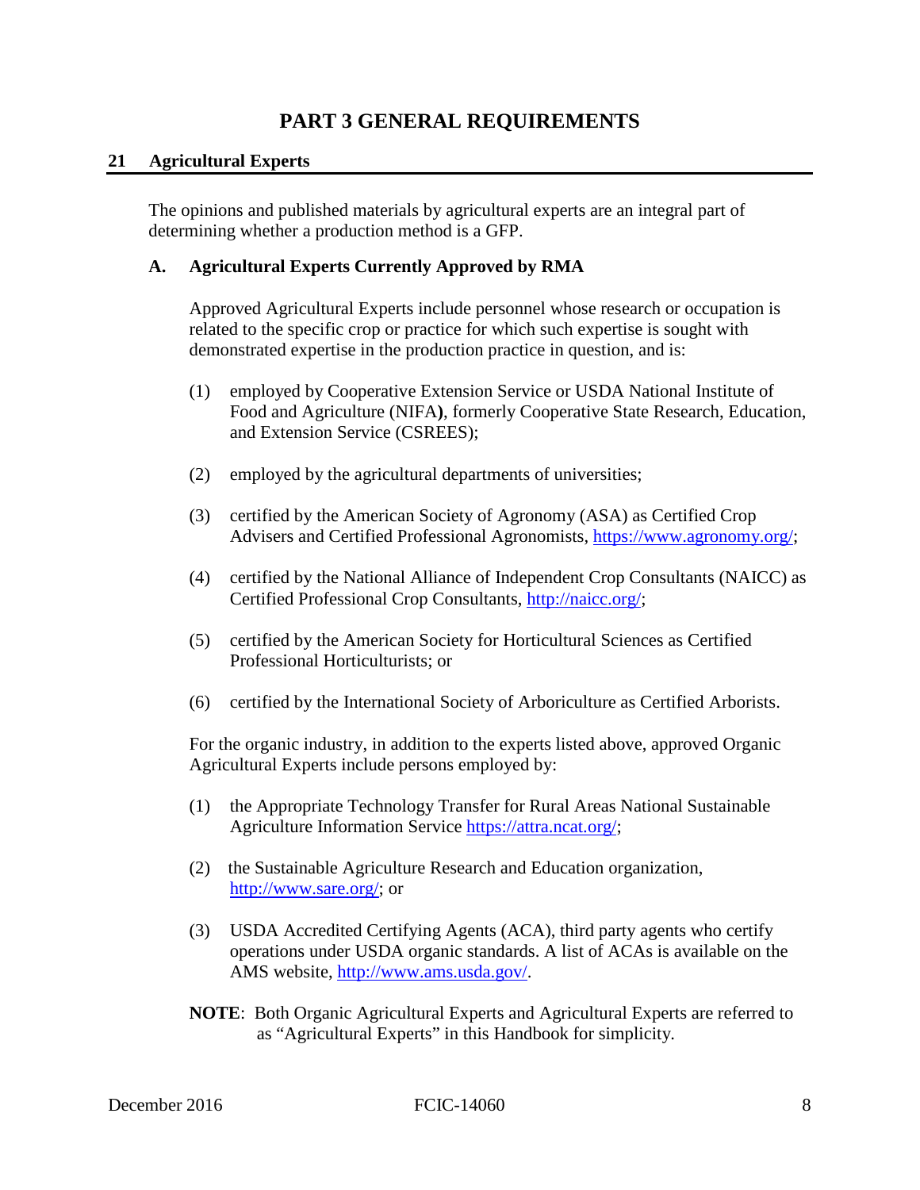# PART 3 GENERAL REQUIREMENTS

## 21 Agricultural Experts

The opinions and published materials by agricultural experts are an integral part of determining whether a production method is a GFP.

### A. Agricultural Experts Currently Approved by RMA

Approved Agricultural Experts include personnel whose research or occupation is related to the specific crop or practice for which such expertise is sought with demonstrated expertise in the production practice in question, and is:

(1) employed by Cooperative Extension Service or USDA National Institute of Food and Agriculture (NIFA), formerly Cooperative State Research, Education, and Extension Service (CSREES);

(2) employed by the agricultural departments of universities;

(3) certified by the American Society of Agronomy (ASA) as Certified Crop Advisers and Certified Professional Agronomists, https://www.agronomy.org/;

(4) certified by the National Alliance of Independent Crop Consultants (NAICC) as Certified Professional Crop Consultants, http://naicc.org/;

(5) certified by the American Society for Horticultural Sciences as Certified Professional Horticulturists; or

(6) certified by the International Society of Arboriculture as Certified Arborists.

For the organic industry, in addition to the experts listed above, approved Organic Agricultural Experts include persons employed by:

(1) the Appropriate Technology Transfer for Rural Areas National Sustainable Agriculture Information Service https://attra.ncat.org/;

(2) the Sustainable Agriculture Research and Education organization, http://www.sare.org/; or

(3) USDA Accredited Certifying Agents (ACA), third party agents who certify operations under USDA organic standards. A list of ACAs is available on the AMS website, http://www.ams.usda.gov/.

**NOTE**: Both Organic Agricultural Experts and Agricultural Experts are referred to as "Agricultural Experts" in this Handbook for simplicity.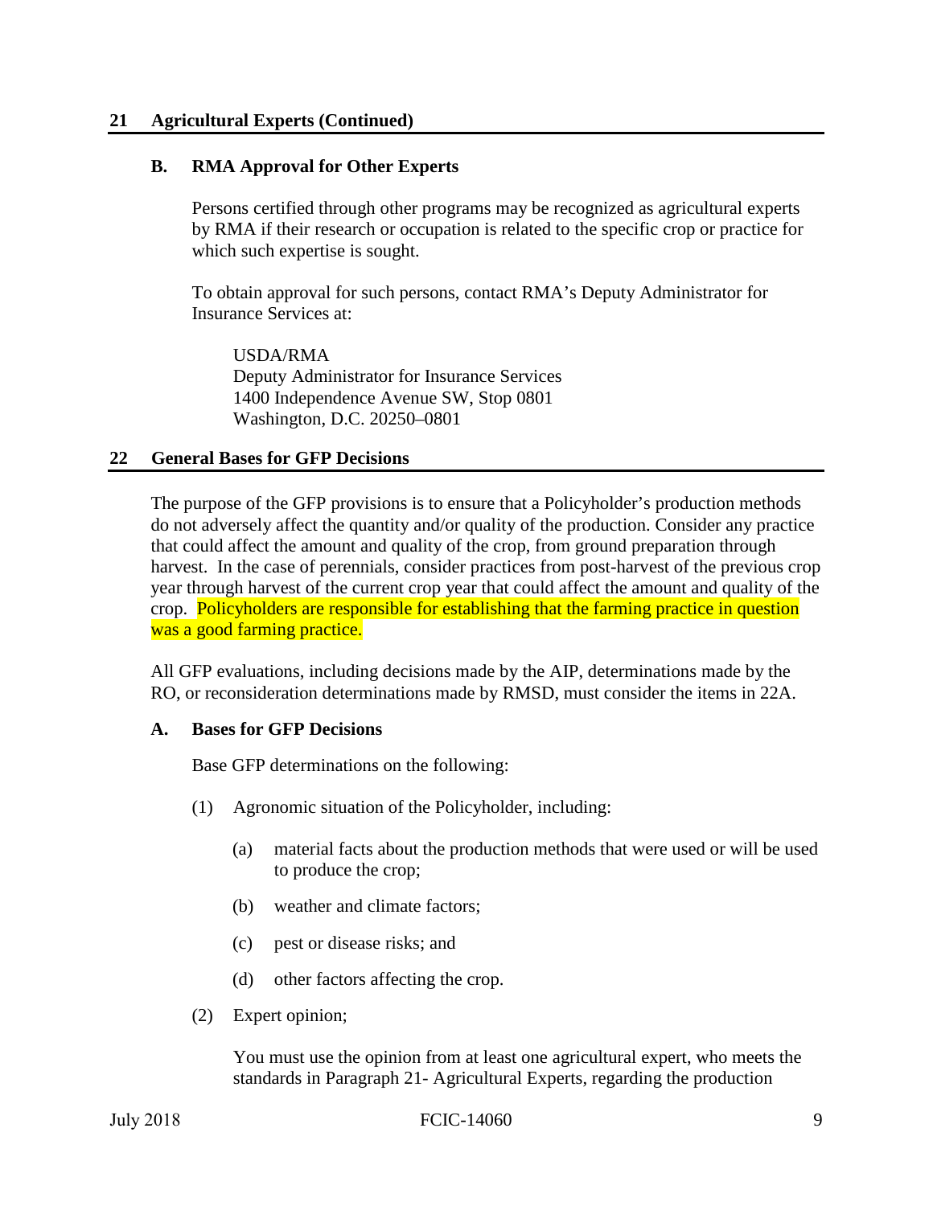## 21 Agricultural Experts (Continued)

### B. RMA Approval for Other Experts

Persons certified through other programs may be recognized as agricultural experts by RMA if their research or occupation is related to the specific crop or practice for which such expertise is sought.

To obtain approval for such persons, contact RMA's Deputy Administrator for Insurance Services at:

USDA/RMA
Deputy Administrator for Insurance Services
1400 Independence Avenue SW, Stop 0801
Washington, D.C. 20250–0801

## 22 General Bases for GFP Decisions

The purpose of the GFP provisions is to ensure that a Policyholder's production methods do not adversely affect the quantity and/or quality of the production. Consider any practice that could affect the amount and quality of the crop, from ground preparation through harvest. In the case of perennials, consider practices from post-harvest of the previous crop year through harvest of the current crop year that could affect the amount and quality of the crop. Policyholders are responsible for establishing that the farming practice in question was a good farming practice.

All GFP evaluations, including decisions made by the AIP, determinations made by the RO, or reconsideration determinations made by RMSD, must consider the items in 22A.

### A. Bases for GFP Decisions

Base GFP determinations on the following:

(1) Agronomic situation of the Policyholder, including:

(a) material facts about the production methods that were used or will be used to produce the crop;

(b) weather and climate factors;

(c) pest or disease risks; and

(d) other factors affecting the crop.

(2) Expert opinion;

You must use the opinion from at least one agricultural expert, who meets the standards in Paragraph 21- Agricultural Experts, regarding the production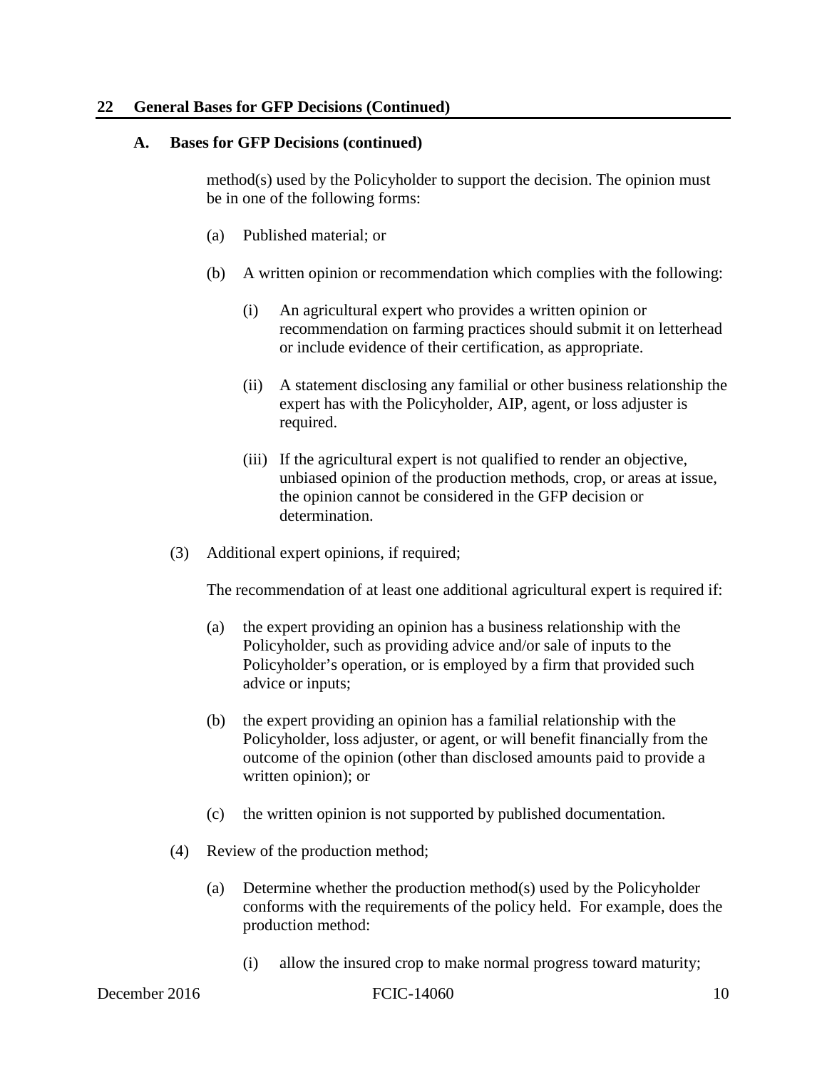## 22 General Bases for GFP Decisions (Continued)

### A. Bases for GFP Decisions (continued)

method(s) used by the Policyholder to support the decision. The opinion must be in one of the following forms:

(a) Published material; or

(b) A written opinion or recommendation which complies with the following:

(i) An agricultural expert who provides a written opinion or recommendation on farming practices should submit it on letterhead or include evidence of their certification, as appropriate.

(ii) A statement disclosing any familial or other business relationship the expert has with the Policyholder, AIP, agent, or loss adjuster is required.

(iii) If the agricultural expert is not qualified to render an objective, unbiased opinion of the production methods, crop, or areas at issue, the opinion cannot be considered in the GFP decision or determination.

(3) Additional expert opinions, if required;

The recommendation of at least one additional agricultural expert is required if:

(a) the expert providing an opinion has a business relationship with the Policyholder, such as providing advice and/or sale of inputs to the Policyholder's operation, or is employed by a firm that provided such advice or inputs;

(b) the expert providing an opinion has a familial relationship with the Policyholder, loss adjuster, or agent, or will benefit financially from the outcome of the opinion (other than disclosed amounts paid to provide a written opinion); or

(c) the written opinion is not supported by published documentation.

(4) Review of the production method;

(a) Determine whether the production method(s) used by the Policyholder conforms with the requirements of the policy held. For example, does the production method:

(i) allow the insured crop to make normal progress toward maturity;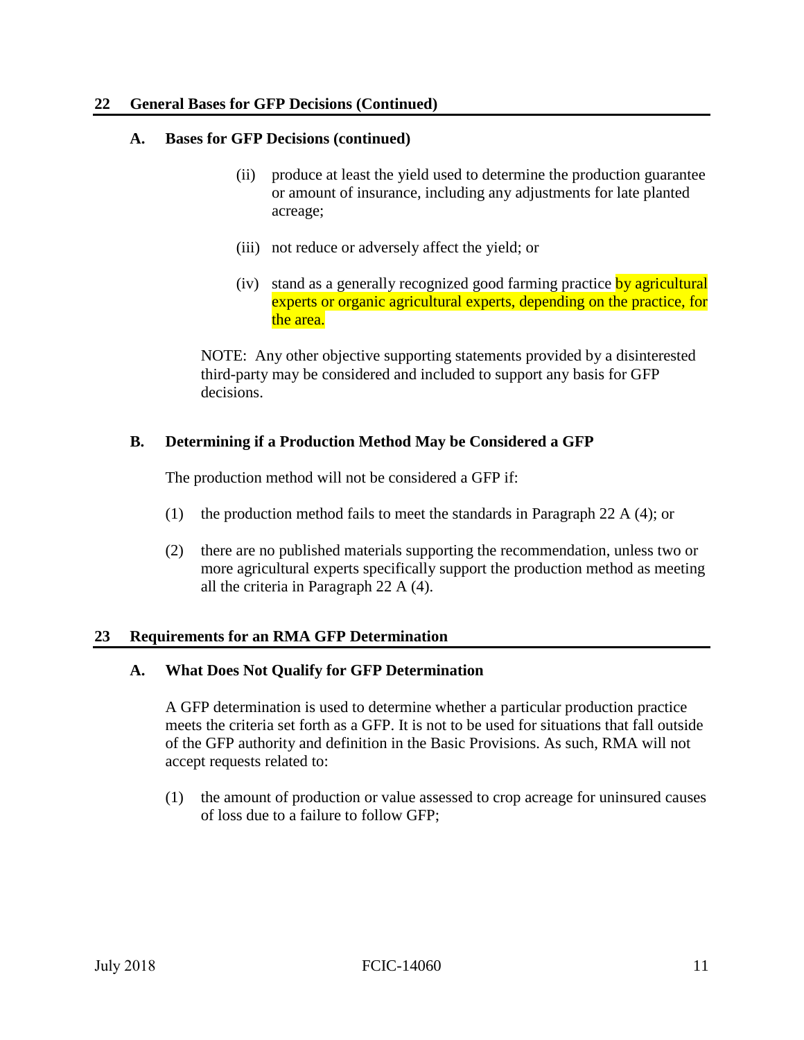## 22 General Bases for GFP Decisions (Continued)

### A. Bases for GFP Decisions (continued)

(ii) produce at least the yield used to determine the production guarantee or amount of insurance, including any adjustments for late planted acreage;

(iii) not reduce or adversely affect the yield; or

(iv) stand as a generally recognized good farming practice by agricultural experts or organic agricultural experts, depending on the practice, for the area.

NOTE: Any other objective supporting statements provided by a disinterested third-party may be considered and included to support any basis for GFP decisions.

### B. Determining if a Production Method May be Considered a GFP

The production method will not be considered a GFP if:

(1) the production method fails to meet the standards in Paragraph 22 A (4); or

(2) there are no published materials supporting the recommendation, unless two or more agricultural experts specifically support the production method as meeting all the criteria in Paragraph 22 A (4).

## 23 Requirements for an RMA GFP Determination

### A. What Does Not Qualify for GFP Determination

A GFP determination is used to determine whether a particular production practice meets the criteria set forth as a GFP. It is not to be used for situations that fall outside of the GFP authority and definition in the Basic Provisions. As such, RMA will not accept requests related to:

(1) the amount of production or value assessed to crop acreage for uninsured causes of loss due to a failure to follow GFP;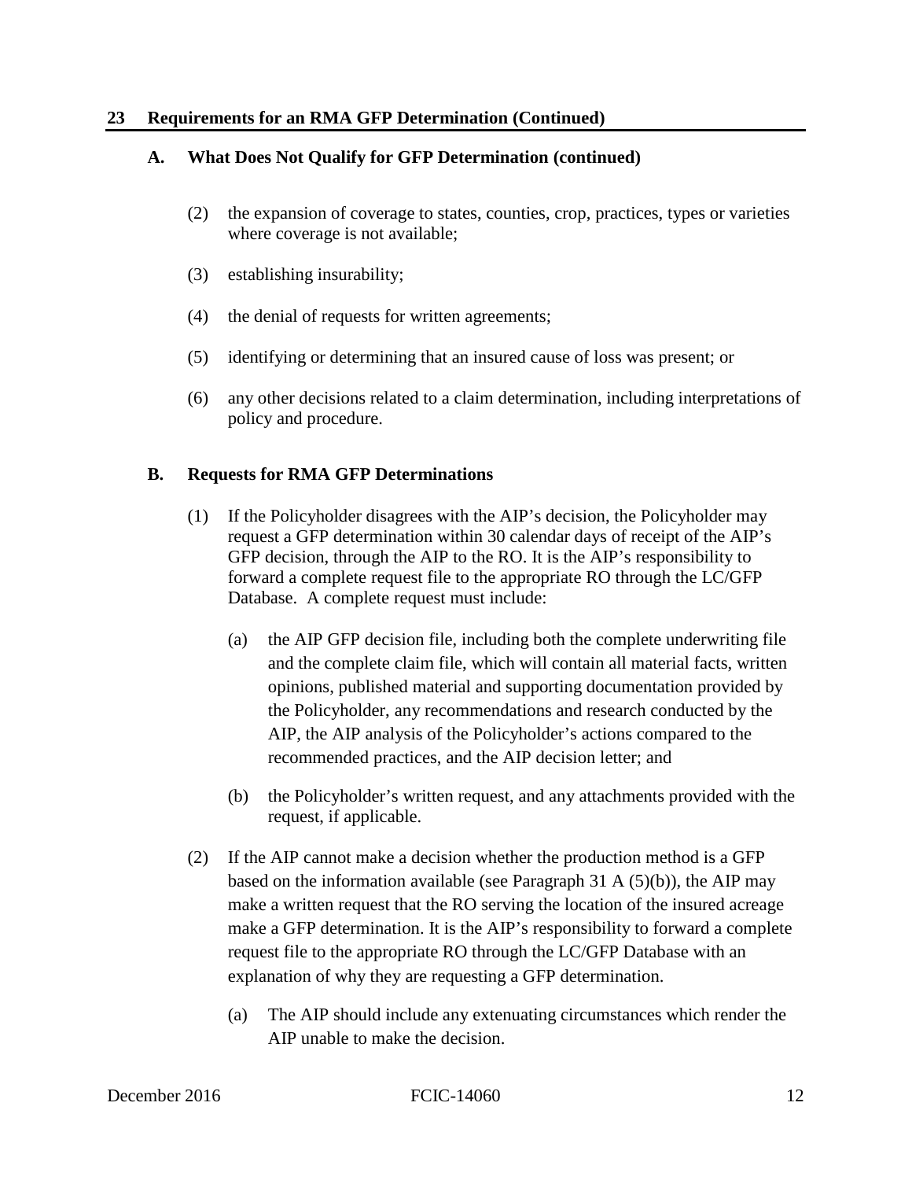## 23 Requirements for an RMA GFP Determination (Continued)

### A. What Does Not Qualify for GFP Determination (continued)

(2) the expansion of coverage to states, counties, crop, practices, types or varieties where coverage is not available;

(3) establishing insurability;

(4) the denial of requests for written agreements;

(5) identifying or determining that an insured cause of loss was present; or

(6) any other decisions related to a claim determination, including interpretations of policy and procedure.

### B. Requests for RMA GFP Determinations

(1) If the Policyholder disagrees with the AIP's decision, the Policyholder may request a GFP determination within 30 calendar days of receipt of the AIP's GFP decision, through the AIP to the RO. It is the AIP's responsibility to forward a complete request file to the appropriate RO through the LC/GFP Database. A complete request must include:

(a) the AIP GFP decision file, including both the complete underwriting file and the complete claim file, which will contain all material facts, written opinions, published material and supporting documentation provided by the Policyholder, any recommendations and research conducted by the AIP, the AIP analysis of the Policyholder's actions compared to the recommended practices, and the AIP decision letter; and

(b) the Policyholder's written request, and any attachments provided with the request, if applicable.

(2) If the AIP cannot make a decision whether the production method is a GFP based on the information available (see Paragraph 31 A (5)(b)), the AIP may make a written request that the RO serving the location of the insured acreage make a GFP determination. It is the AIP's responsibility to forward a complete request file to the appropriate RO through the LC/GFP Database with an explanation of why they are requesting a GFP determination.

(a) The AIP should include any extenuating circumstances which render the AIP unable to make the decision.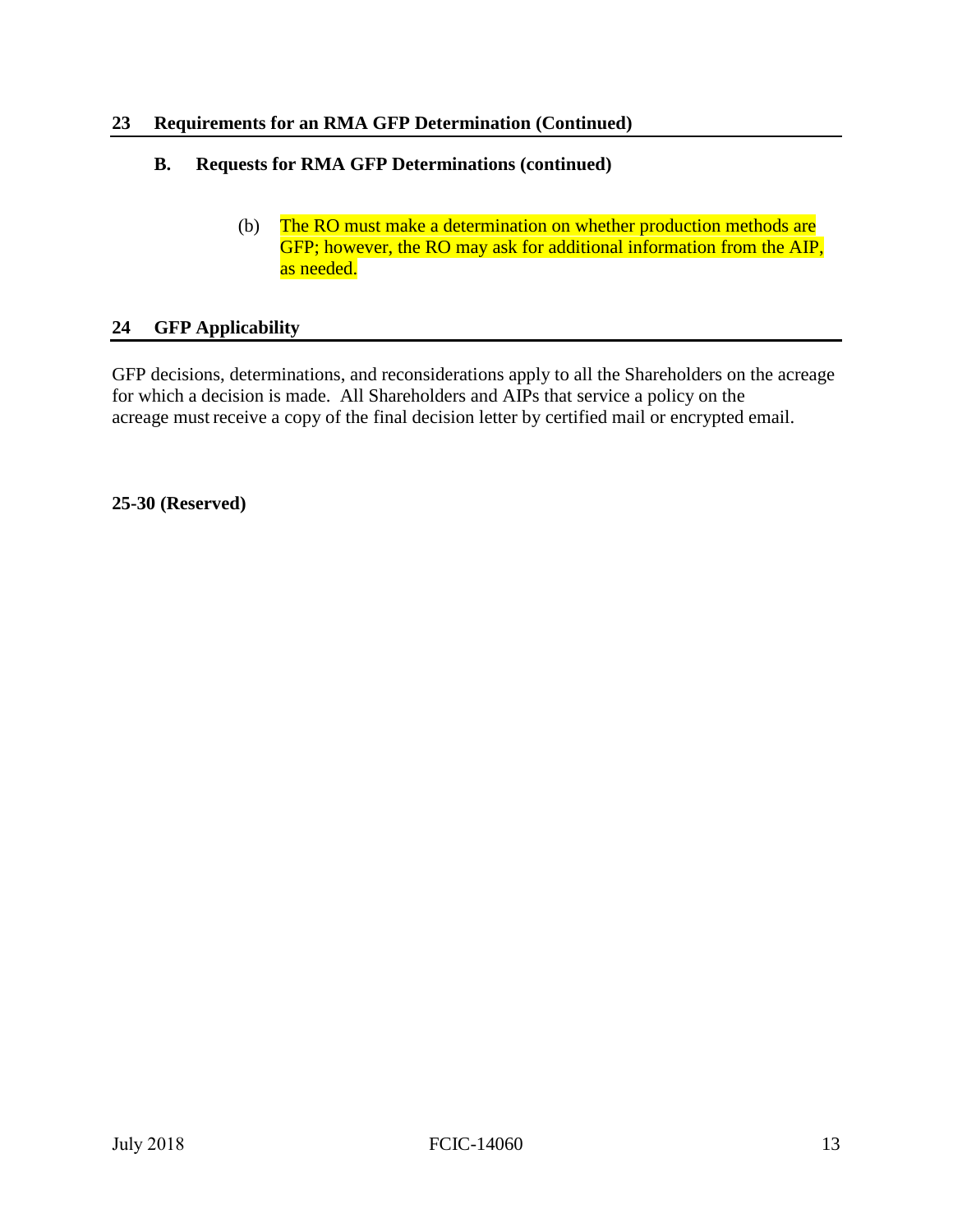## 23 Requirements for an RMA GFP Determination (Continued)

### B. Requests for RMA GFP Determinations (continued)

(b) The RO must make a determination on whether production methods are GFP; however, the RO may ask for additional information from the AIP, as needed.

## 24 GFP Applicability

GFP decisions, determinations, and reconsiderations apply to all the Shareholders on the acreage for which a decision is made. All Shareholders and AIPs that service a policy on the acreage must receive a copy of the final decision letter by certified mail or encrypted email.

**25-30 (Reserved)**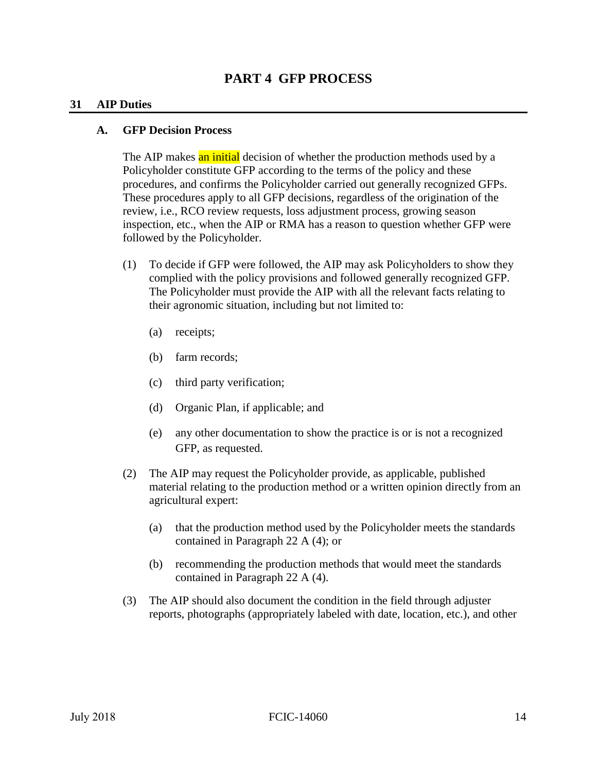# PART 4 GFP PROCESS

## 31 AIP Duties

### A. GFP Decision Process

The AIP makes an initial decision of whether the production methods used by a Policyholder constitute GFP according to the terms of the policy and these procedures, and confirms the Policyholder carried out generally recognized GFPs. These procedures apply to all GFP decisions, regardless of the origination of the review, i.e., RCO review requests, loss adjustment process, growing season inspection, etc., when the AIP or RMA has a reason to question whether GFP were followed by the Policyholder.

(1) To decide if GFP were followed, the AIP may ask Policyholders to show they complied with the policy provisions and followed generally recognized GFP. The Policyholder must provide the AIP with all the relevant facts relating to their agronomic situation, including but not limited to:

  (a) receipts;

  (b) farm records;

  (c) third party verification;

  (d) Organic Plan, if applicable; and

  (e) any other documentation to show the practice is or is not a recognized GFP, as requested.

(2) The AIP may request the Policyholder provide, as applicable, published material relating to the production method or a written opinion directly from an agricultural expert:

  (a) that the production method used by the Policyholder meets the standards contained in Paragraph 22 A (4); or

  (b) recommending the production methods that would meet the standards contained in Paragraph 22 A (4).

(3) The AIP should also document the condition in the field through adjuster reports, photographs (appropriately labeled with date, location, etc.), and other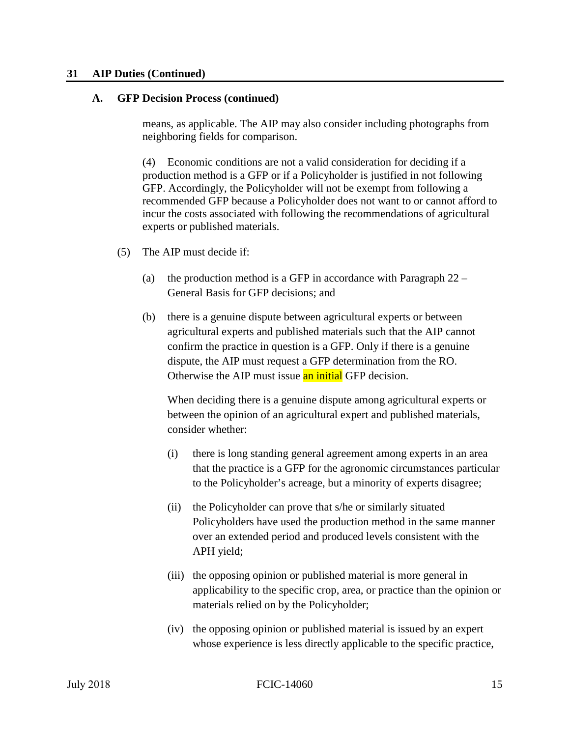## 31 AIP Duties (Continued)

### A. GFP Decision Process (continued)

means, as applicable. The AIP may also consider including photographs from neighboring fields for comparison.

(4) Economic conditions are not a valid consideration for deciding if a production method is a GFP or if a Policyholder is justified in not following GFP. Accordingly, the Policyholder will not be exempt from following a recommended GFP because a Policyholder does not want to or cannot afford to incur the costs associated with following the recommendations of agricultural experts or published materials.

(5) The AIP must decide if:

(a) the production method is a GFP in accordance with Paragraph 22 – General Basis for GFP decisions; and

(b) there is a genuine dispute between agricultural experts or between agricultural experts and published materials such that the AIP cannot confirm the practice in question is a GFP. Only if there is a genuine dispute, the AIP must request a GFP determination from the RO. Otherwise the AIP must issue an initial GFP decision.

When deciding there is a genuine dispute among agricultural experts or between the opinion of an agricultural expert and published materials, consider whether:

(i) there is long standing general agreement among experts in an area that the practice is a GFP for the agronomic circumstances particular to the Policyholder's acreage, but a minority of experts disagree;

(ii) the Policyholder can prove that s/he or similarly situated Policyholders have used the production method in the same manner over an extended period and produced levels consistent with the APH yield;

(iii) the opposing opinion or published material is more general in applicability to the specific crop, area, or practice than the opinion or materials relied on by the Policyholder;

(iv) the opposing opinion or published material is issued by an expert whose experience is less directly applicable to the specific practice,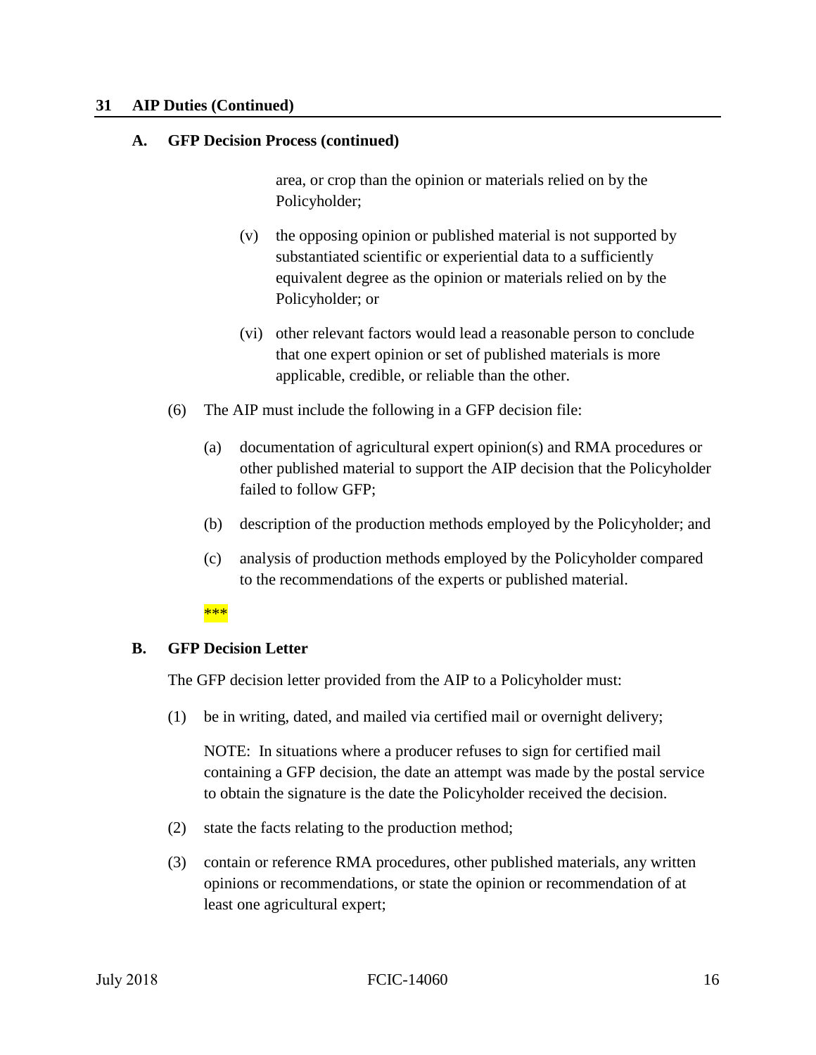## 31 AIP Duties (Continued)

### A. GFP Decision Process (continued)

area, or crop than the opinion or materials relied on by the Policyholder;

(v) the opposing opinion or published material is not supported by substantiated scientific or experiential data to a sufficiently equivalent degree as the opinion or materials relied on by the Policyholder; or

(vi) other relevant factors would lead a reasonable person to conclude that one expert opinion or set of published materials is more applicable, credible, or reliable than the other.

(6) The AIP must include the following in a GFP decision file:

(a) documentation of agricultural expert opinion(s) and RMA procedures or other published material to support the AIP decision that the Policyholder failed to follow GFP;

(b) description of the production methods employed by the Policyholder; and

(c) analysis of production methods employed by the Policyholder compared to the recommendations of the experts or published material.

***

### B. GFP Decision Letter

The GFP decision letter provided from the AIP to a Policyholder must:

(1) be in writing, dated, and mailed via certified mail or overnight delivery;

NOTE: In situations where a producer refuses to sign for certified mail containing a GFP decision, the date an attempt was made by the postal service to obtain the signature is the date the Policyholder received the decision.

(2) state the facts relating to the production method;

(3) contain or reference RMA procedures, other published materials, any written opinions or recommendations, or state the opinion or recommendation of at least one agricultural expert;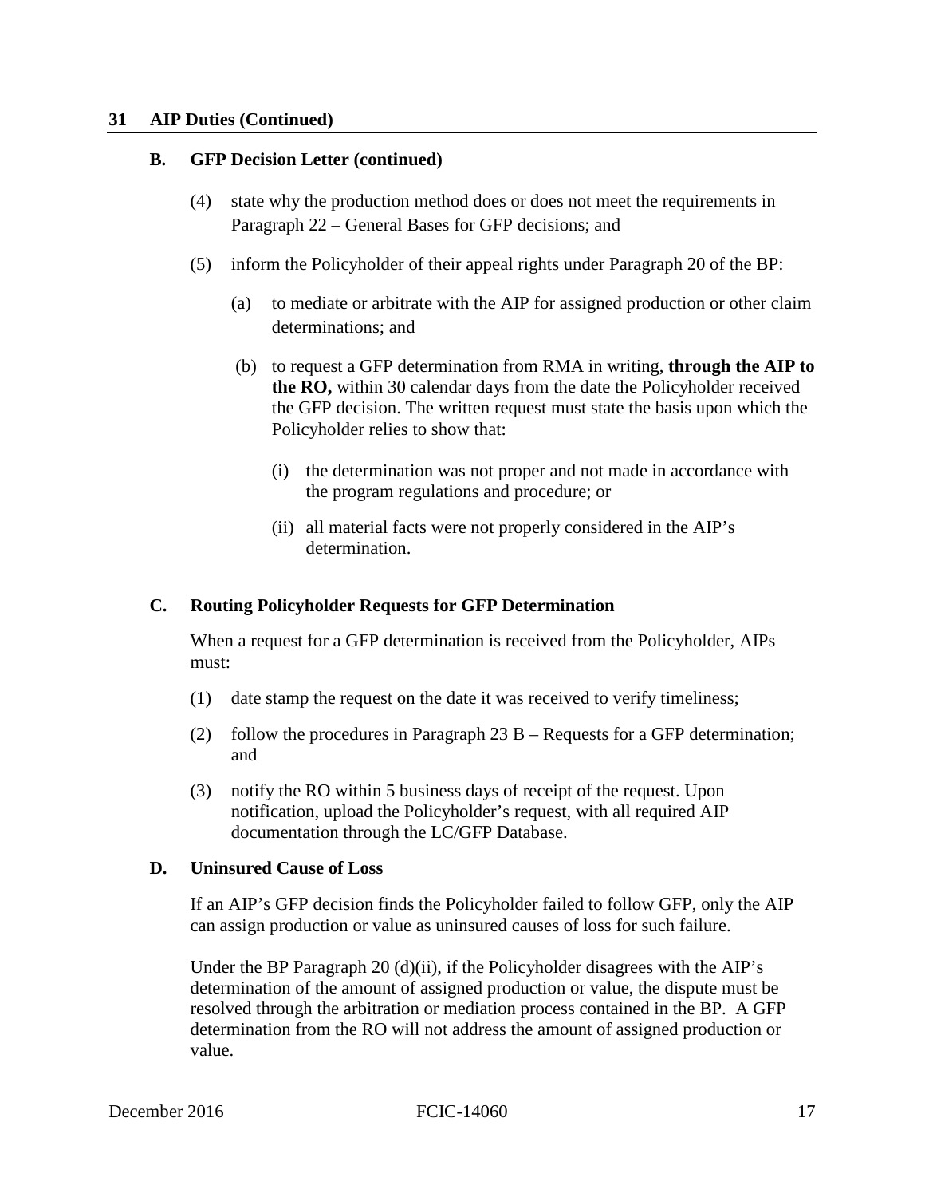## 31 AIP Duties (Continued)

### B. GFP Decision Letter (continued)

(4) state why the production method does or does not meet the requirements in Paragraph 22 – General Bases for GFP decisions; and

(5) inform the Policyholder of their appeal rights under Paragraph 20 of the BP:

(a) to mediate or arbitrate with the AIP for assigned production or other claim determinations; and

(b) to request a GFP determination from RMA in writing, **through the AIP to the RO,** within 30 calendar days from the date the Policyholder received the GFP decision. The written request must state the basis upon which the Policyholder relies to show that:

(i) the determination was not proper and not made in accordance with the program regulations and procedure; or

(ii) all material facts were not properly considered in the AIP's determination.

### C. Routing Policyholder Requests for GFP Determination

When a request for a GFP determination is received from the Policyholder, AIPs must:

(1) date stamp the request on the date it was received to verify timeliness;

(2) follow the procedures in Paragraph 23 B – Requests for a GFP determination; and

(3) notify the RO within 5 business days of receipt of the request. Upon notification, upload the Policyholder's request, with all required AIP documentation through the LC/GFP Database.

### D. Uninsured Cause of Loss

If an AIP's GFP decision finds the Policyholder failed to follow GFP, only the AIP can assign production or value as uninsured causes of loss for such failure.

Under the BP Paragraph 20 (d)(ii), if the Policyholder disagrees with the AIP's determination of the amount of assigned production or value, the dispute must be resolved through the arbitration or mediation process contained in the BP. A GFP determination from the RO will not address the amount of assigned production or value.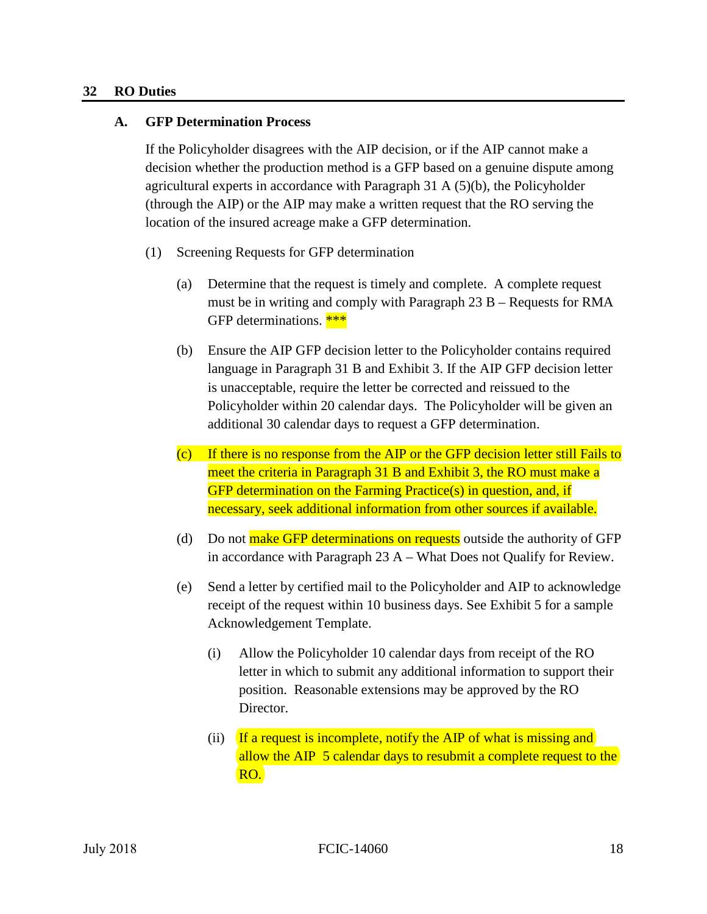## 32 RO Duties

### A. GFP Determination Process

If the Policyholder disagrees with the AIP decision, or if the AIP cannot make a decision whether the production method is a GFP based on a genuine dispute among agricultural experts in accordance with Paragraph 31 A (5)(b), the Policyholder (through the AIP) or the AIP may make a written request that the RO serving the location of the insured acreage make a GFP determination.

(1) Screening Requests for GFP determination

(a) Determine that the request is timely and complete. A complete request must be in writing and comply with Paragraph 23 B – Requests for RMA GFP determinations. ***

(b) Ensure the AIP GFP decision letter to the Policyholder contains required language in Paragraph 31 B and Exhibit 3. If the AIP GFP decision letter is unacceptable, require the letter be corrected and reissued to the Policyholder within 20 calendar days. The Policyholder will be given an additional 30 calendar days to request a GFP determination.

(c) If there is no response from the AIP or the GFP decision letter still Fails to meet the criteria in Paragraph 31 B and Exhibit 3, the RO must make a GFP determination on the Farming Practice(s) in question, and, if necessary, seek additional information from other sources if available.

(d) Do not make GFP determinations on requests outside the authority of GFP in accordance with Paragraph 23 A – What Does not Qualify for Review.

(e) Send a letter by certified mail to the Policyholder and AIP to acknowledge receipt of the request within 10 business days. See Exhibit 5 for a sample Acknowledgement Template.

(i) Allow the Policyholder 10 calendar days from receipt of the RO letter in which to submit any additional information to support their position. Reasonable extensions may be approved by the RO Director.

(ii) If a request is incomplete, notify the AIP of what is missing and allow the AIP 5 calendar days to resubmit a complete request to the RO.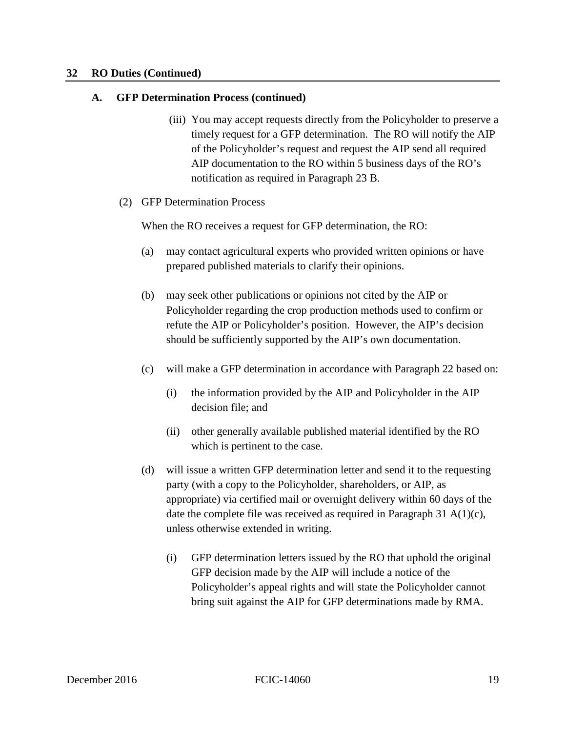## 32 RO Duties (Continued)

### A. GFP Determination Process (continued)

(iii) You may accept requests directly from the Policyholder to preserve a timely request for a GFP determination. The RO will notify the AIP of the Policyholder's request and request the AIP send all required AIP documentation to the RO within 5 business days of the RO's notification as required in Paragraph 23 B.

(2) GFP Determination Process

When the RO receives a request for GFP determination, the RO:

(a) may contact agricultural experts who provided written opinions or have prepared published materials to clarify their opinions.

(b) may seek other publications or opinions not cited by the AIP or Policyholder regarding the crop production methods used to confirm or refute the AIP or Policyholder's position. However, the AIP's decision should be sufficiently supported by the AIP's own documentation.

(c) will make a GFP determination in accordance with Paragraph 22 based on:

(i) the information provided by the AIP and Policyholder in the AIP decision file; and

(ii) other generally available published material identified by the RO which is pertinent to the case.

(d) will issue a written GFP determination letter and send it to the requesting party (with a copy to the Policyholder, shareholders, or AIP, as appropriate) via certified mail or overnight delivery within 60 days of the date the complete file was received as required in Paragraph 31 A(1)(c), unless otherwise extended in writing.

(i) GFP determination letters issued by the RO that uphold the original GFP decision made by the AIP will include a notice of the Policyholder's appeal rights and will state the Policyholder cannot bring suit against the AIP for GFP determinations made by RMA.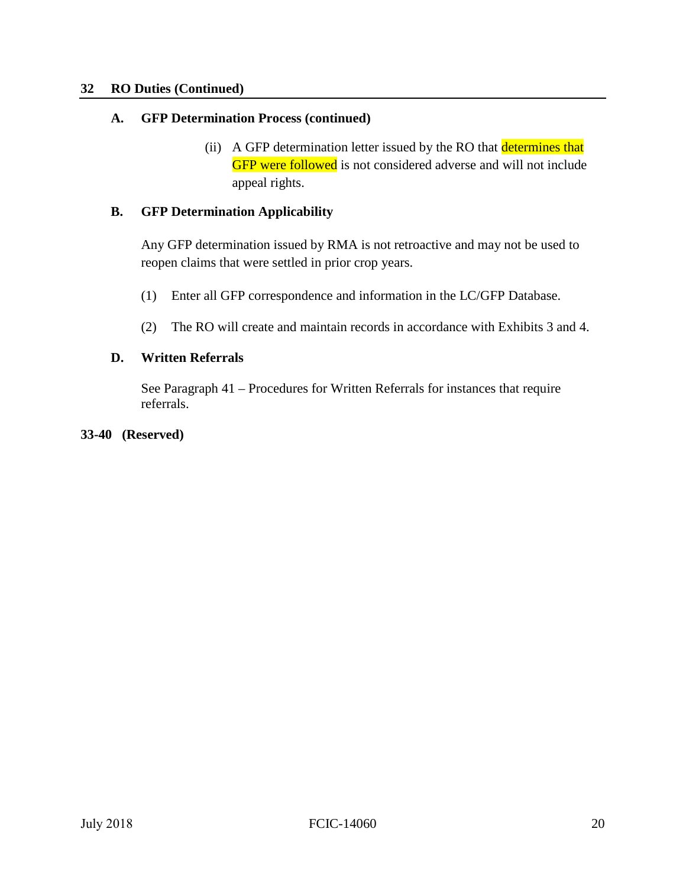## 32 RO Duties (Continued)

### A. GFP Determination Process (continued)

(ii) A GFP determination letter issued by the RO that determines that GFP were followed is not considered adverse and will not include appeal rights.

### B. GFP Determination Applicability

Any GFP determination issued by RMA is not retroactive and may not be used to reopen claims that were settled in prior crop years.

(1) Enter all GFP correspondence and information in the LC/GFP Database.

(2) The RO will create and maintain records in accordance with Exhibits 3 and 4.

### D. Written Referrals

See Paragraph 41 – Procedures for Written Referrals for instances that require referrals.

## 33-40 (Reserved)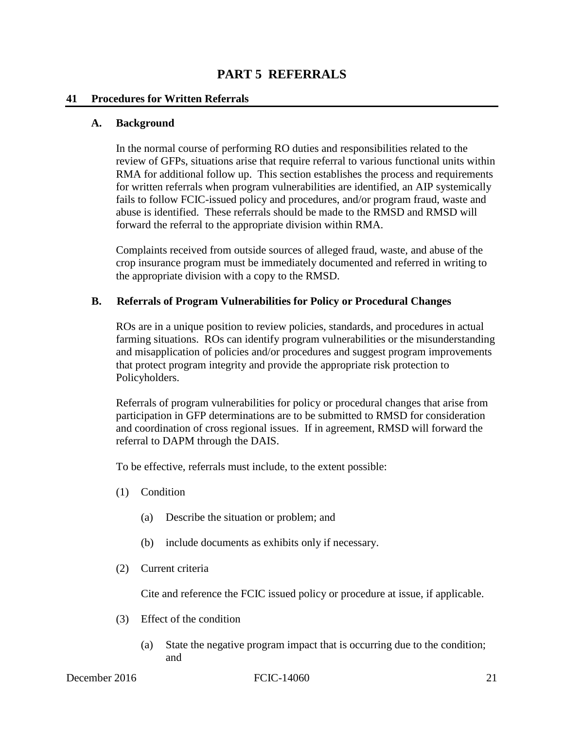# PART 5 REFERRALS

## 41 Procedures for Written Referrals

### A. Background

In the normal course of performing RO duties and responsibilities related to the review of GFPs, situations arise that require referral to various functional units within RMA for additional follow up. This section establishes the process and requirements for written referrals when program vulnerabilities are identified, an AIP systemically fails to follow FCIC-issued policy and procedures, and/or program fraud, waste and abuse is identified. These referrals should be made to the RMSD and RMSD will forward the referral to the appropriate division within RMA.

Complaints received from outside sources of alleged fraud, waste, and abuse of the crop insurance program must be immediately documented and referred in writing to the appropriate division with a copy to the RMSD.

### B. Referrals of Program Vulnerabilities for Policy or Procedural Changes

ROs are in a unique position to review policies, standards, and procedures in actual farming situations. ROs can identify program vulnerabilities or the misunderstanding and misapplication of policies and/or procedures and suggest program improvements that protect program integrity and provide the appropriate risk protection to Policyholders.

Referrals of program vulnerabilities for policy or procedural changes that arise from participation in GFP determinations are to be submitted to RMSD for consideration and coordination of cross regional issues. If in agreement, RMSD will forward the referral to DAPM through the DAIS.

To be effective, referrals must include, to the extent possible:

(1) Condition

  (a) Describe the situation or problem; and

  (b) include documents as exhibits only if necessary.

(2) Current criteria

  Cite and reference the FCIC issued policy or procedure at issue, if applicable.

(3) Effect of the condition

  (a) State the negative program impact that is occurring due to the condition; and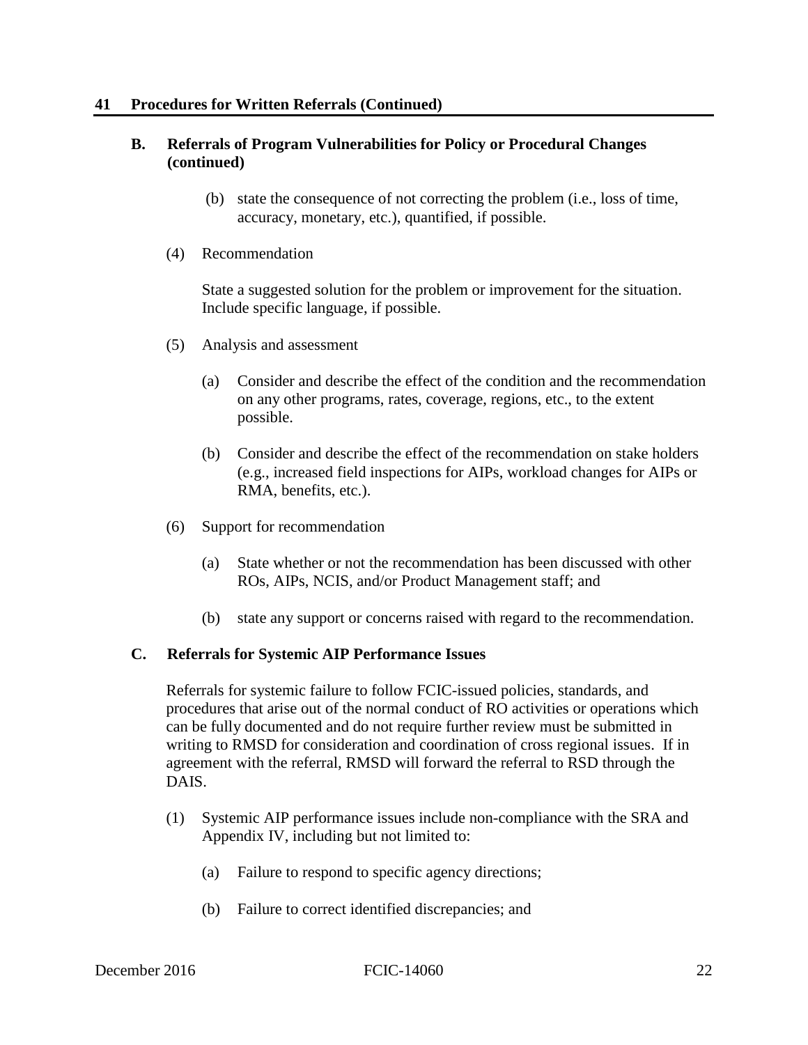## 41 Procedures for Written Referrals (Continued)

### B. Referrals of Program Vulnerabilities for Policy or Procedural Changes (continued)

(b) state the consequence of not correcting the problem (i.e., loss of time, accuracy, monetary, etc.), quantified, if possible.

(4) Recommendation

State a suggested solution for the problem or improvement for the situation. Include specific language, if possible.

(5) Analysis and assessment

(a) Consider and describe the effect of the condition and the recommendation on any other programs, rates, coverage, regions, etc., to the extent possible.

(b) Consider and describe the effect of the recommendation on stake holders (e.g., increased field inspections for AIPs, workload changes for AIPs or RMA, benefits, etc.).

(6) Support for recommendation

(a) State whether or not the recommendation has been discussed with other ROs, AIPs, NCIS, and/or Product Management staff; and

(b) state any support or concerns raised with regard to the recommendation.

### C. Referrals for Systemic AIP Performance Issues

Referrals for systemic failure to follow FCIC-issued policies, standards, and procedures that arise out of the normal conduct of RO activities or operations which can be fully documented and do not require further review must be submitted in writing to RMSD for consideration and coordination of cross regional issues. If in agreement with the referral, RMSD will forward the referral to RSD through the DAIS.

(1) Systemic AIP performance issues include non-compliance with the SRA and Appendix IV, including but not limited to:

(a) Failure to respond to specific agency directions;

(b) Failure to correct identified discrepancies; and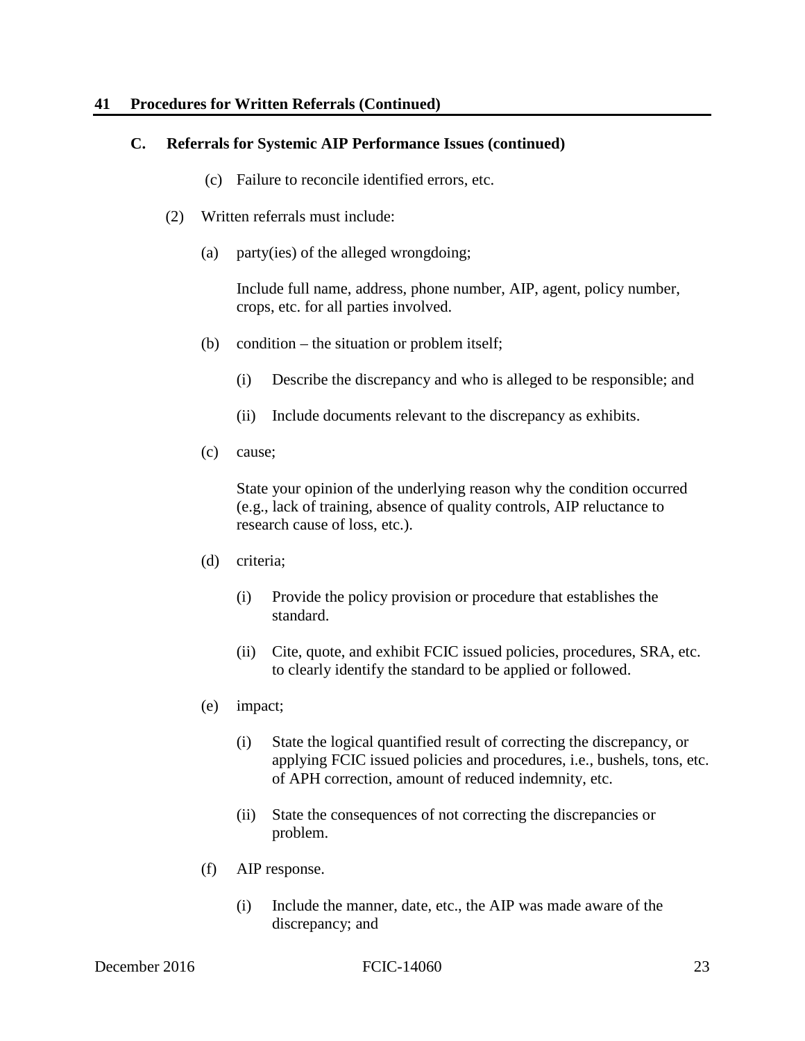## 41 Procedures for Written Referrals (Continued)

### C. Referrals for Systemic AIP Performance Issues (continued)

(c) Failure to reconcile identified errors, etc.

(2) Written referrals must include:

(a) party(ies) of the alleged wrongdoing;

Include full name, address, phone number, AIP, agent, policy number, crops, etc. for all parties involved.

(b) condition – the situation or problem itself;

(i) Describe the discrepancy and who is alleged to be responsible; and

(ii) Include documents relevant to the discrepancy as exhibits.

(c) cause;

State your opinion of the underlying reason why the condition occurred (e.g., lack of training, absence of quality controls, AIP reluctance to research cause of loss, etc.).

(d) criteria;

(i) Provide the policy provision or procedure that establishes the standard.

(ii) Cite, quote, and exhibit FCIC issued policies, procedures, SRA, etc. to clearly identify the standard to be applied or followed.

(e) impact;

(i) State the logical quantified result of correcting the discrepancy, or applying FCIC issued policies and procedures, i.e., bushels, tons, etc. of APH correction, amount of reduced indemnity, etc.

(ii) State the consequences of not correcting the discrepancies or problem.

(f) AIP response.

(i) Include the manner, date, etc., the AIP was made aware of the discrepancy; and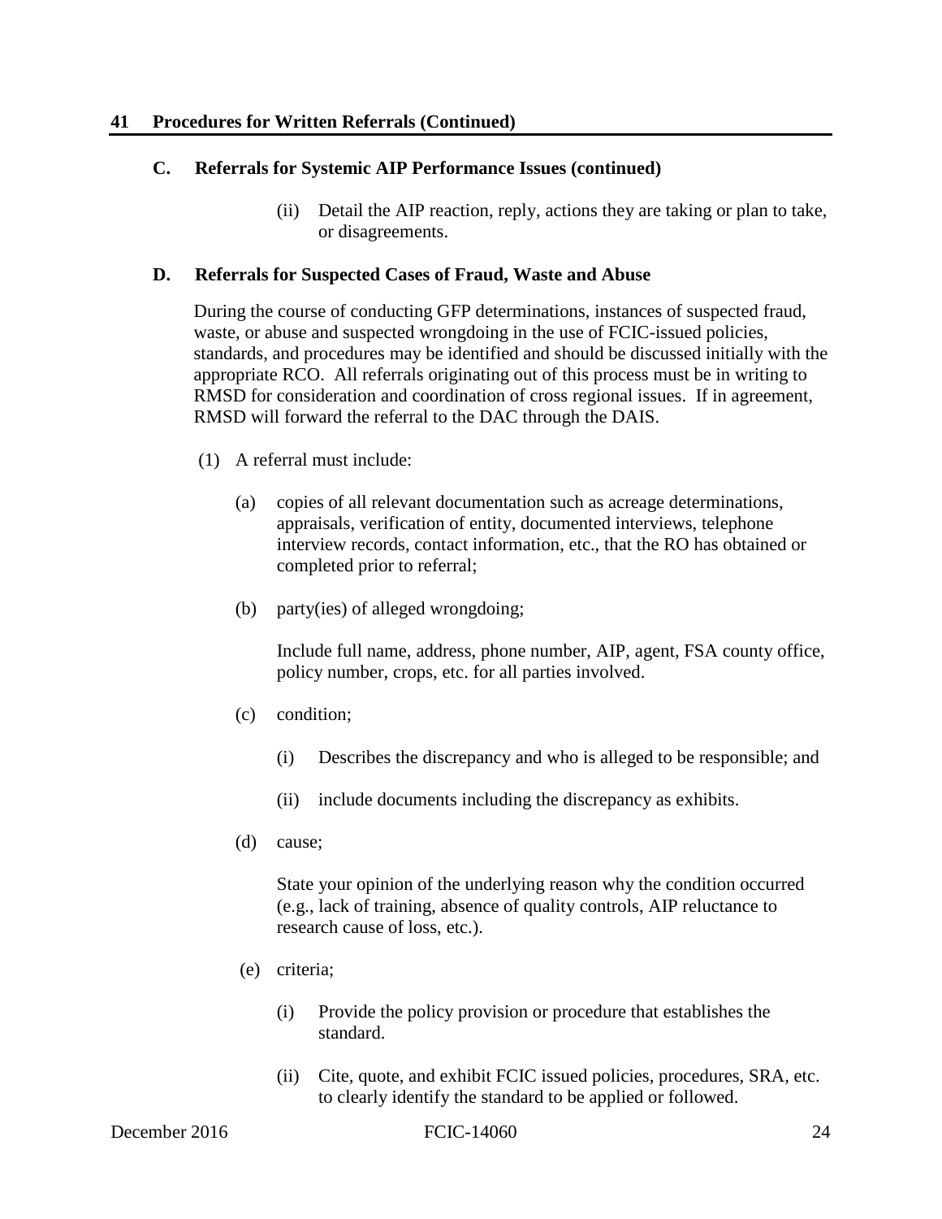## 41 Procedures for Written Referrals (Continued)

### C. Referrals for Systemic AIP Performance Issues (continued)

(ii) Detail the AIP reaction, reply, actions they are taking or plan to take, or disagreements.

### D. Referrals for Suspected Cases of Fraud, Waste and Abuse

During the course of conducting GFP determinations, instances of suspected fraud, waste, or abuse and suspected wrongdoing in the use of FCIC-issued policies, standards, and procedures may be identified and should be discussed initially with the appropriate RCO. All referrals originating out of this process must be in writing to RMSD for consideration and coordination of cross regional issues. If in agreement, RMSD will forward the referral to the DAC through the DAIS.

(1) A referral must include:

- (a) copies of all relevant documentation such as acreage determinations, appraisals, verification of entity, documented interviews, telephone interview records, contact information, etc., that the RO has obtained or completed prior to referral;

- (b) party(ies) of alleged wrongdoing;

  Include full name, address, phone number, AIP, agent, FSA county office, policy number, crops, etc. for all parties involved.

- (c) condition;

  - (i) Describes the discrepancy and who is alleged to be responsible; and

  - (ii) include documents including the discrepancy as exhibits.

- (d) cause;

  State your opinion of the underlying reason why the condition occurred (e.g., lack of training, absence of quality controls, AIP reluctance to research cause of loss, etc.).

- (e) criteria;

  - (i) Provide the policy provision or procedure that establishes the standard.

  - (ii) Cite, quote, and exhibit FCIC issued policies, procedures, SRA, etc. to clearly identify the standard to be applied or followed.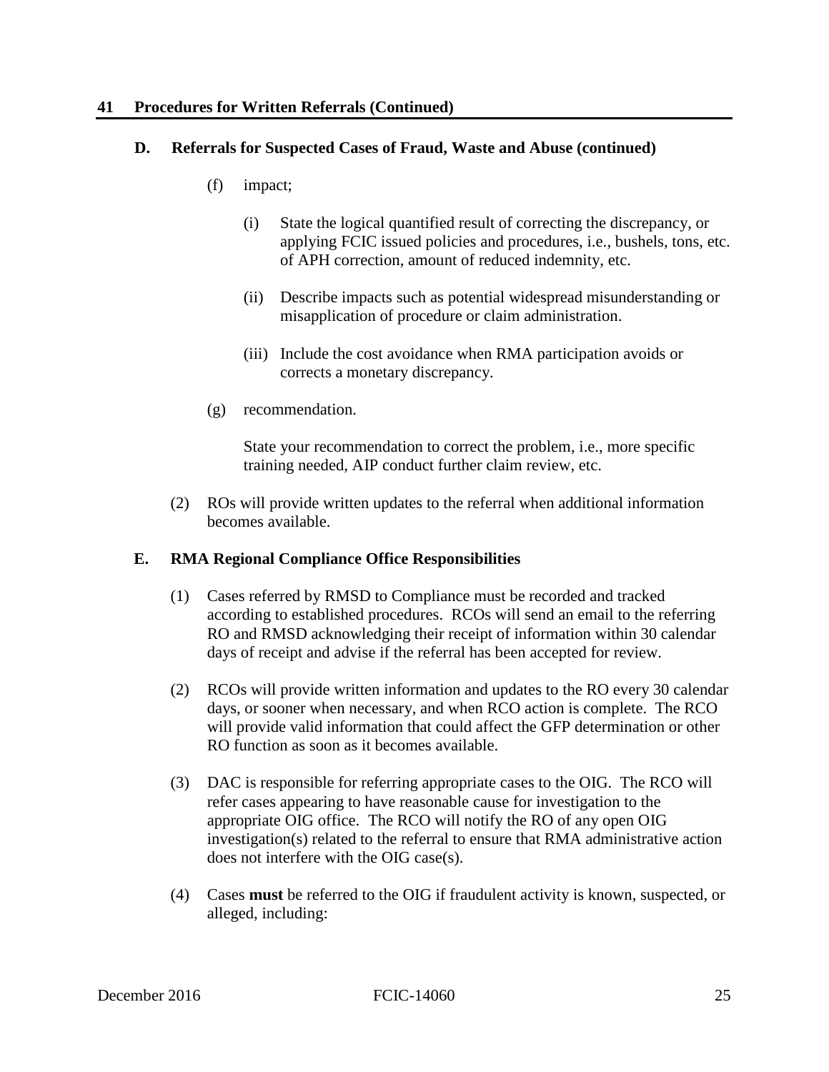## 41 Procedures for Written Referrals (Continued)

### D. Referrals for Suspected Cases of Fraud, Waste and Abuse (continued)

(f) impact;

(i) State the logical quantified result of correcting the discrepancy, or applying FCIC issued policies and procedures, i.e., bushels, tons, etc. of APH correction, amount of reduced indemnity, etc.

(ii) Describe impacts such as potential widespread misunderstanding or misapplication of procedure or claim administration.

(iii) Include the cost avoidance when RMA participation avoids or corrects a monetary discrepancy.

(g) recommendation.

State your recommendation to correct the problem, i.e., more specific training needed, AIP conduct further claim review, etc.

(2) ROs will provide written updates to the referral when additional information becomes available.

### E. RMA Regional Compliance Office Responsibilities

(1) Cases referred by RMSD to Compliance must be recorded and tracked according to established procedures. RCOs will send an email to the referring RO and RMSD acknowledging their receipt of information within 30 calendar days of receipt and advise if the referral has been accepted for review.

(2) RCOs will provide written information and updates to the RO every 30 calendar days, or sooner when necessary, and when RCO action is complete. The RCO will provide valid information that could affect the GFP determination or other RO function as soon as it becomes available.

(3) DAC is responsible for referring appropriate cases to the OIG. The RCO will refer cases appearing to have reasonable cause for investigation to the appropriate OIG office. The RCO will notify the RO of any open OIG investigation(s) related to the referral to ensure that RMA administrative action does not interfere with the OIG case(s).

(4) Cases **must** be referred to the OIG if fraudulent activity is known, suspected, or alleged, including: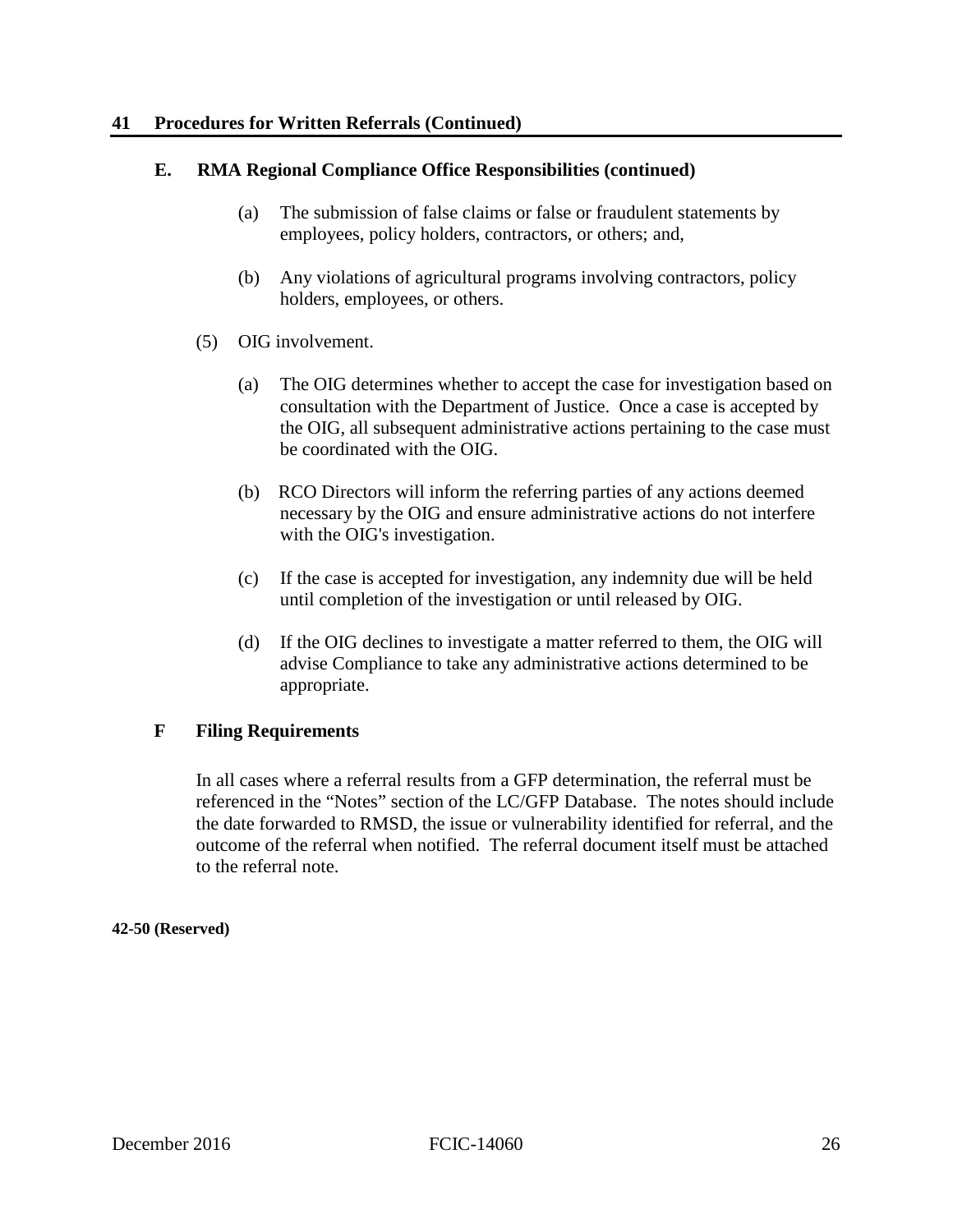## 41 Procedures for Written Referrals (Continued)

### E. RMA Regional Compliance Office Responsibilities (continued)

(a) The submission of false claims or false or fraudulent statements by employees, policy holders, contractors, or others; and,

(b) Any violations of agricultural programs involving contractors, policy holders, employees, or others.

(5) OIG involvement.

(a) The OIG determines whether to accept the case for investigation based on consultation with the Department of Justice. Once a case is accepted by the OIG, all subsequent administrative actions pertaining to the case must be coordinated with the OIG.

(b) RCO Directors will inform the referring parties of any actions deemed necessary by the OIG and ensure administrative actions do not interfere with the OIG's investigation.

(c) If the case is accepted for investigation, any indemnity due will be held until completion of the investigation or until released by OIG.

(d) If the OIG declines to investigate a matter referred to them, the OIG will advise Compliance to take any administrative actions determined to be appropriate.

### F Filing Requirements

In all cases where a referral results from a GFP determination, the referral must be referenced in the "Notes" section of the LC/GFP Database. The notes should include the date forwarded to RMSD, the issue or vulnerability identified for referral, and the outcome of the referral when notified. The referral document itself must be attached to the referral note.

**42-50 (Reserved)**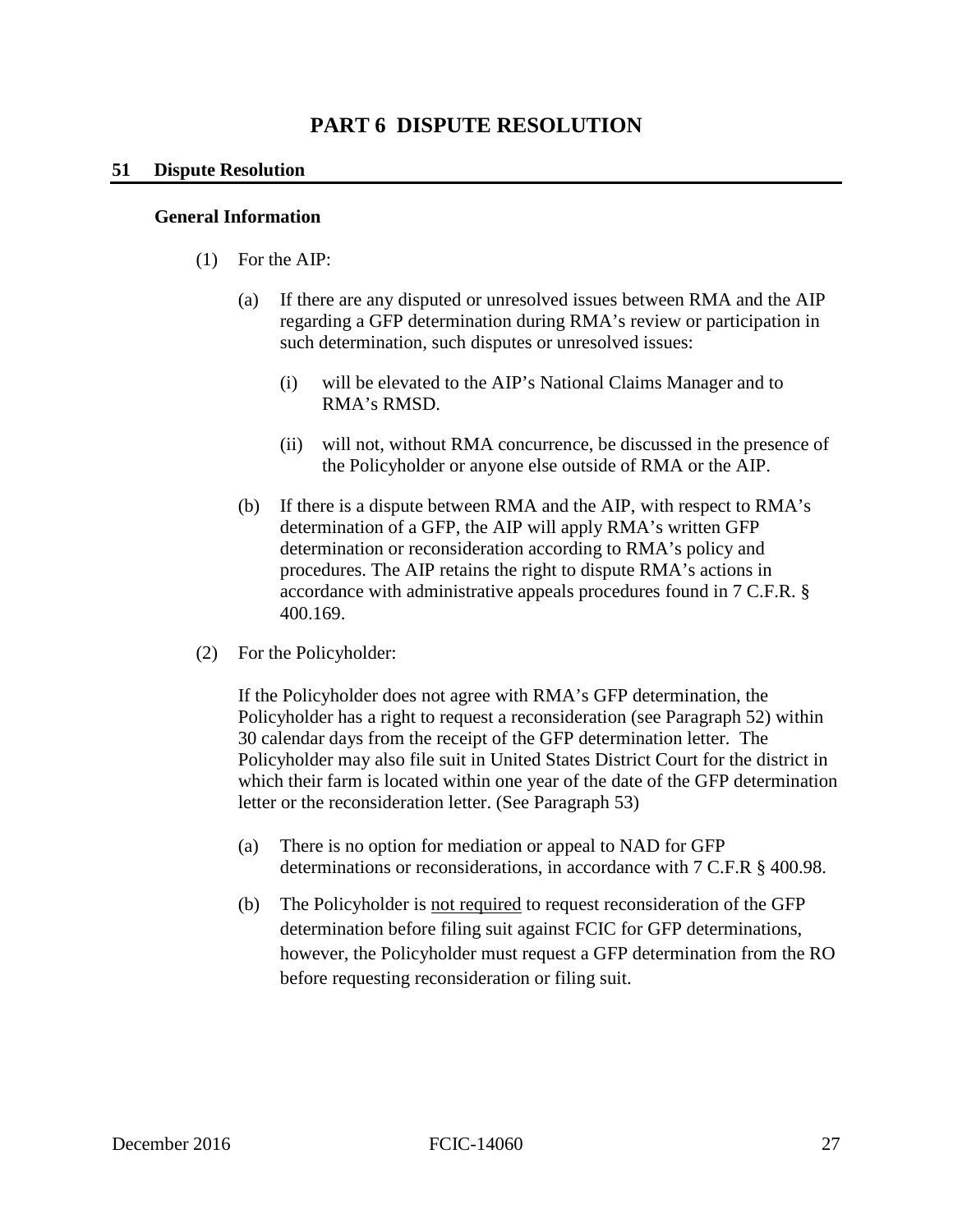# PART 6 DISPUTE RESOLUTION

## 51 Dispute Resolution

### General Information

(1) For the AIP:

(a) If there are any disputed or unresolved issues between RMA and the AIP regarding a GFP determination during RMA's review or participation in such determination, such disputes or unresolved issues:

(i) will be elevated to the AIP's National Claims Manager and to RMA's RMSD.

(ii) will not, without RMA concurrence, be discussed in the presence of the Policyholder or anyone else outside of RMA or the AIP.

(b) If there is a dispute between RMA and the AIP, with respect to RMA's determination of a GFP, the AIP will apply RMA's written GFP determination or reconsideration according to RMA's policy and procedures. The AIP retains the right to dispute RMA's actions in accordance with administrative appeals procedures found in 7 C.F.R. § 400.169.

(2) For the Policyholder:

If the Policyholder does not agree with RMA's GFP determination, the Policyholder has a right to request a reconsideration (see Paragraph 52) within 30 calendar days from the receipt of the GFP determination letter. The Policyholder may also file suit in United States District Court for the district in which their farm is located within one year of the date of the GFP determination letter or the reconsideration letter. (See Paragraph 53)

(a) There is no option for mediation or appeal to NAD for GFP determinations or reconsiderations, in accordance with 7 C.F.R § 400.98.

(b) The Policyholder is <u>not required</u> to request reconsideration of the GFP determination before filing suit against FCIC for GFP determinations, however, the Policyholder must request a GFP determination from the RO before requesting reconsideration or filing suit.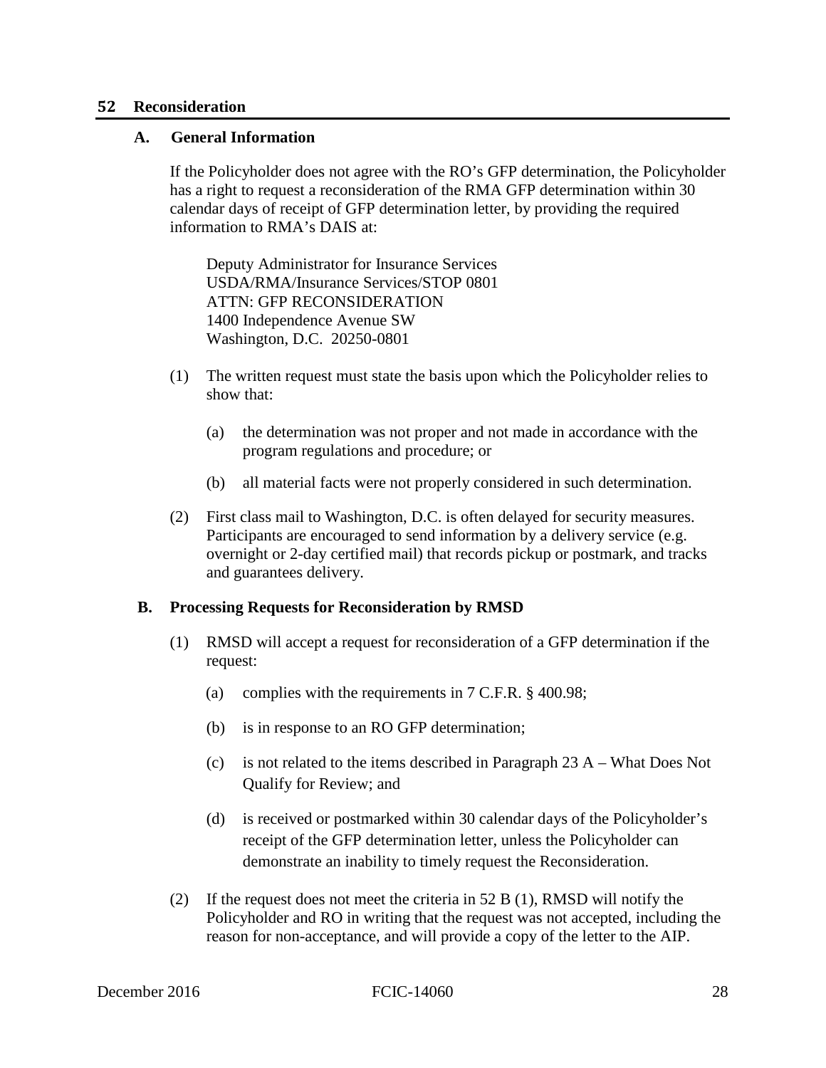## 52 Reconsideration

### A. General Information

If the Policyholder does not agree with the RO's GFP determination, the Policyholder has a right to request a reconsideration of the RMA GFP determination within 30 calendar days of receipt of GFP determination letter, by providing the required information to RMA's DAIS at:

Deputy Administrator for Insurance Services
USDA/RMA/Insurance Services/STOP 0801
ATTN: GFP RECONSIDERATION
1400 Independence Avenue SW
Washington, D.C. 20250-0801

(1) The written request must state the basis upon which the Policyholder relies to show that:

  (a) the determination was not proper and not made in accordance with the program regulations and procedure; or

  (b) all material facts were not properly considered in such determination.

(2) First class mail to Washington, D.C. is often delayed for security measures. Participants are encouraged to send information by a delivery service (e.g. overnight or 2-day certified mail) that records pickup or postmark, and tracks and guarantees delivery.

### B. Processing Requests for Reconsideration by RMSD

(1) RMSD will accept a request for reconsideration of a GFP determination if the request:

  (a) complies with the requirements in 7 C.F.R. § 400.98;

  (b) is in response to an RO GFP determination;

  (c) is not related to the items described in Paragraph 23 A – What Does Not Qualify for Review; and

  (d) is received or postmarked within 30 calendar days of the Policyholder's receipt of the GFP determination letter, unless the Policyholder can demonstrate an inability to timely request the Reconsideration.

(2) If the request does not meet the criteria in 52 B (1), RMSD will notify the Policyholder and RO in writing that the request was not accepted, including the reason for non-acceptance, and will provide a copy of the letter to the AIP.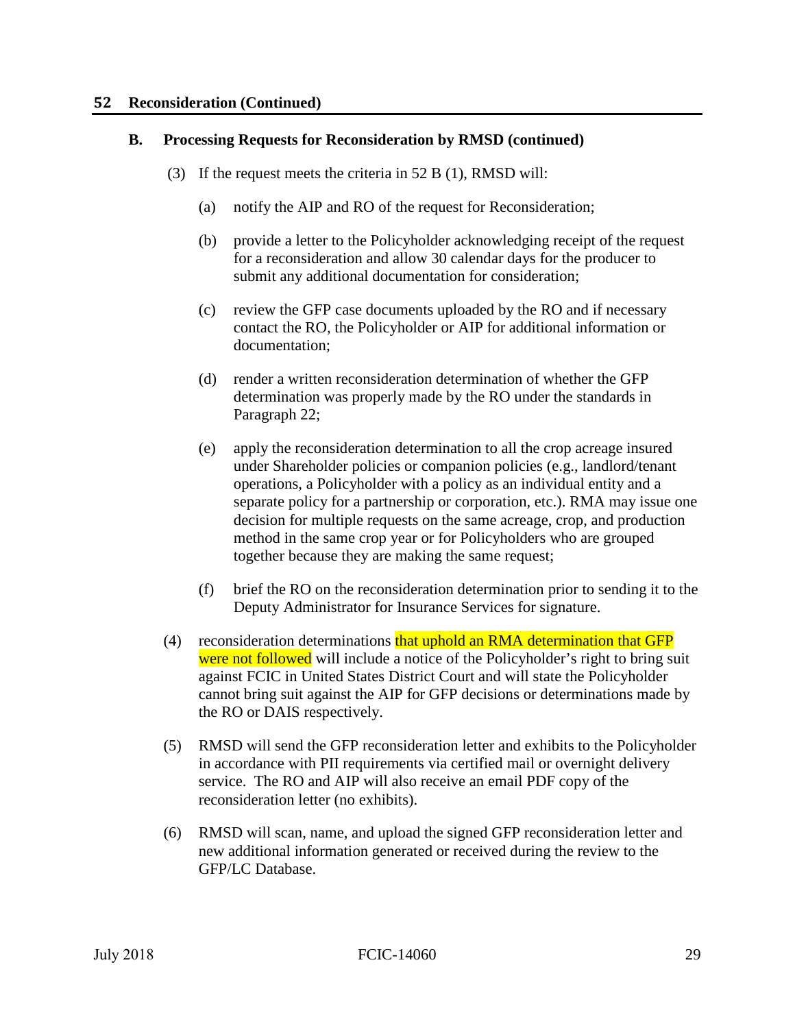## 52 Reconciliation (Continued)

### B. Processing Requests for Reconsideration by RMSD (continued)

(3) If the request meets the criteria in 52 B (1), RMSD will:

(a) notify the AIP and RO of the request for Reconsideration;

(b) provide a letter to the Policyholder acknowledging receipt of the request for a reconsideration and allow 30 calendar days for the producer to submit any additional documentation for consideration;

(c) review the GFP case documents uploaded by the RO and if necessary contact the RO, the Policyholder or AIP for additional information or documentation;

(d) render a written reconsideration determination of whether the GFP determination was properly made by the RO under the standards in Paragraph 22;

(e) apply the reconsideration determination to all the crop acreage insured under Shareholder policies or companion policies (e.g., landlord/tenant operations, a Policyholder with a policy as an individual entity and a separate policy for a partnership or corporation, etc.). RMA may issue one decision for multiple requests on the same acreage, crop, and production method in the same crop year or for Policyholders who are grouped together because they are making the same request;

(f) brief the RO on the reconsideration determination prior to sending it to the Deputy Administrator for Insurance Services for signature.

(4) reconsideration determinations that uphold an RMA determination that GFP were not followed will include a notice of the Policyholder's right to bring suit against FCIC in United States District Court and will state the Policyholder cannot bring suit against the AIP for GFP decisions or determinations made by the RO or DAIS respectively.

(5) RMSD will send the GFP reconsideration letter and exhibits to the Policyholder in accordance with PII requirements via certified mail or overnight delivery service. The RO and AIP will also receive an email PDF copy of the reconsideration letter (no exhibits).

(6) RMSD will scan, name, and upload the signed GFP reconsideration letter and new additional information generated or received during the review to the GFP/LC Database.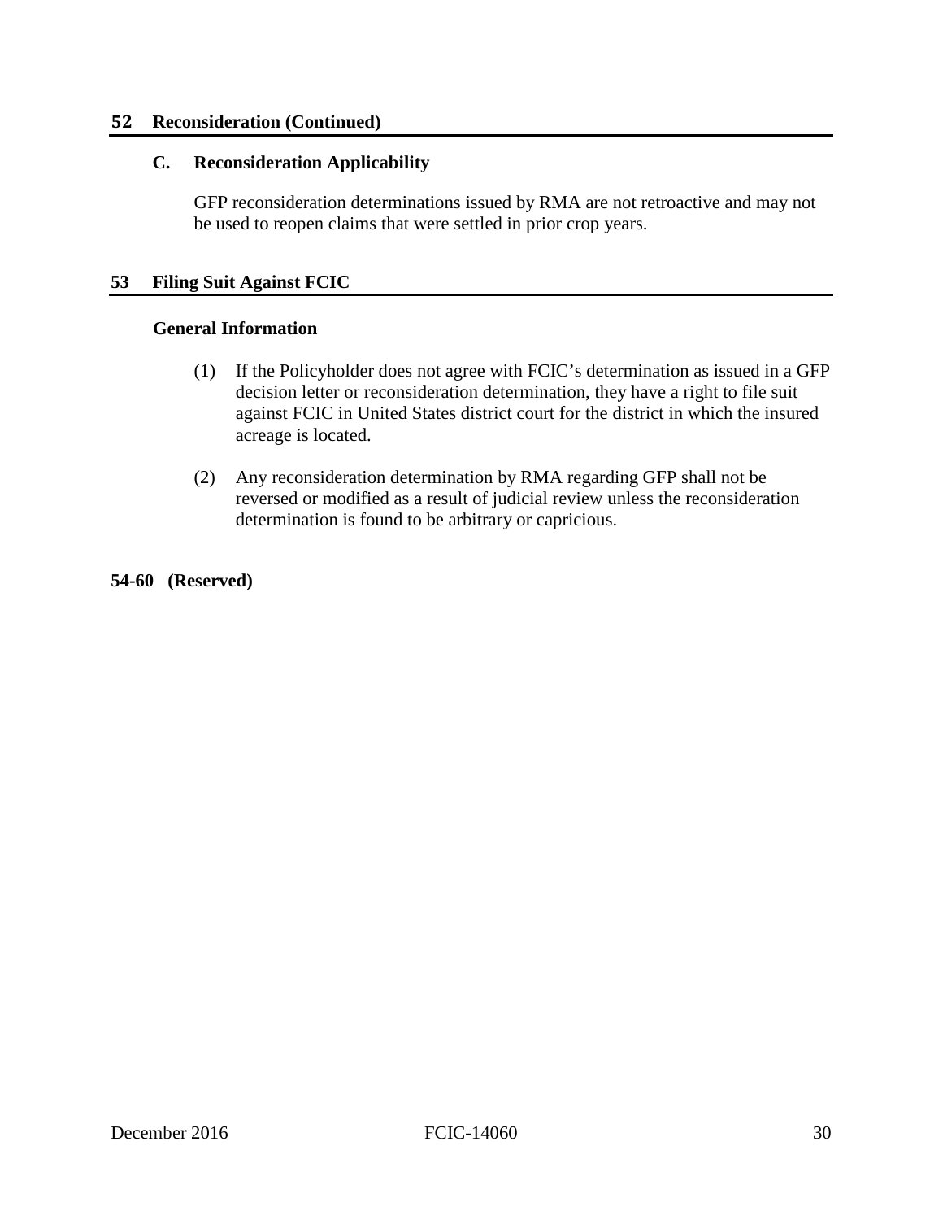## 52 Reconciliation (Continued)

### C. Reconsideration Applicability

GFP reconsideration determinations issued by RMA are not retroactive and may not be used to reopen claims that were settled in prior crop years.

## 53 Filing Suit Against FCIC

### General Information

(1) If the Policyholder does not agree with FCIC's determination as issued in a GFP decision letter or reconsideration determination, they have a right to file suit against FCIC in United States district court for the district in which the insured acreage is located.

(2) Any reconsideration determination by RMA regarding GFP shall not be reversed or modified as a result of judicial review unless the reconsideration determination is found to be arbitrary or capricious.

## 54-60 (Reserved)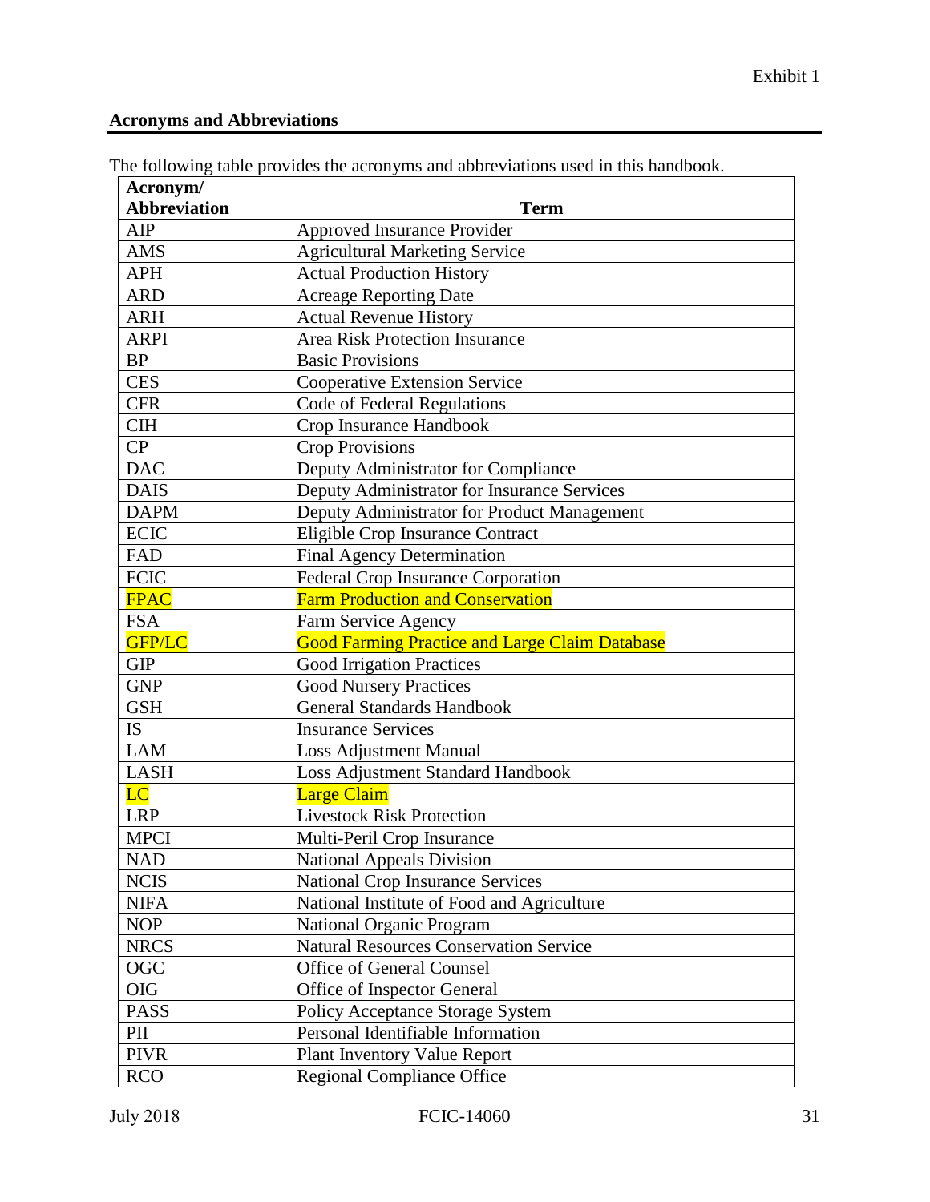Exhibit 1

## Acronyms and Abbreviations

The following table provides the acronyms and abbreviations used in this handbook.

| Acronym/ Abbreviation | Term |
|---|---|
| AIP | Approved Insurance Provider |
| AMS | Agricultural Marketing Service |
| APH | Actual Production History |
| ARD | Acreage Reporting Date |
| ARH | Actual Revenue History |
| ARPI | Area Risk Protection Insurance |
| BP | Basic Provisions |
| CES | Cooperative Extension Service |
| CFR | Code of Federal Regulations |
| CIH | Crop Insurance Handbook |
| CP | Crop Provisions |
| DAC | Deputy Administrator for Compliance |
| DAIS | Deputy Administrator for Insurance Services |
| DAPM | Deputy Administrator for Product Management |
| ECIC | Eligible Crop Insurance Contract |
| FAD | Final Agency Determination |
| FCIC | Federal Crop Insurance Corporation |
| FPAC | Farm Production and Conservation |
| FSA | Farm Service Agency |
| GFP/LC | Good Farming Practice and Large Claim Database |
| GIP | Good Irrigation Practices |
| GNP | Good Nursery Practices |
| GSH | General Standards Handbook |
| IS | Insurance Services |
| LAM | Loss Adjustment Manual |
| LASH | Loss Adjustment Standard Handbook |
| LC | Large Claim |
| LRP | Livestock Risk Protection |
| MPCI | Multi-Peril Crop Insurance |
| NAD | National Appeals Division |
| NCIS | National Crop Insurance Services |
| NIFA | National Institute of Food and Agriculture |
| NOP | National Organic Program |
| NRCS | Natural Resources Conservation Service |
| OGC | Office of General Counsel |
| OIG | Office of Inspector General |
| PASS | Policy Acceptance Storage System |
| PII | Personal Identifiable Information |
| PIVR | Plant Inventory Value Report |
| RCO | Regional Compliance Office |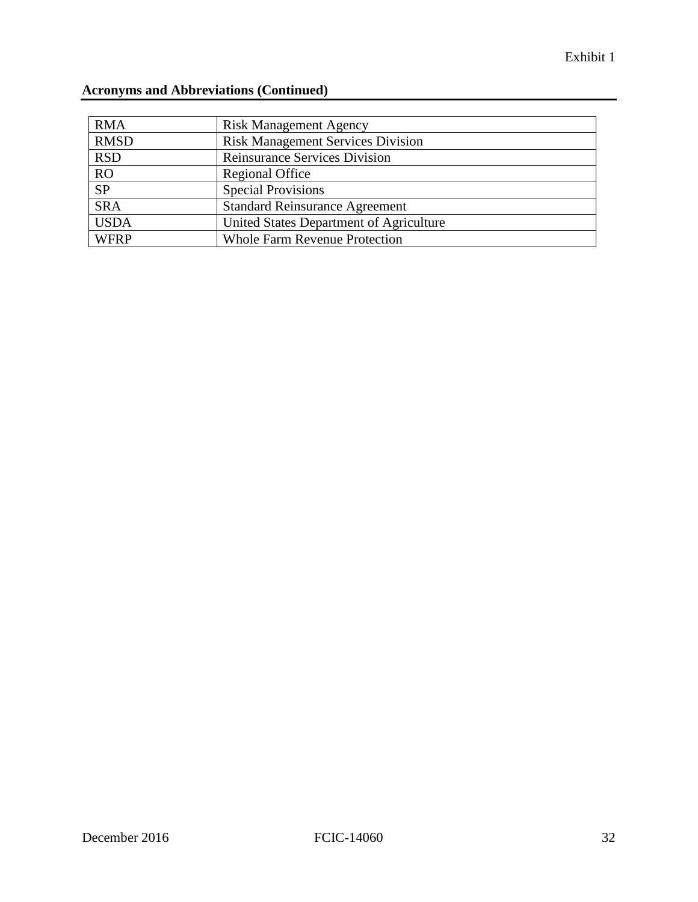## Acronyms and Abbreviations (Continued)

| | |
|---|---|
| RMA | Risk Management Agency |
| RMSD | Risk Management Services Division |
| RSD | Reinsurance Services Division |
| RO | Regional Office |
| SP | Special Provisions |
| SRA | Standard Reinsurance Agreement |
| USDA | United States Department of Agriculture |
| WFRP | Whole Farm Revenue Protection |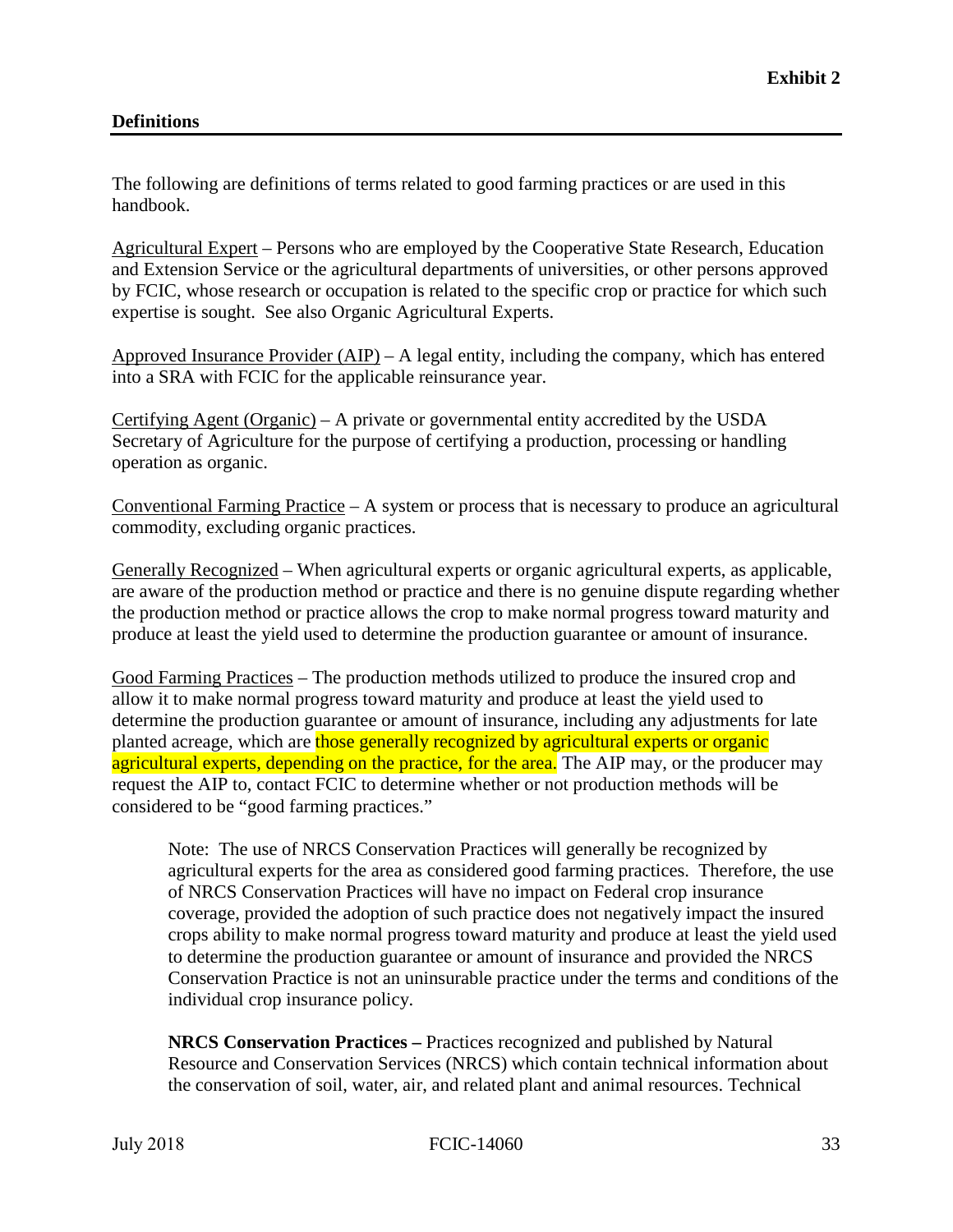**Exhibit 2**

## Definitions

The following are definitions of terms related to good farming practices or are used in this handbook.

<u>Agricultural Expert</u> – Persons who are employed by the Cooperative State Research, Education and Extension Service or the agricultural departments of universities, or other persons approved by FCIC, whose research or occupation is related to the specific crop or practice for which such expertise is sought. See also Organic Agricultural Experts.

<u>Approved Insurance Provider (AIP)</u> – A legal entity, including the company, which has entered into a SRA with FCIC for the applicable reinsurance year.

<u>Certifying Agent (Organic)</u> – A private or governmental entity accredited by the USDA Secretary of Agriculture for the purpose of certifying a production, processing or handling operation as organic.

<u>Conventional Farming Practice</u> – A system or process that is necessary to produce an agricultural commodity, excluding organic practices.

<u>Generally Recognized</u> – When agricultural experts or organic agricultural experts, as applicable, are aware of the production method or practice and there is no genuine dispute regarding whether the production method or practice allows the crop to make normal progress toward maturity and produce at least the yield used to determine the production guarantee or amount of insurance.

<u>Good Farming Practices</u> – The production methods utilized to produce the insured crop and allow it to make normal progress toward maturity and produce at least the yield used to determine the production guarantee or amount of insurance, including any adjustments for late planted acreage, which are those generally recognized by agricultural experts or organic agricultural experts, depending on the practice, for the area. The AIP may, or the producer may request the AIP to, contact FCIC to determine whether or not production methods will be considered to be "good farming practices."

> Note: The use of NRCS Conservation Practices will generally be recognized by agricultural experts for the area as considered good farming practices. Therefore, the use of NRCS Conservation Practices will have no impact on Federal crop insurance coverage, provided the adoption of such practice does not negatively impact the insured crops ability to make normal progress toward maturity and produce at least the yield used to determine the production guarantee or amount of insurance and provided the NRCS Conservation Practice is not an uninsurable practice under the terms and conditions of the individual crop insurance policy.
>
> **NRCS Conservation Practices –** Practices recognized and published by Natural Resource and Conservation Services (NRCS) which contain technical information about the conservation of soil, water, air, and related plant and animal resources. Technical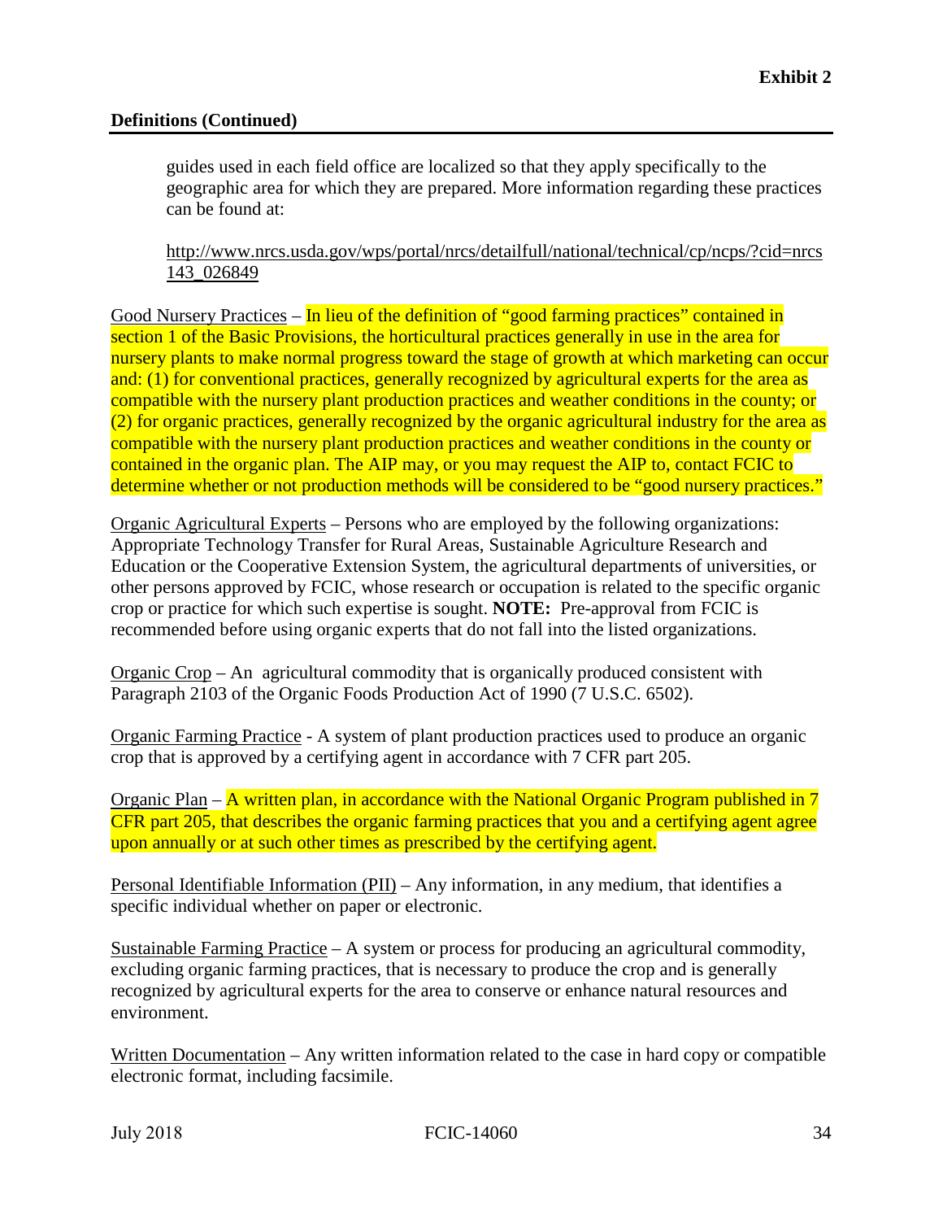**Definitions (Continued)**

guides used in each field office are localized so that they apply specifically to the geographic area for which they are prepared. More information regarding these practices can be found at:

http://www.nrcs.usda.gov/wps/portal/nrcs/detailfull/national/technical/cp/ncps/?cid=nrcs143_026849

Good Nursery Practices – In lieu of the definition of "good farming practices" contained in section 1 of the Basic Provisions, the horticultural practices generally in use in the area for nursery plants to make normal progress toward the stage of growth at which marketing can occur and: (1) for conventional practices, generally recognized by agricultural experts for the area as compatible with the nursery plant production practices and weather conditions in the county; or (2) for organic practices, generally recognized by the organic agricultural industry for the area as compatible with the nursery plant production practices and weather conditions in the county or contained in the organic plan. The AIP may, or you may request the AIP to, contact FCIC to determine whether or not production methods will be considered to be "good nursery practices."

Organic Agricultural Experts – Persons who are employed by the following organizations: Appropriate Technology Transfer for Rural Areas, Sustainable Agriculture Research and Education or the Cooperative Extension System, the agricultural departments of universities, or other persons approved by FCIC, whose research or occupation is related to the specific organic crop or practice for which such expertise is sought. **NOTE:** Pre-approval from FCIC is recommended before using organic experts that do not fall into the listed organizations.

Organic Crop – An agricultural commodity that is organically produced consistent with Paragraph 2103 of the Organic Foods Production Act of 1990 (7 U.S.C. 6502).

Organic Farming Practice - A system of plant production practices used to produce an organic crop that is approved by a certifying agent in accordance with 7 CFR part 205.

Organic Plan – A written plan, in accordance with the National Organic Program published in 7 CFR part 205, that describes the organic farming practices that you and a certifying agent agree upon annually or at such other times as prescribed by the certifying agent.

Personal Identifiable Information (PII) – Any information, in any medium, that identifies a specific individual whether on paper or electronic.

Sustainable Farming Practice – A system or process for producing an agricultural commodity, excluding organic farming practices, that is necessary to produce the crop and is generally recognized by agricultural experts for the area to conserve or enhance natural resources and environment.

Written Documentation – Any written information related to the case in hard copy or compatible electronic format, including facsimile.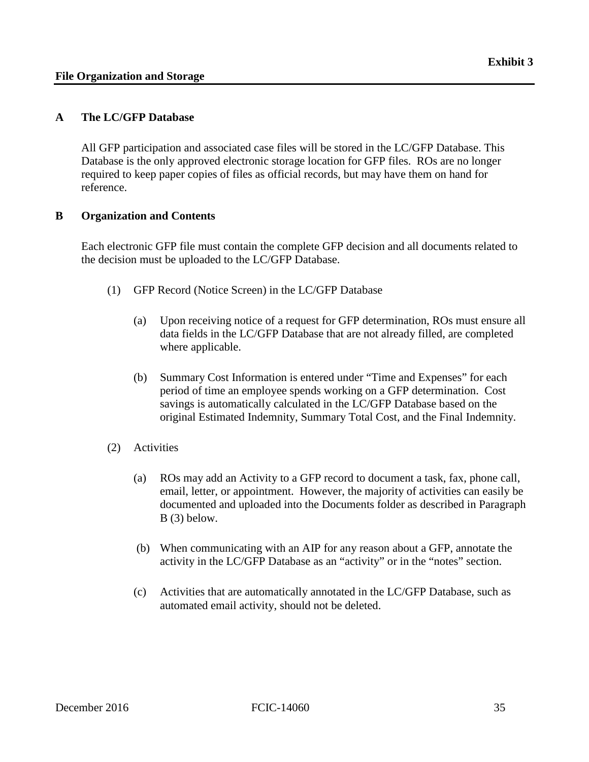**Exhibit 3**

## File Organization and Storage

### A The LC/GFP Database

All GFP participation and associated case files will be stored in the LC/GFP Database. This Database is the only approved electronic storage location for GFP files. ROs are no longer required to keep paper copies of files as official records, but may have them on hand for reference.

### B Organization and Contents

Each electronic GFP file must contain the complete GFP decision and all documents related to the decision must be uploaded to the LC/GFP Database.

(1) GFP Record (Notice Screen) in the LC/GFP Database

(a) Upon receiving notice of a request for GFP determination, ROs must ensure all data fields in the LC/GFP Database that are not already filled, are completed where applicable.

(b) Summary Cost Information is entered under “Time and Expenses” for each period of time an employee spends working on a GFP determination. Cost savings is automatically calculated in the LC/GFP Database based on the original Estimated Indemnity, Summary Total Cost, and the Final Indemnity.

(2) Activities

(a) ROs may add an Activity to a GFP record to document a task, fax, phone call, email, letter, or appointment. However, the majority of activities can easily be documented and uploaded into the Documents folder as described in Paragraph B (3) below.

(b) When communicating with an AIP for any reason about a GFP, annotate the activity in the LC/GFP Database as an “activity” or in the “notes” section.

(c) Activities that are automatically annotated in the LC/GFP Database, such as automated email activity, should not be deleted.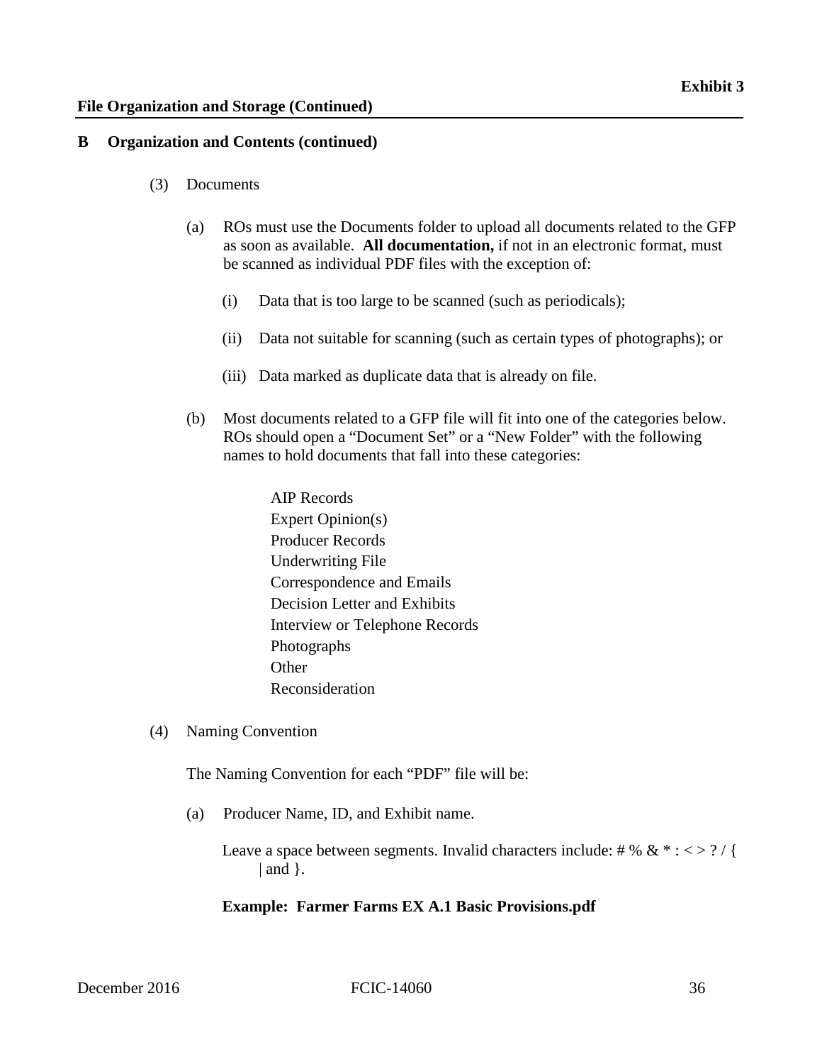**Exhibit 3**

**File Organization and Storage (Continued)**

**B Organization and Contents (continued)**

(3) Documents

(a) ROs must use the Documents folder to upload all documents related to the GFP as soon as available. **All documentation,** if not in an electronic format, must be scanned as individual PDF files with the exception of:

(i) Data that is too large to be scanned (such as periodicals);

(ii) Data not suitable for scanning (such as certain types of photographs); or

(iii) Data marked as duplicate data that is already on file.

(b) Most documents related to a GFP file will fit into one of the categories below. ROs should open a "Document Set" or a "New Folder" with the following names to hold documents that fall into these categories:

AIP Records
Expert Opinion(s)
Producer Records
Underwriting File
Correspondence and Emails
Decision Letter and Exhibits
Interview or Telephone Records
Photographs
Other
Reconsideration

(4) Naming Convention

The Naming Convention for each "PDF" file will be:

(a) Producer Name, ID, and Exhibit name.

Leave a space between segments. Invalid characters include: # % & * : < > ? / { | and }.

**Example: Farmer Farms EX A.1 Basic Provisions.pdf**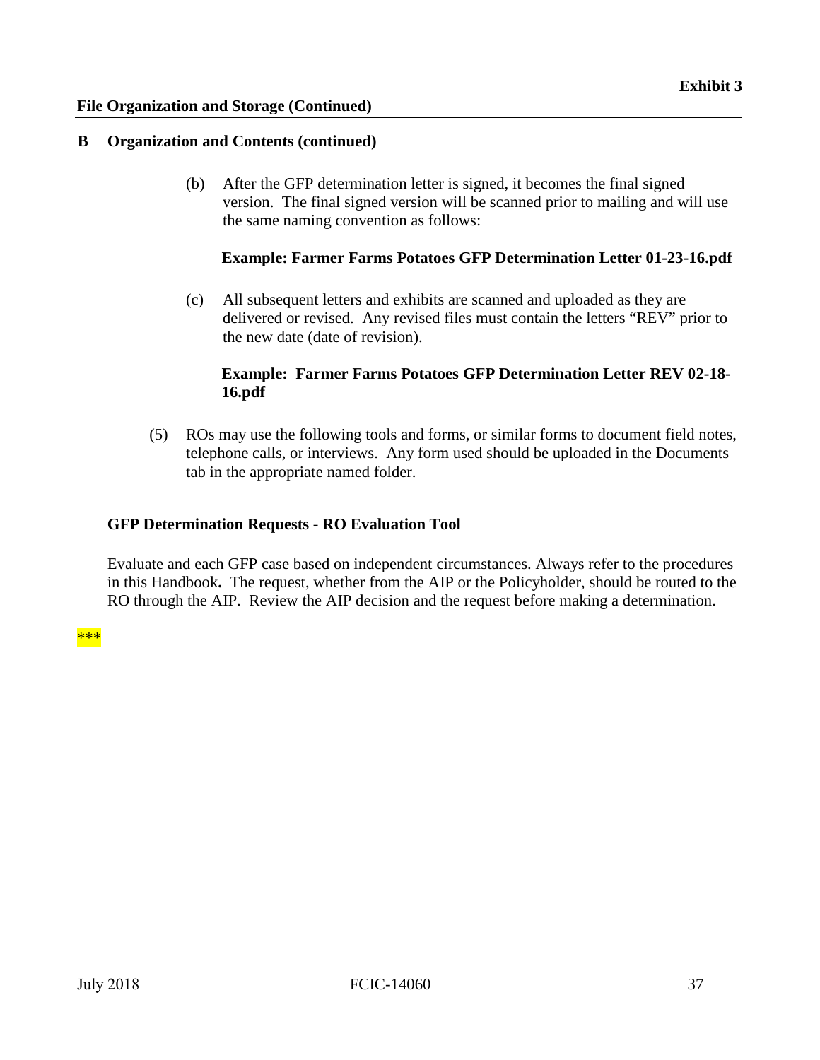**File Organization and Storage (Continued)**

## B Organization and Contents (continued)

(b) After the GFP determination letter is signed, it becomes the final signed version. The final signed version will be scanned prior to mailing and will use the same naming convention as follows:

**Example: Farmer Farms Potatoes GFP Determination Letter 01-23-16.pdf**

(c) All subsequent letters and exhibits are scanned and uploaded as they are delivered or revised. Any revised files must contain the letters "REV" prior to the new date (date of revision).

**Example: Farmer Farms Potatoes GFP Determination Letter REV 02-18-16.pdf**

(5) ROs may use the following tools and forms, or similar forms to document field notes, telephone calls, or interviews. Any form used should be uploaded in the Documents tab in the appropriate named folder.

**GFP Determination Requests - RO Evaluation Tool**

Evaluate and each GFP case based on independent circumstances. Always refer to the procedures in this Handbook**.** The request, whether from the AIP or the Policyholder, should be routed to the RO through the AIP. Review the AIP decision and the request before making a determination.

***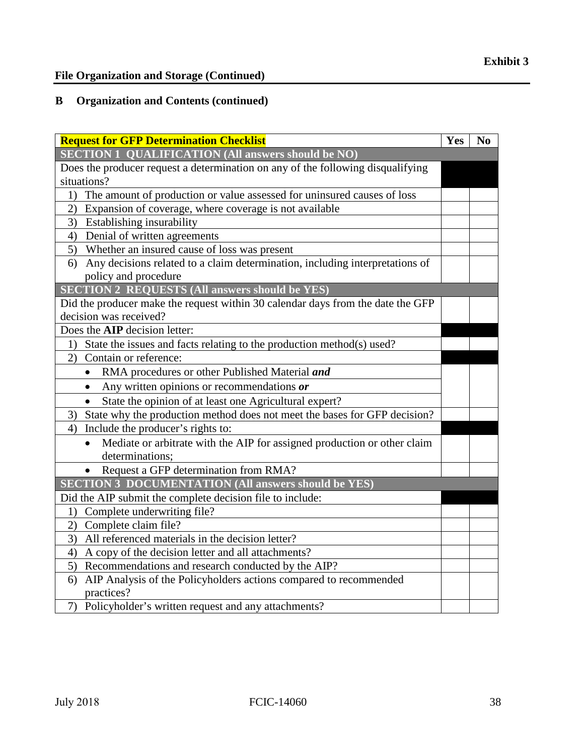**Exhibit 3**

## File Organization and Storage (Continued)

### B Organization and Contents (continued)

| Request for GFP Determination Checklist | Yes | No |
|---|---|---|
| **SECTION 1 QUALIFICATION (All answers should be NO)** | | |
| Does the producer request a determination on any of the following disqualifying situations? | | |
| 1) The amount of production or value assessed for uninsured causes of loss | | |
| 2) Expansion of coverage, where coverage is not available | | |
| 3) Establishing insurability | | |
| 4) Denial of written agreements | | |
| 5) Whether an insured cause of loss was present | | |
| 6) Any decisions related to a claim determination, including interpretations of policy and procedure | | |
| **SECTION 2 REQUESTS (All answers should be YES)** | | |
| Did the producer make the request within 30 calendar days from the date the GFP decision was received? | | |
| Does the **AIP** decision letter: | | |
| 1) State the issues and facts relating to the production method(s) used? | | |
| 2) Contain or reference: | | |
| • RMA procedures or other Published Material ***and*** <br> • Any written opinions or recommendations ***or*** <br> • State the opinion of at least one Agricultural expert? | | |
| 3) State why the production method does not meet the bases for GFP decision? | | |
| 4) Include the producer's rights to: | | |
| • Mediate or arbitrate with the AIP for assigned production or other claim determinations; | | |
| • Request a GFP determination from RMA? | | |
| **SECTION 3 DOCUMENTATION (All answers should be YES)** | | |
| Did the AIP submit the complete decision file to include: | | |
| 1) Complete underwriting file? | | |
| 2) Complete claim file? | | |
| 3) All referenced materials in the decision letter? | | |
| 4) A copy of the decision letter and all attachments? | | |
| 5) Recommendations and research conducted by the AIP? | | |
| 6) AIP Analysis of the Policyholders actions compared to recommended practices? | | |
| 7) Policyholder's written request and any attachments? | | |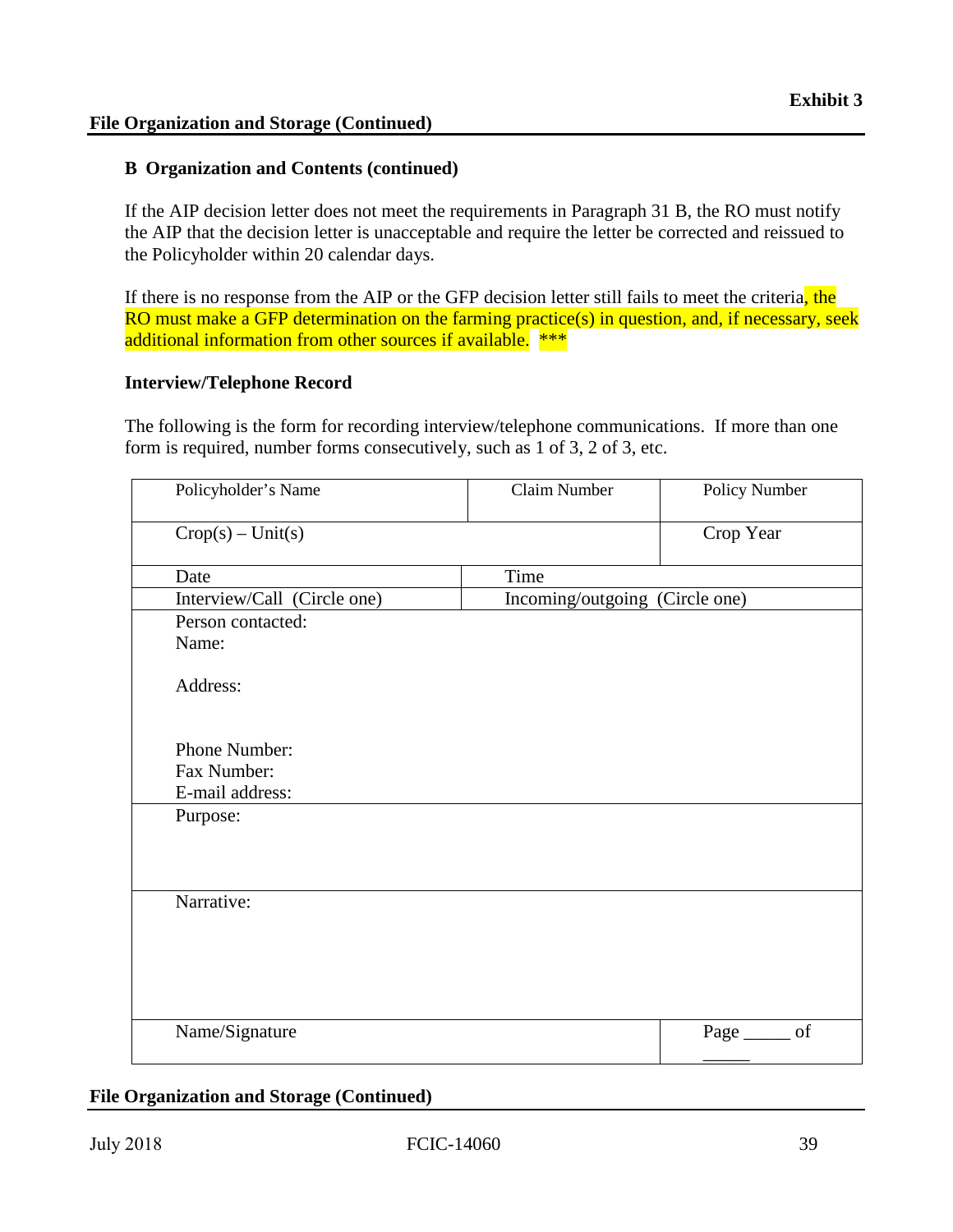**Exhibit 3**

## File Organization and Storage (Continued)

### B Organization and Contents (continued)

If the AIP decision letter does not meet the requirements in Paragraph 31 B, the RO must notify the AIP that the decision letter is unacceptable and require the letter be corrected and reissued to the Policyholder within 20 calendar days.

If there is no response from the AIP or the GFP decision letter still fails to meet the criteria, the RO must make a GFP determination on the farming practice(s) in question, and, if necessary, seek additional information from other sources if available. ***

### Interview/Telephone Record

The following is the form for recording interview/telephone communications. If more than one form is required, number forms consecutively, such as 1 of 3, 2 of 3, etc.

| Policyholder's Name | Claim Number | Policy Number |
|---|---|---|
| Crop(s) – Unit(s) | | Crop Year |
| Date | Time | |
| Interview/Call (Circle one) | Incoming/outgoing (Circle one) | |
| Person contacted:<br>Name:<br><br>Address:<br><br><br>Phone Number:<br>Fax Number:<br>E-mail address: | | |
| Purpose: | | |
| Narrative: | | |
| Name/Signature | | Page _____ of _____ |

## File Organization and Storage (Continued)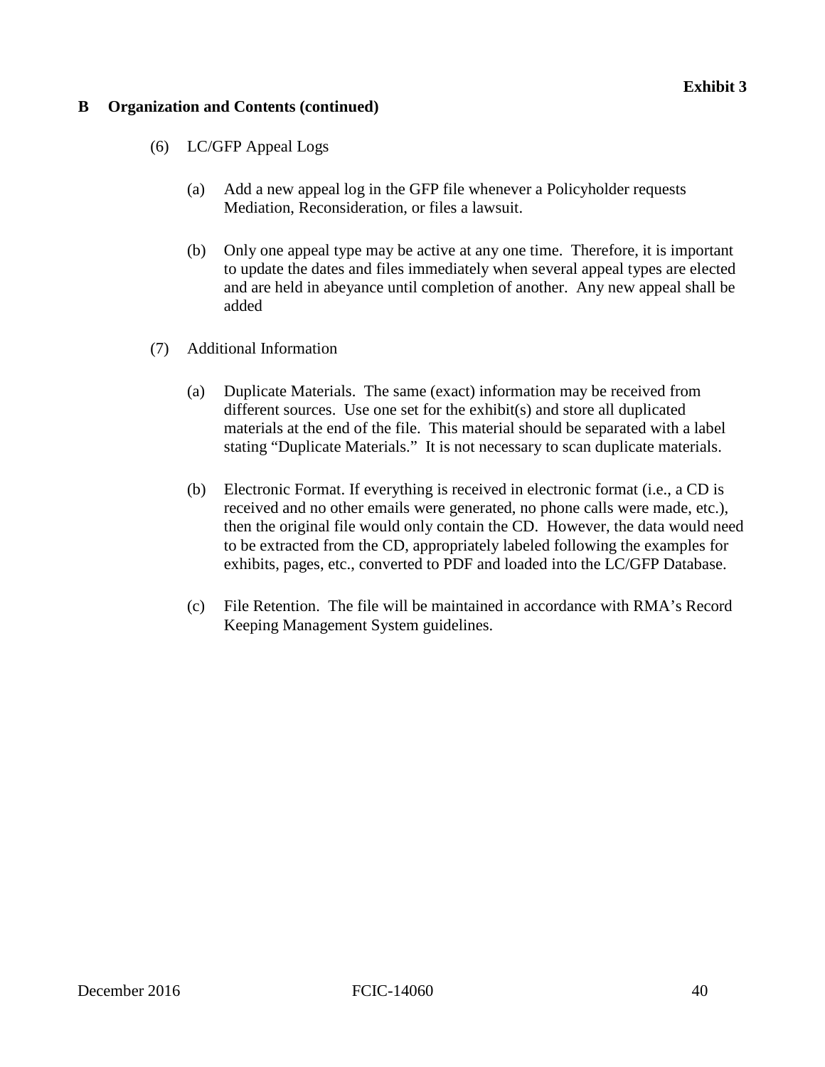**Exhibit 3**

**B Organization and Contents (continued)**

(6) LC/GFP Appeal Logs

(a) Add a new appeal log in the GFP file whenever a Policyholder requests Mediation, Reconsideration, or files a lawsuit.

(b) Only one appeal type may be active at any one time. Therefore, it is important to update the dates and files immediately when several appeal types are elected and are held in abeyance until completion of another. Any new appeal shall be added

(7) Additional Information

(a) Duplicate Materials. The same (exact) information may be received from different sources. Use one set for the exhibit(s) and store all duplicated materials at the end of the file. This material should be separated with a label stating "Duplicate Materials." It is not necessary to scan duplicate materials.

(b) Electronic Format. If everything is received in electronic format (i.e., a CD is received and no other emails were generated, no phone calls were made, etc.), then the original file would only contain the CD. However, the data would need to be extracted from the CD, appropriately labeled following the examples for exhibits, pages, etc., converted to PDF and loaded into the LC/GFP Database.

(c) File Retention. The file will be maintained in accordance with RMA's Record Keeping Management System guidelines.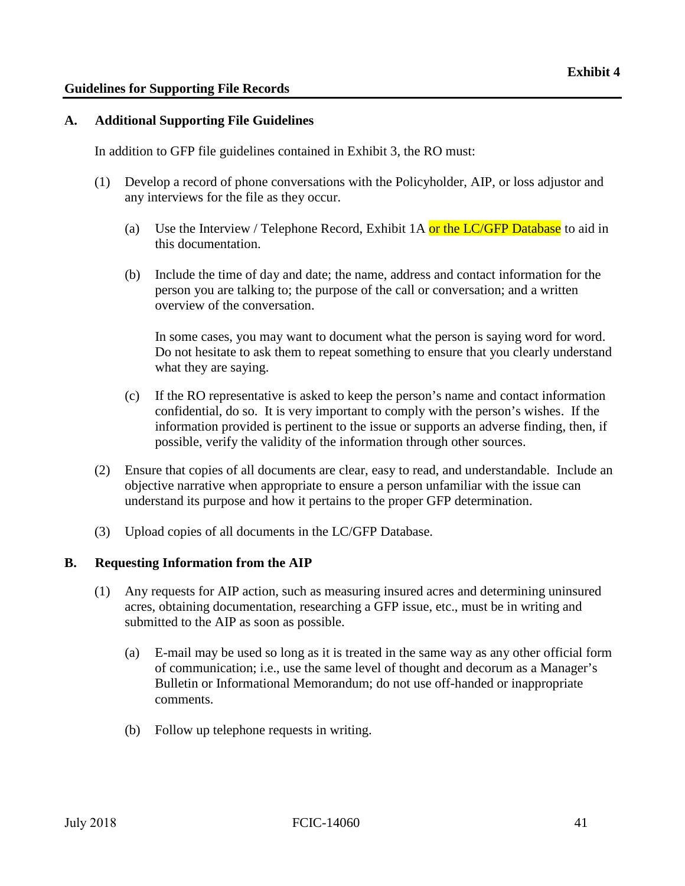**Exhibit 4**

## Guidelines for Supporting File Records

### A. Additional Supporting File Guidelines

In addition to GFP file guidelines contained in Exhibit 3, the RO must:

(1) Develop a record of phone conversations with the Policyholder, AIP, or loss adjustor and any interviews for the file as they occur.

(a) Use the Interview / Telephone Record, Exhibit 1A or the LC/GFP Database to aid in this documentation.

(b) Include the time of day and date; the name, address and contact information for the person you are talking to; the purpose of the call or conversation; and a written overview of the conversation.

In some cases, you may want to document what the person is saying word for word. Do not hesitate to ask them to repeat something to ensure that you clearly understand what they are saying.

(c) If the RO representative is asked to keep the person's name and contact information confidential, do so. It is very important to comply with the person's wishes. If the information provided is pertinent to the issue or supports an adverse finding, then, if possible, verify the validity of the information through other sources.

(2) Ensure that copies of all documents are clear, easy to read, and understandable. Include an objective narrative when appropriate to ensure a person unfamiliar with the issue can understand its purpose and how it pertains to the proper GFP determination.

(3) Upload copies of all documents in the LC/GFP Database.

### B. Requesting Information from the AIP

(1) Any requests for AIP action, such as measuring insured acres and determining uninsured acres, obtaining documentation, researching a GFP issue, etc., must be in writing and submitted to the AIP as soon as possible.

(a) E-mail may be used so long as it is treated in the same way as any other official form of communication; i.e., use the same level of thought and decorum as a Manager's Bulletin or Informational Memorandum; do not use off-handed or inappropriate comments.

(b) Follow up telephone requests in writing.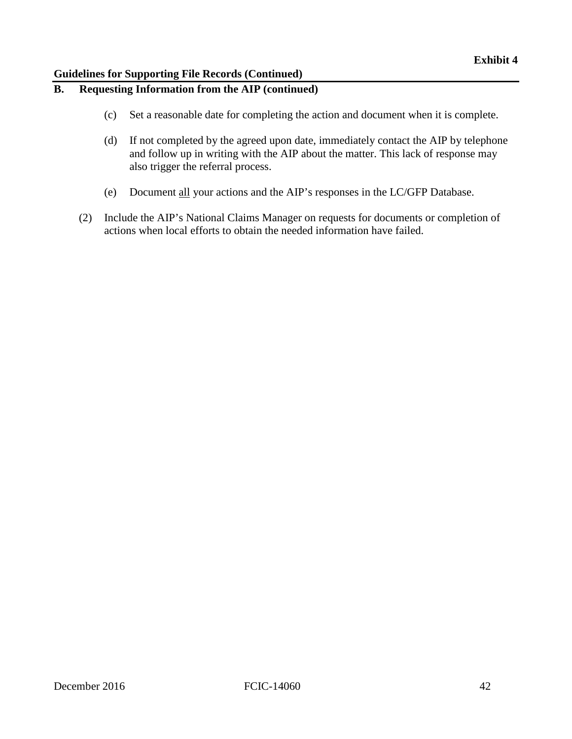**Exhibit 4**

**Guidelines for Supporting File Records (Continued)**

**B. Requesting Information from the AIP (continued)**

(c) Set a reasonable date for completing the action and document when it is complete.

(d) If not completed by the agreed upon date, immediately contact the AIP by telephone and follow up in writing with the AIP about the matter. This lack of response may also trigger the referral process.

(e) Document <u>all</u> your actions and the AIP's responses in the LC/GFP Database.

(2) Include the AIP's National Claims Manager on requests for documents or completion of actions when local efforts to obtain the needed information have failed.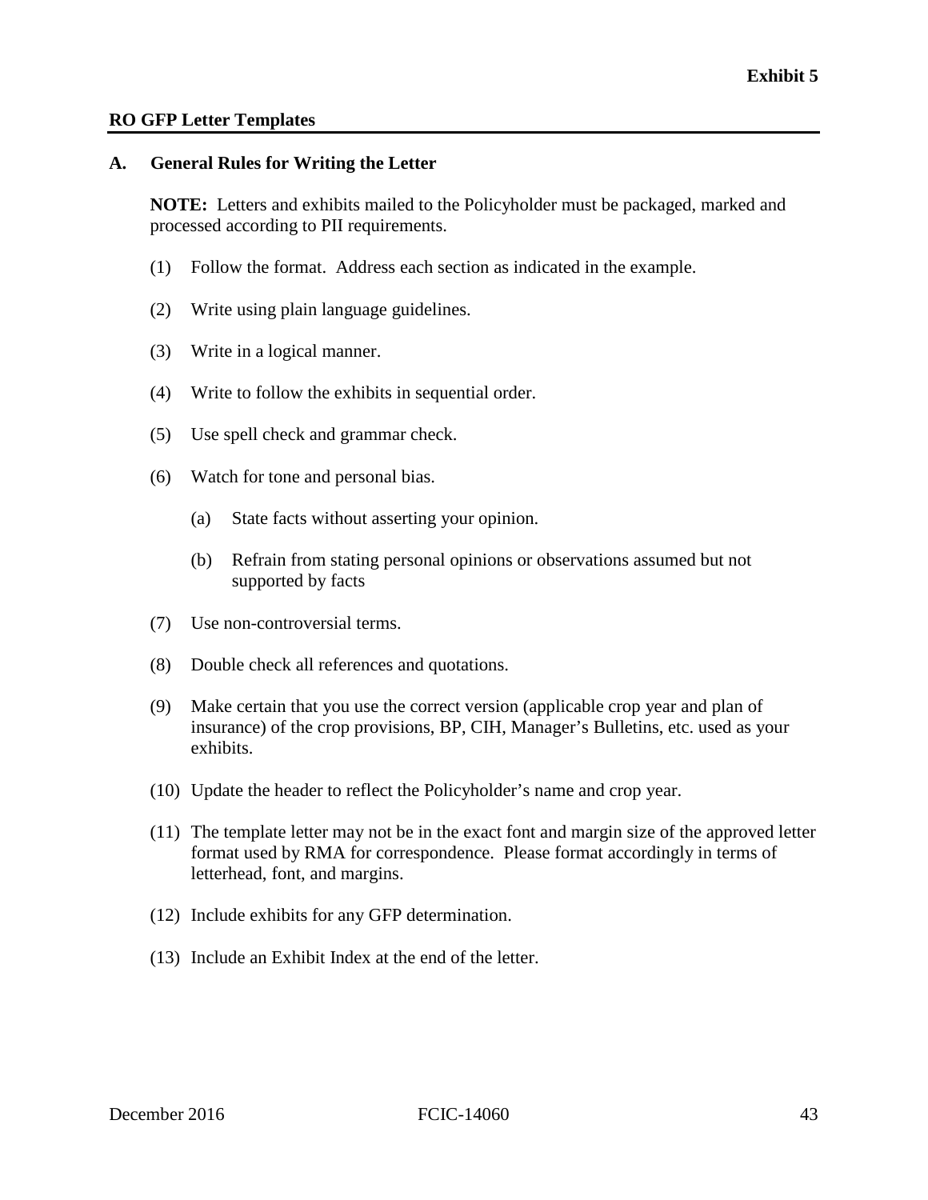**Exhibit 5**

## RO GFP Letter Templates

### A. General Rules for Writing the Letter

**NOTE:** Letters and exhibits mailed to the Policyholder must be packaged, marked and processed according to PII requirements.

(1) Follow the format. Address each section as indicated in the example.

(2) Write using plain language guidelines.

(3) Write in a logical manner.

(4) Write to follow the exhibits in sequential order.

(5) Use spell check and grammar check.

(6) Watch for tone and personal bias.

   (a) State facts without asserting your opinion.

   (b) Refrain from stating personal opinions or observations assumed but not supported by facts

(7) Use non-controversial terms.

(8) Double check all references and quotations.

(9) Make certain that you use the correct version (applicable crop year and plan of insurance) of the crop provisions, BP, CIH, Manager's Bulletins, etc. used as your exhibits.

(10) Update the header to reflect the Policyholder's name and crop year.

(11) The template letter may not be in the exact font and margin size of the approved letter format used by RMA for correspondence. Please format accordingly in terms of letterhead, font, and margins.

(12) Include exhibits for any GFP determination.

(13) Include an Exhibit Index at the end of the letter.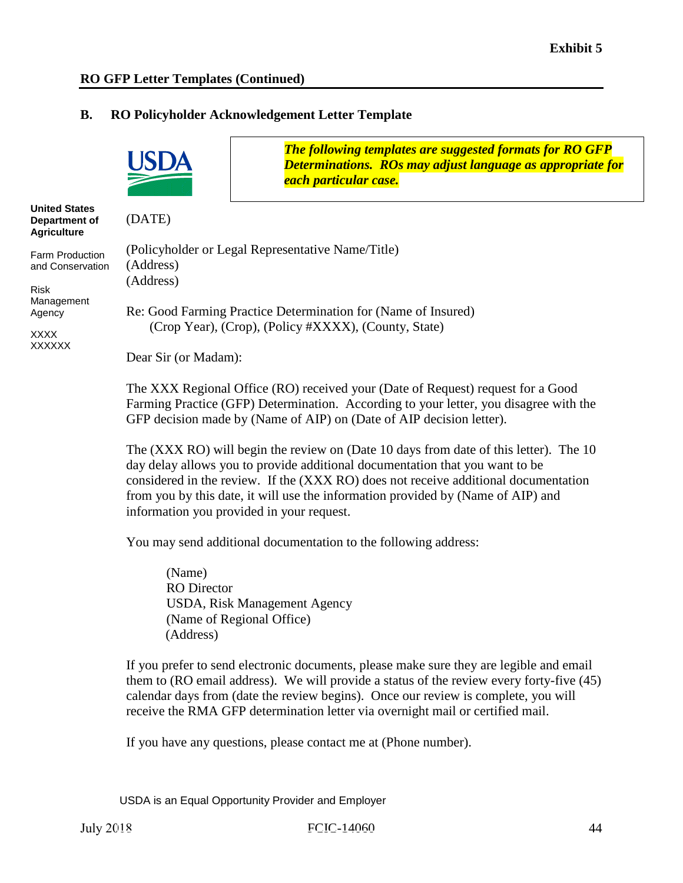**Exhibit 5**

**RO GFP Letter Templates (Continued)**

## B. RO Policyholder Acknowledgement Letter Template

***The following templates are suggested formats for RO GFP Determinations. ROs may adjust language as appropriate for each particular case.***

**United States Department of Agriculture**

Farm Production and Conservation

Risk Management Agency

XXXX
XXXXXX

(DATE)

(Policyholder or Legal Representative Name/Title)
(Address)
(Address)

Re: Good Farming Practice Determination for (Name of Insured)
(Crop Year), (Crop), (Policy #XXXX), (County, State)

Dear Sir (or Madam):

The XXX Regional Office (RO) received your (Date of Request) request for a Good Farming Practice (GFP) Determination. According to your letter, you disagree with the GFP decision made by (Name of AIP) on (Date of AIP decision letter).

The (XXX RO) will begin the review on (Date 10 days from date of this letter). The 10 day delay allows you to provide additional documentation that you want to be considered in the review. If the (XXX RO) does not receive additional documentation from you by this date, it will use the information provided by (Name of AIP) and information you provided in your request.

You may send additional documentation to the following address:

(Name)
RO Director
USDA, Risk Management Agency
(Name of Regional Office)
(Address)

If you prefer to send electronic documents, please make sure they are legible and email them to (RO email address). We will provide a status of the review every forty-five (45) calendar days from (date the review begins). Once our review is complete, you will receive the RMA GFP determination letter via overnight mail or certified mail.

If you have any questions, please contact me at (Phone number).

USDA is an Equal Opportunity Provider and Employer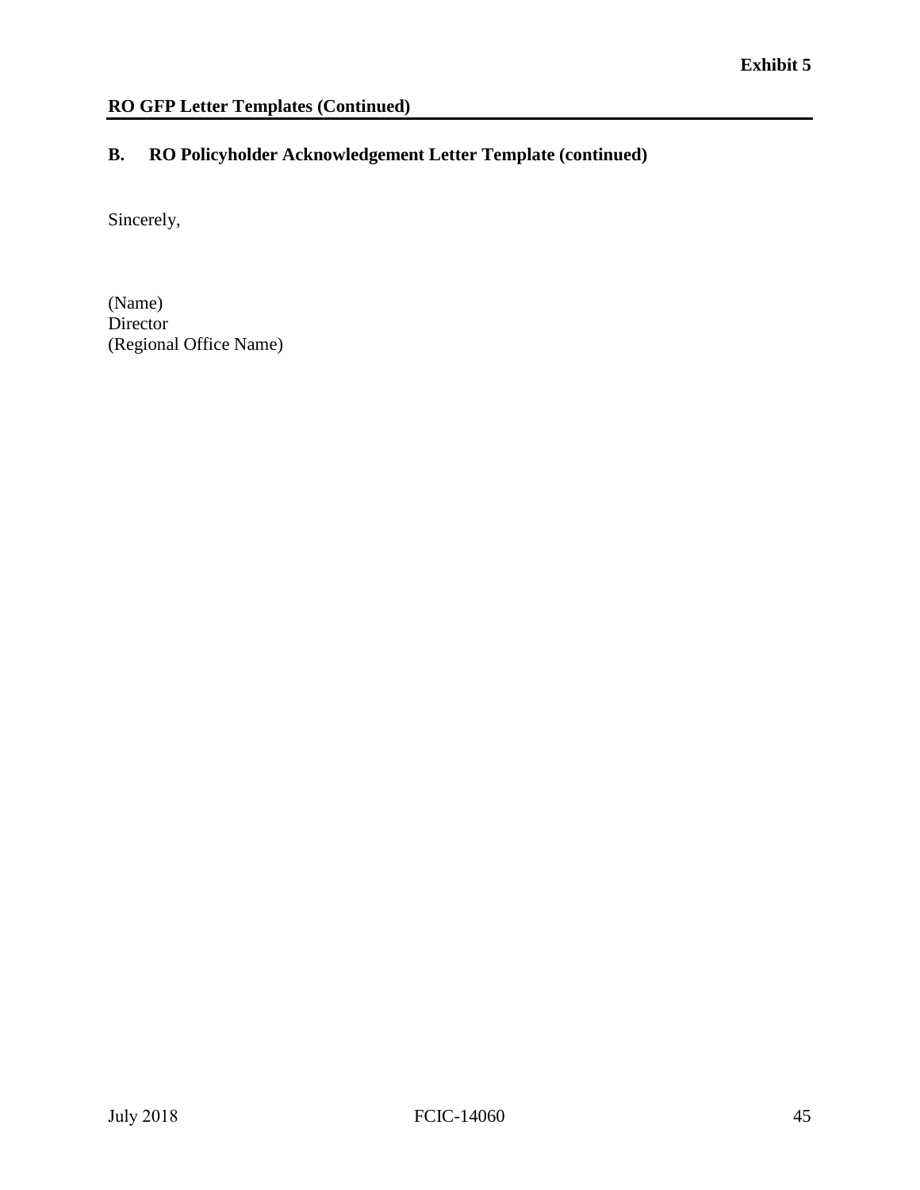**Exhibit 5**

## RO GFP Letter Templates (Continued)

### B. RO Policyholder Acknowledgement Letter Template (continued)

Sincerely,

(Name)
Director
(Regional Office Name)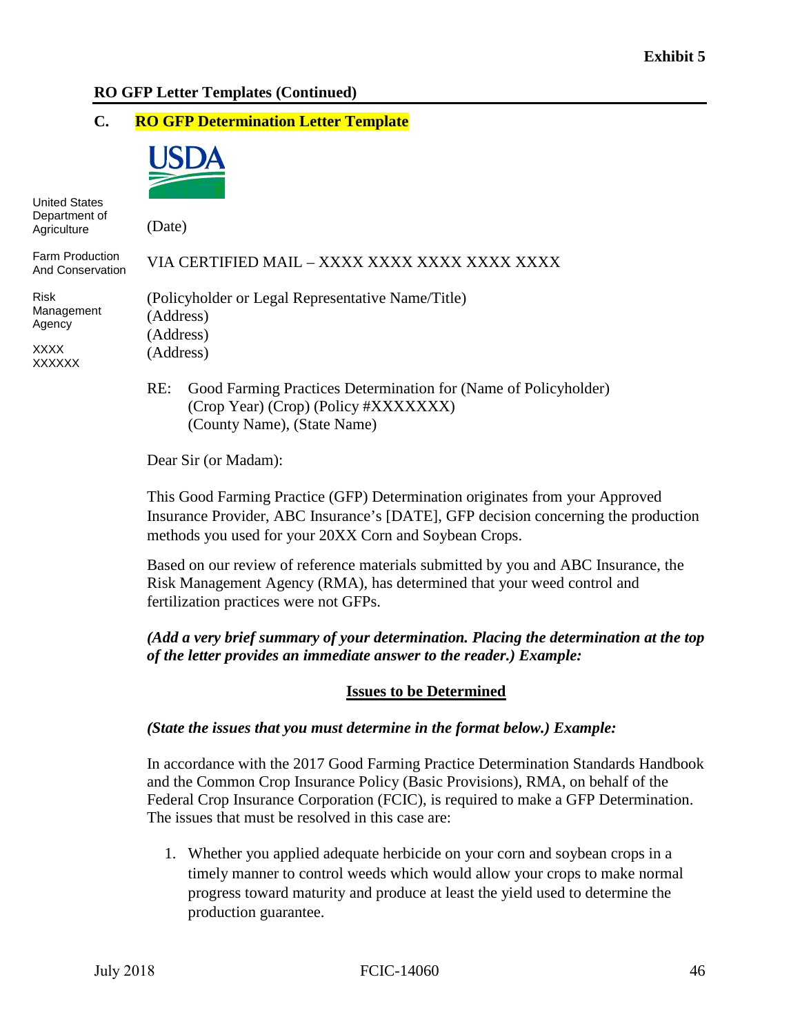**Exhibit 5**

**RO GFP Letter Templates (Continued)**

**C. RO GFP Determination Letter Template**

USDA

United States Department of Agriculture

Farm Production And Conservation

Risk Management Agency

XXXX XXXXXX

(Date)

VIA CERTIFIED MAIL – XXXX XXXX XXXX XXXX XXXX

(Policyholder or Legal Representative Name/Title)
(Address)
(Address)
(Address)

RE: Good Farming Practices Determination for (Name of Policyholder)
(Crop Year) (Crop) (Policy #XXXXXXX)
(County Name), (State Name)

Dear Sir (or Madam):

This Good Farming Practice (GFP) Determination originates from your Approved Insurance Provider, ABC Insurance's [DATE], GFP decision concerning the production methods you used for your 20XX Corn and Soybean Crops.

Based on our review of reference materials submitted by you and ABC Insurance, the Risk Management Agency (RMA), has determined that your weed control and fertilization practices were not GFPs.

***(Add a very brief summary of your determination. Placing the determination at the top of the letter provides an immediate answer to the reader.) Example:***

**Issues to be Determined**

***(State the issues that you must determine in the format below.) Example:***

In accordance with the 2017 Good Farming Practice Determination Standards Handbook and the Common Crop Insurance Policy (Basic Provisions), RMA, on behalf of the Federal Crop Insurance Corporation (FCIC), is required to make a GFP Determination. The issues that must be resolved in this case are:

1. Whether you applied adequate herbicide on your corn and soybean crops in a timely manner to control weeds which would allow your crops to make normal progress toward maturity and produce at least the yield used to determine the production guarantee.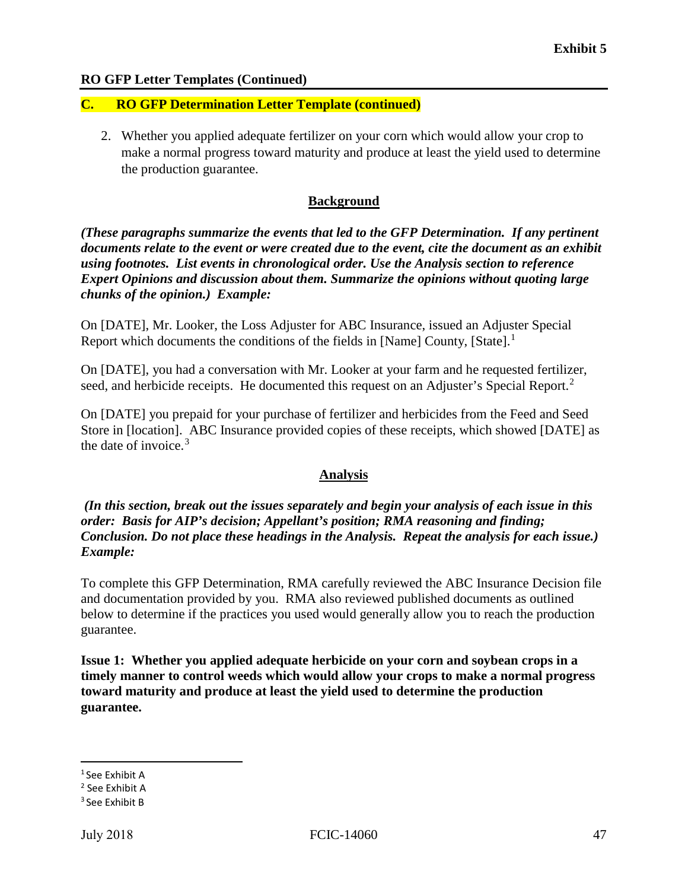**RO GFP Letter Templates (Continued)**

**C. RO GFP Determination Letter Template (continued)**

2. Whether you applied adequate fertilizer on your corn which would allow your crop to make a normal progress toward maturity and produce at least the yield used to determine the production guarantee.

## Background

***(These paragraphs summarize the events that led to the GFP Determination. If any pertinent documents relate to the event or were created due to the event, cite the document as an exhibit using footnotes. List events in chronological order. Use the Analysis section to reference Expert Opinions and discussion about them. Summarize the opinions without quoting large chunks of the opinion.) Example:***

On [DATE], Mr. Looker, the Loss Adjuster for ABC Insurance, issued an Adjuster Special Report which documents the conditions of the fields in [Name] County, [State].[1]

On [DATE], you had a conversation with Mr. Looker at your farm and he requested fertilizer, seed, and herbicide receipts. He documented this request on an Adjuster's Special Report.[2]

On [DATE] you prepaid for your purchase of fertilizer and herbicides from the Feed and Seed Store in [location]. ABC Insurance provided copies of these receipts, which showed [DATE] as the date of invoice.[3]

## Analysis

***(In this section, break out the issues separately and begin your analysis of each issue in this order: Basis for AIP's decision; Appellant's position; RMA reasoning and finding; Conclusion. Do not place these headings in the Analysis. Repeat the analysis for each issue.) Example:***

To complete this GFP Determination, RMA carefully reviewed the ABC Insurance Decision file and documentation provided by you. RMA also reviewed published documents as outlined below to determine if the practices you used would generally allow you to reach the production guarantee.

**Issue 1: Whether you applied adequate herbicide on your corn and soybean crops in a timely manner to control weeds which would allow your crops to make a normal progress toward maturity and produce at least the yield used to determine the production guarantee.**

---

[1] See Exhibit A

[2] See Exhibit A

[3] See Exhibit B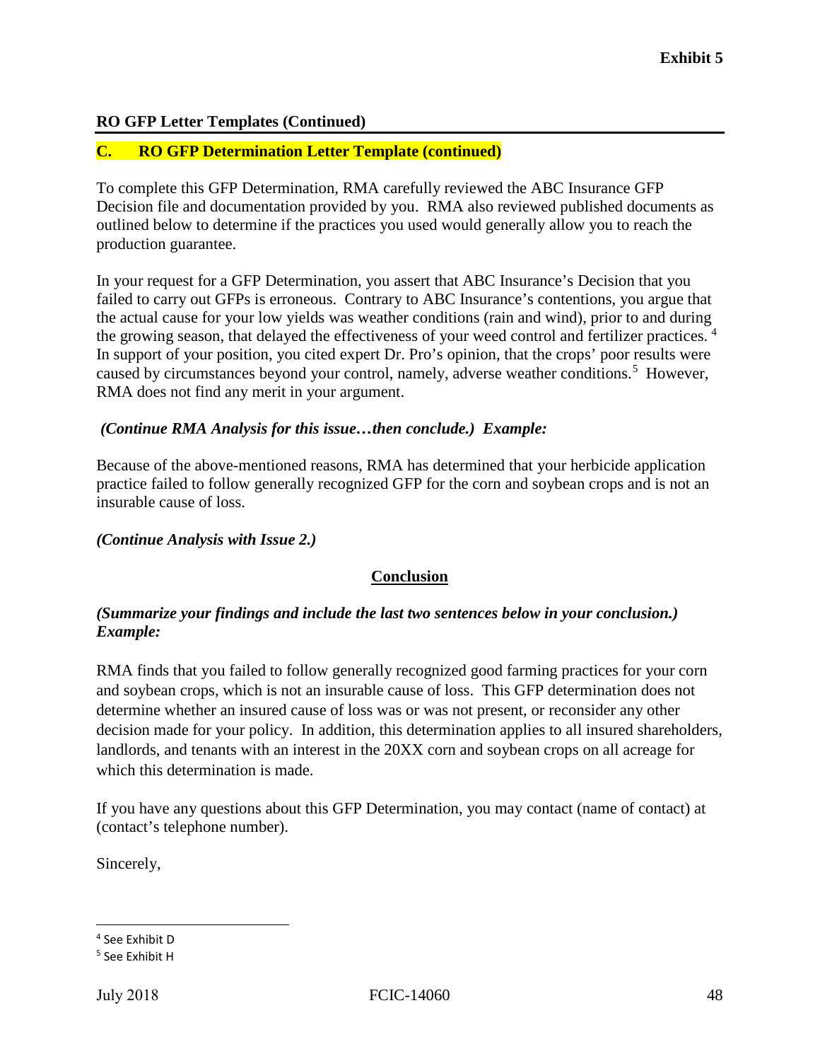**Exhibit 5**

**RO GFP Letter Templates (Continued)**

**C. RO GFP Determination Letter Template (continued)**

To complete this GFP Determination, RMA carefully reviewed the ABC Insurance GFP Decision file and documentation provided by you. RMA also reviewed published documents as outlined below to determine if the practices you used would generally allow you to reach the production guarantee.

In your request for a GFP Determination, you assert that ABC Insurance's Decision that you failed to carry out GFPs is erroneous. Contrary to ABC Insurance's contentions, you argue that the actual cause for your low yields was weather conditions (rain and wind), prior to and during the growing season, that delayed the effectiveness of your weed control and fertilizer practices.[4] In support of your position, you cited expert Dr. Pro's opinion, that the crops' poor results were caused by circumstances beyond your control, namely, adverse weather conditions.[5] However, RMA does not find any merit in your argument.

***(Continue RMA Analysis for this issue…then conclude.) Example:***

Because of the above-mentioned reasons, RMA has determined that your herbicide application practice failed to follow generally recognized GFP for the corn and soybean crops and is not an insurable cause of loss.

***(Continue Analysis with Issue 2.)***

**Conclusion**

***(Summarize your findings and include the last two sentences below in your conclusion.) Example:***

RMA finds that you failed to follow generally recognized good farming practices for your corn and soybean crops, which is not an insurable cause of loss. This GFP determination does not determine whether an insured cause of loss was or was not present, or reconsider any other decision made for your policy. In addition, this determination applies to all insured shareholders, landlords, and tenants with an interest in the 20XX corn and soybean crops on all acreage for which this determination is made.

If you have any questions about this GFP Determination, you may contact (name of contact) at (contact's telephone number).

Sincerely,

---

[4] See Exhibit D

[5] See Exhibit H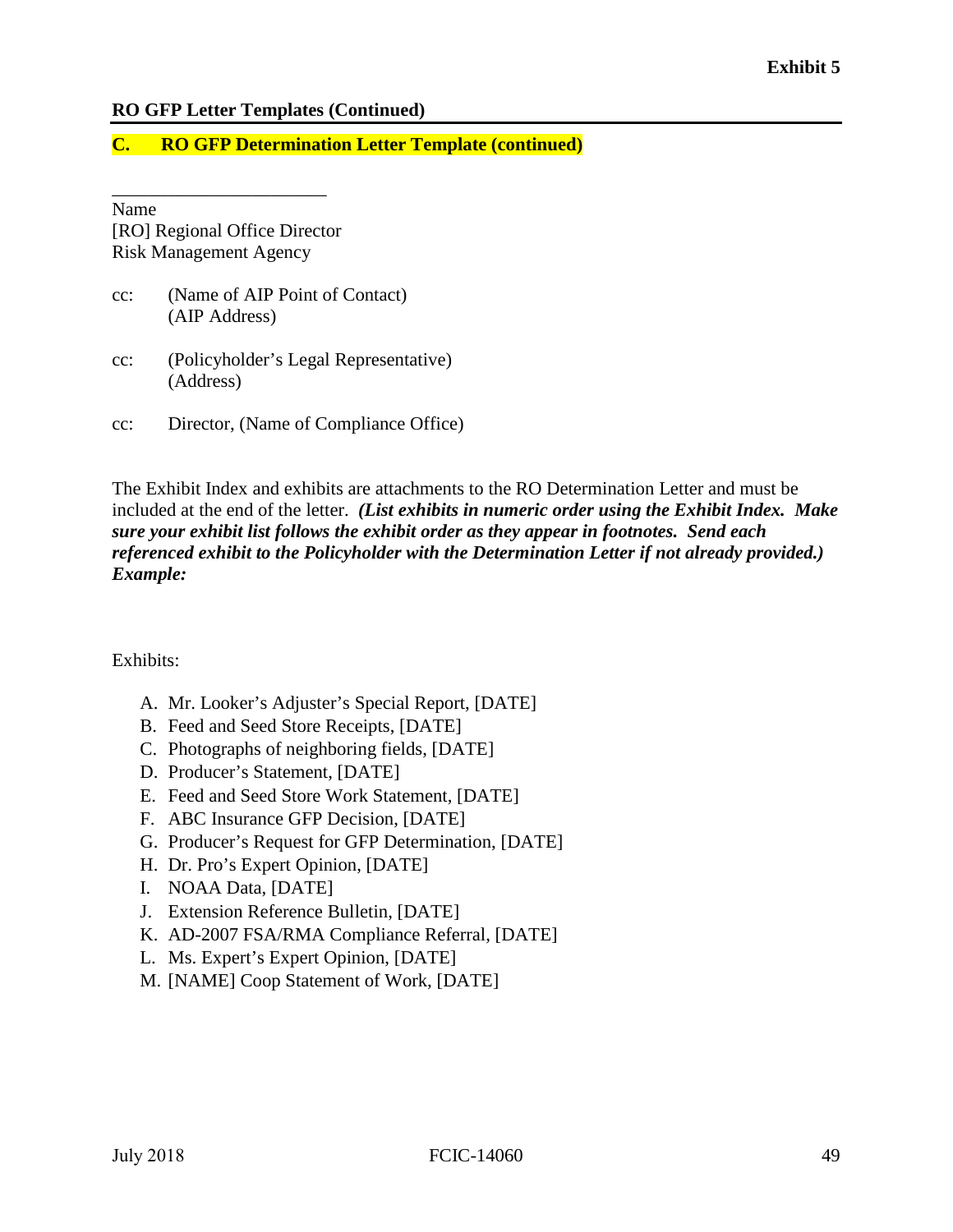**RO GFP Letter Templates (Continued)**

**C. RO GFP Determination Letter Template (continued)**

_______________________
Name
[RO] Regional Office Director
Risk Management Agency

cc: (Name of AIP Point of Contact)
(AIP Address)

cc: (Policyholder's Legal Representative)
(Address)

cc: Director, (Name of Compliance Office)

The Exhibit Index and exhibits are attachments to the RO Determination Letter and must be included at the end of the letter. ***(List exhibits in numeric order using the Exhibit Index. Make sure your exhibit list follows the exhibit order as they appear in footnotes. Send each referenced exhibit to the Policyholder with the Determination Letter if not already provided.) Example:***

Exhibits:

A. Mr. Looker's Adjuster's Special Report, [DATE]
B. Feed and Seed Store Receipts, [DATE]
C. Photographs of neighboring fields, [DATE]
D. Producer's Statement, [DATE]
E. Feed and Seed Store Work Statement, [DATE]
F. ABC Insurance GFP Decision, [DATE]
G. Producer's Request for GFP Determination, [DATE]
H. Dr. Pro's Expert Opinion, [DATE]
I. NOAA Data, [DATE]
J. Extension Reference Bulletin, [DATE]
K. AD-2007 FSA/RMA Compliance Referral, [DATE]
L. Ms. Expert's Expert Opinion, [DATE]
M. [NAME] Coop Statement of Work, [DATE]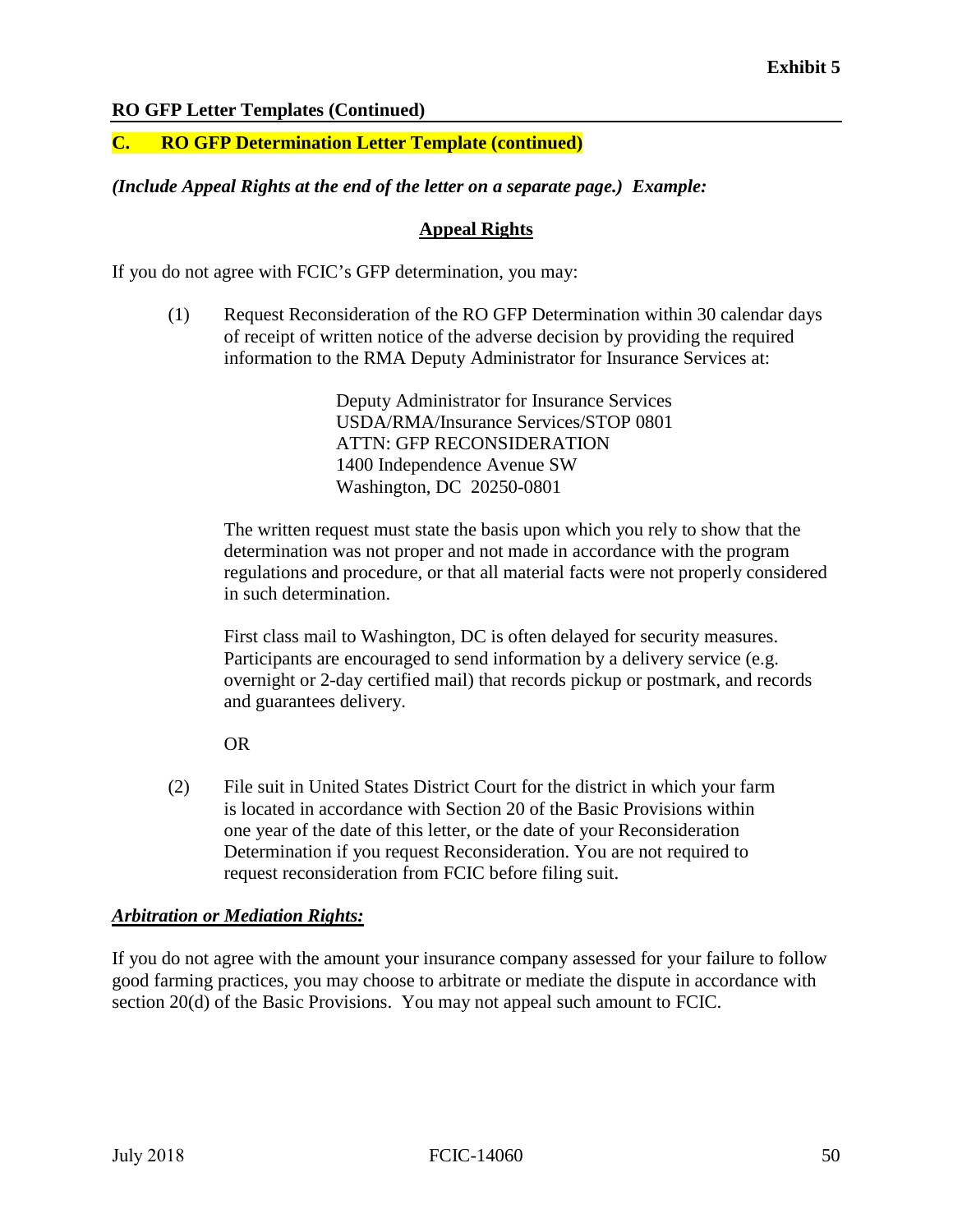**Exhibit 5**

**RO GFP Letter Templates (Continued)**

**C. RO GFP Determination Letter Template (continued)**

***(Include Appeal Rights at the end of the letter on a separate page.) Example:***

**Appeal Rights**

If you do not agree with FCIC's GFP determination, you may:

(1) Request Reconsideration of the RO GFP Determination within 30 calendar days of receipt of written notice of the adverse decision by providing the required information to the RMA Deputy Administrator for Insurance Services at:

Deputy Administrator for Insurance Services
USDA/RMA/Insurance Services/STOP 0801
ATTN: GFP RECONSIDERATION
1400 Independence Avenue SW
Washington, DC 20250-0801

The written request must state the basis upon which you rely to show that the determination was not proper and not made in accordance with the program regulations and procedure, or that all material facts were not properly considered in such determination.

First class mail to Washington, DC is often delayed for security measures. Participants are encouraged to send information by a delivery service (e.g. overnight or 2-day certified mail) that records pickup or postmark, and records and guarantees delivery.

OR

(2) File suit in United States District Court for the district in which your farm is located in accordance with Section 20 of the Basic Provisions within one year of the date of this letter, or the date of your Reconsideration Determination if you request Reconsideration. You are not required to request reconsideration from FCIC before filing suit.

***Arbitration or Mediation Rights:***

If you do not agree with the amount your insurance company assessed for your failure to follow good farming practices, you may choose to arbitrate or mediate the dispute in accordance with section 20(d) of the Basic Provisions. You may not appeal such amount to FCIC.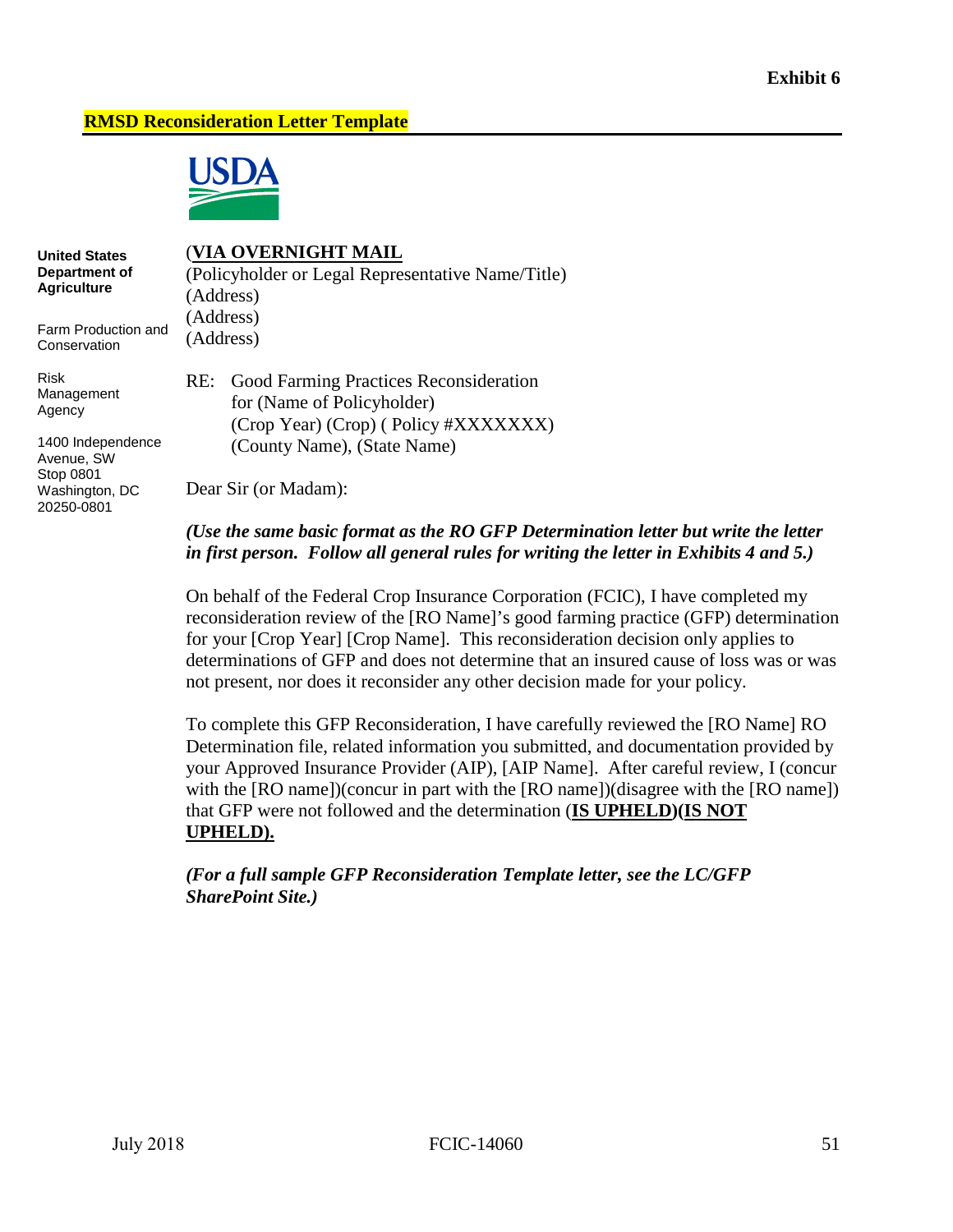**Exhibit 6**

**RMSD Reconsideration Letter Template**

**United States Department of Agriculture**

Farm Production and Conservation

Risk Management Agency

1400 Independence Avenue, SW
Stop 0801
Washington, DC 20250-0801

(**VIA OVERNIGHT MAIL**
(Policyholder or Legal Representative Name/Title)
(Address)
(Address)
(Address)

RE: Good Farming Practices Reconsideration
for (Name of Policyholder)
(Crop Year) (Crop) ( Policy #XXXXXXX)
(County Name), (State Name)

Dear Sir (or Madam):

***(Use the same basic format as the RO GFP Determination letter but write the letter in first person. Follow all general rules for writing the letter in Exhibits 4 and 5.)***

On behalf of the Federal Crop Insurance Corporation (FCIC), I have completed my reconsideration review of the [RO Name]'s good farming practice (GFP) determination for your [Crop Year] [Crop Name]. This reconsideration decision only applies to determinations of GFP and does not determine that an insured cause of loss was or was not present, nor does it reconsider any other decision made for your policy.

To complete this GFP Reconsideration, I have carefully reviewed the [RO Name] RO Determination file, related information you submitted, and documentation provided by your Approved Insurance Provider (AIP), [AIP Name]. After careful review, I (concur with the [RO name])(concur in part with the [RO name])(disagree with the [RO name]) that GFP were not followed and the determination (**IS UPHELD)(IS NOT UPHELD).**

***(For a full sample GFP Reconsideration Template letter, see the LC/GFP SharePoint Site.)***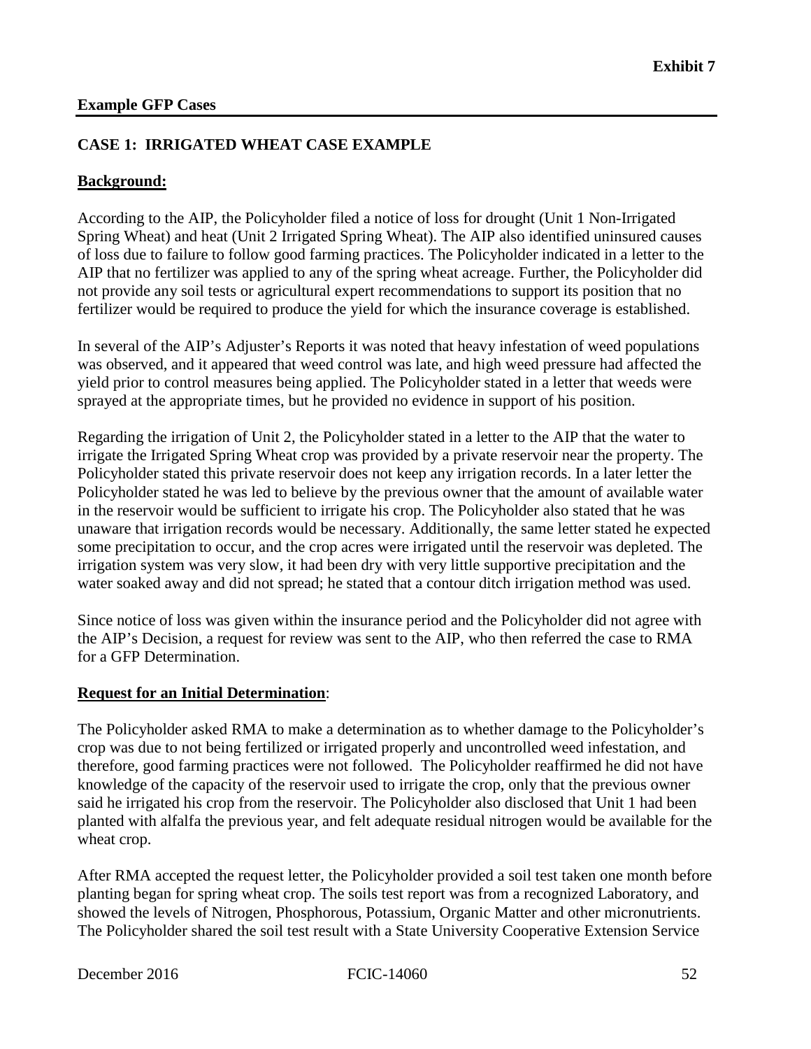**Exhibit 7**

**Example GFP Cases**

**CASE 1: IRRIGATED WHEAT CASE EXAMPLE**

**Background:**

According to the AIP, the Policyholder filed a notice of loss for drought (Unit 1 Non-Irrigated Spring Wheat) and heat (Unit 2 Irrigated Spring Wheat). The AIP also identified uninsured causes of loss due to failure to follow good farming practices. The Policyholder indicated in a letter to the AIP that no fertilizer was applied to any of the spring wheat acreage. Further, the Policyholder did not provide any soil tests or agricultural expert recommendations to support its position that no fertilizer would be required to produce the yield for which the insurance coverage is established.

In several of the AIP's Adjuster's Reports it was noted that heavy infestation of weed populations was observed, and it appeared that weed control was late, and high weed pressure had affected the yield prior to control measures being applied. The Policyholder stated in a letter that weeds were sprayed at the appropriate times, but he provided no evidence in support of his position.

Regarding the irrigation of Unit 2, the Policyholder stated in a letter to the AIP that the water to irrigate the Irrigated Spring Wheat crop was provided by a private reservoir near the property. The Policyholder stated this private reservoir does not keep any irrigation records. In a later letter the Policyholder stated he was led to believe by the previous owner that the amount of available water in the reservoir would be sufficient to irrigate his crop. The Policyholder also stated that he was unaware that irrigation records would be necessary. Additionally, the same letter stated he expected some precipitation to occur, and the crop acres were irrigated until the reservoir was depleted. The irrigation system was very slow, it had been dry with very little supportive precipitation and the water soaked away and did not spread; he stated that a contour ditch irrigation method was used.

Since notice of loss was given within the insurance period and the Policyholder did not agree with the AIP's Decision, a request for review was sent to the AIP, who then referred the case to RMA for a GFP Determination.

**Request for an Initial Determination**:

The Policyholder asked RMA to make a determination as to whether damage to the Policyholder's crop was due to not being fertilized or irrigated properly and uncontrolled weed infestation, and therefore, good farming practices were not followed. The Policyholder reaffirmed he did not have knowledge of the capacity of the reservoir used to irrigate the crop, only that the previous owner said he irrigated his crop from the reservoir. The Policyholder also disclosed that Unit 1 had been planted with alfalfa the previous year, and felt adequate residual nitrogen would be available for the wheat crop.

After RMA accepted the request letter, the Policyholder provided a soil test taken one month before planting began for spring wheat crop. The soils test report was from a recognized Laboratory, and showed the levels of Nitrogen, Phosphorous, Potassium, Organic Matter and other micronutrients. The Policyholder shared the soil test result with a State University Cooperative Extension Service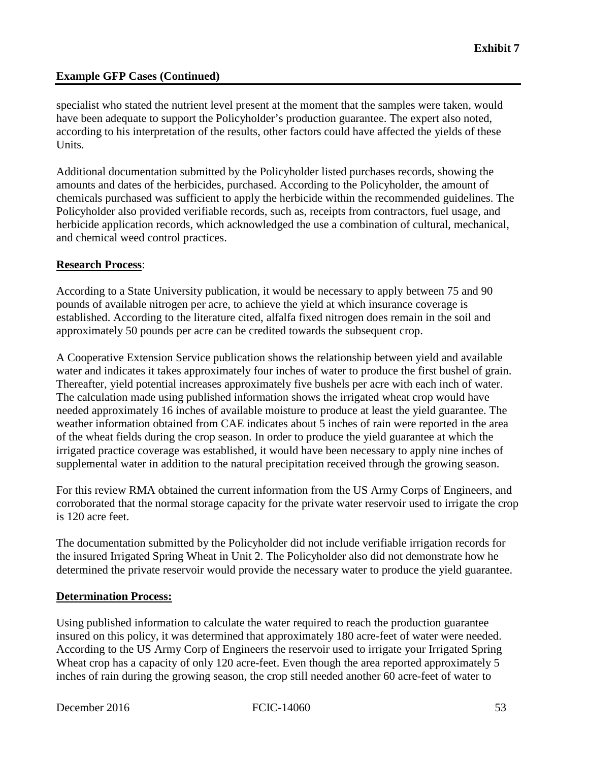## Example GFP Cases (Continued)

specialist who stated the nutrient level present at the moment that the samples were taken, would have been adequate to support the Policyholder's production guarantee. The expert also noted, according to his interpretation of the results, other factors could have affected the yields of these Units.

Additional documentation submitted by the Policyholder listed purchases records, showing the amounts and dates of the herbicides, purchased. According to the Policyholder, the amount of chemicals purchased was sufficient to apply the herbicide within the recommended guidelines. The Policyholder also provided verifiable records, such as, receipts from contractors, fuel usage, and herbicide application records, which acknowledged the use a combination of cultural, mechanical, and chemical weed control practices.

**Research Process**:

According to a State University publication, it would be necessary to apply between 75 and 90 pounds of available nitrogen per acre, to achieve the yield at which insurance coverage is established. According to the literature cited, alfalfa fixed nitrogen does remain in the soil and approximately 50 pounds per acre can be credited towards the subsequent crop.

A Cooperative Extension Service publication shows the relationship between yield and available water and indicates it takes approximately four inches of water to produce the first bushel of grain. Thereafter, yield potential increases approximately five bushels per acre with each inch of water. The calculation made using published information shows the irrigated wheat crop would have needed approximately 16 inches of available moisture to produce at least the yield guarantee. The weather information obtained from CAE indicates about 5 inches of rain were reported in the area of the wheat fields during the crop season. In order to produce the yield guarantee at which the irrigated practice coverage was established, it would have been necessary to apply nine inches of supplemental water in addition to the natural precipitation received through the growing season.

For this review RMA obtained the current information from the US Army Corps of Engineers, and corroborated that the normal storage capacity for the private water reservoir used to irrigate the crop is 120 acre feet.

The documentation submitted by the Policyholder did not include verifiable irrigation records for the insured Irrigated Spring Wheat in Unit 2. The Policyholder also did not demonstrate how he determined the private reservoir would provide the necessary water to produce the yield guarantee.

**Determination Process:**

Using published information to calculate the water required to reach the production guarantee insured on this policy, it was determined that approximately 180 acre-feet of water were needed. According to the US Army Corp of Engineers the reservoir used to irrigate your Irrigated Spring Wheat crop has a capacity of only 120 acre-feet. Even though the area reported approximately 5 inches of rain during the growing season, the crop still needed another 60 acre-feet of water to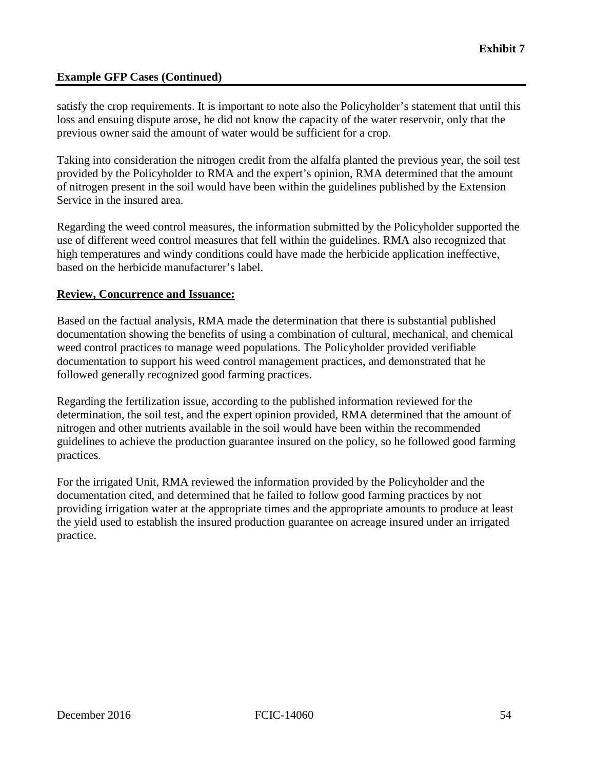satisfy the crop requirements. It is important to note also the Policyholder's statement that until this loss and ensuing dispute arose, he did not know the capacity of the water reservoir, only that the previous owner said the amount of water would be sufficient for a crop.

Taking into consideration the nitrogen credit from the alfalfa planted the previous year, the soil test provided by the Policyholder to RMA and the expert's opinion, RMA determined that the amount of nitrogen present in the soil would have been within the guidelines published by the Extension Service in the insured area.

Regarding the weed control measures, the information submitted by the Policyholder supported the use of different weed control measures that fell within the guidelines. RMA also recognized that high temperatures and windy conditions could have made the herbicide application ineffective, based on the herbicide manufacturer's label.

**Review, Concurrence and Issuance:**

Based on the factual analysis, RMA made the determination that there is substantial published documentation showing the benefits of using a combination of cultural, mechanical, and chemical weed control practices to manage weed populations. The Policyholder provided verifiable documentation to support his weed control management practices, and demonstrated that he followed generally recognized good farming practices.

Regarding the fertilization issue, according to the published information reviewed for the determination, the soil test, and the expert opinion provided, RMA determined that the amount of nitrogen and other nutrients available in the soil would have been within the recommended guidelines to achieve the production guarantee insured on the policy, so he followed good farming practices.

For the irrigated Unit, RMA reviewed the information provided by the Policyholder and the documentation cited, and determined that he failed to follow good farming practices by not providing irrigation water at the appropriate times and the appropriate amounts to produce at least the yield used to establish the insured production guarantee on acreage insured under an irrigated practice.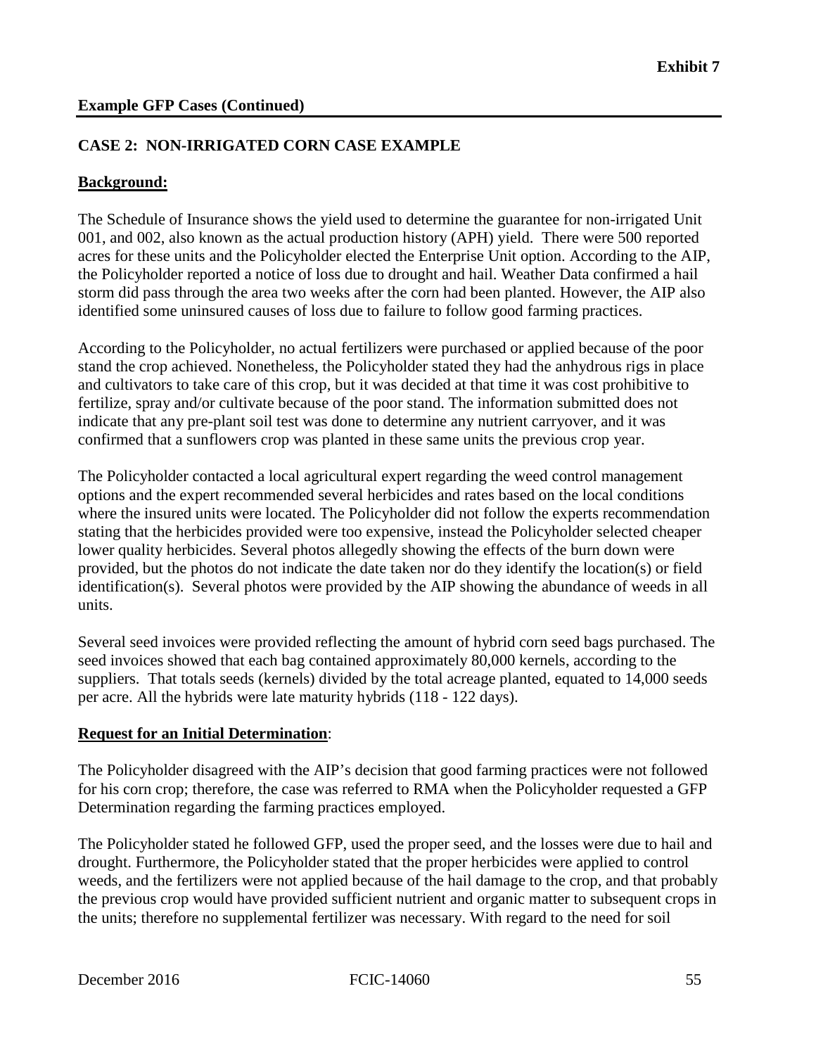**Exhibit 7**

**Example GFP Cases (Continued)**

**CASE 2: NON-IRRIGATED CORN CASE EXAMPLE**

**Background:**

The Schedule of Insurance shows the yield used to determine the guarantee for non-irrigated Unit 001, and 002, also known as the actual production history (APH) yield. There were 500 reported acres for these units and the Policyholder elected the Enterprise Unit option. According to the AIP, the Policyholder reported a notice of loss due to drought and hail. Weather Data confirmed a hail storm did pass through the area two weeks after the corn had been planted. However, the AIP also identified some uninsured causes of loss due to failure to follow good farming practices.

According to the Policyholder, no actual fertilizers were purchased or applied because of the poor stand the crop achieved. Nonetheless, the Policyholder stated they had the anhydrous rigs in place and cultivators to take care of this crop, but it was decided at that time it was cost prohibitive to fertilize, spray and/or cultivate because of the poor stand. The information submitted does not indicate that any pre-plant soil test was done to determine any nutrient carryover, and it was confirmed that a sunflowers crop was planted in these same units the previous crop year.

The Policyholder contacted a local agricultural expert regarding the weed control management options and the expert recommended several herbicides and rates based on the local conditions where the insured units were located. The Policyholder did not follow the experts recommendation stating that the herbicides provided were too expensive, instead the Policyholder selected cheaper lower quality herbicides. Several photos allegedly showing the effects of the burn down were provided, but the photos do not indicate the date taken nor do they identify the location(s) or field identification(s). Several photos were provided by the AIP showing the abundance of weeds in all units.

Several seed invoices were provided reflecting the amount of hybrid corn seed bags purchased. The seed invoices showed that each bag contained approximately 80,000 kernels, according to the suppliers. That totals seeds (kernels) divided by the total acreage planted, equated to 14,000 seeds per acre. All the hybrids were late maturity hybrids (118 - 122 days).

**Request for an Initial Determination**:

The Policyholder disagreed with the AIP's decision that good farming practices were not followed for his corn crop; therefore, the case was referred to RMA when the Policyholder requested a GFP Determination regarding the farming practices employed.

The Policyholder stated he followed GFP, used the proper seed, and the losses were due to hail and drought. Furthermore, the Policyholder stated that the proper herbicides were applied to control weeds, and the fertilizers were not applied because of the hail damage to the crop, and that probably the previous crop would have provided sufficient nutrient and organic matter to subsequent crops in the units; therefore no supplemental fertilizer was necessary. With regard to the need for soil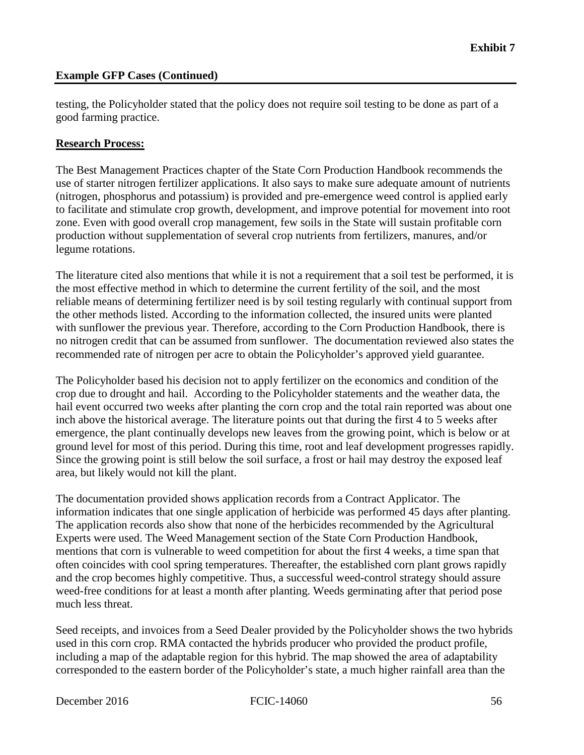testing, the Policyholder stated that the policy does not require soil testing to be done as part of a good farming practice.

**Research Process:**

The Best Management Practices chapter of the State Corn Production Handbook recommends the use of starter nitrogen fertilizer applications. It also says to make sure adequate amount of nutrients (nitrogen, phosphorus and potassium) is provided and pre-emergence weed control is applied early to facilitate and stimulate crop growth, development, and improve potential for movement into root zone. Even with good overall crop management, few soils in the State will sustain profitable corn production without supplementation of several crop nutrients from fertilizers, manures, and/or legume rotations.

The literature cited also mentions that while it is not a requirement that a soil test be performed, it is the most effective method in which to determine the current fertility of the soil, and the most reliable means of determining fertilizer need is by soil testing regularly with continual support from the other methods listed. According to the information collected, the insured units were planted with sunflower the previous year. Therefore, according to the Corn Production Handbook, there is no nitrogen credit that can be assumed from sunflower. The documentation reviewed also states the recommended rate of nitrogen per acre to obtain the Policyholder's approved yield guarantee.

The Policyholder based his decision not to apply fertilizer on the economics and condition of the crop due to drought and hail. According to the Policyholder statements and the weather data, the hail event occurred two weeks after planting the corn crop and the total rain reported was about one inch above the historical average. The literature points out that during the first 4 to 5 weeks after emergence, the plant continually develops new leaves from the growing point, which is below or at ground level for most of this period. During this time, root and leaf development progresses rapidly. Since the growing point is still below the soil surface, a frost or hail may destroy the exposed leaf area, but likely would not kill the plant.

The documentation provided shows application records from a Contract Applicator. The information indicates that one single application of herbicide was performed 45 days after planting. The application records also show that none of the herbicides recommended by the Agricultural Experts were used. The Weed Management section of the State Corn Production Handbook, mentions that corn is vulnerable to weed competition for about the first 4 weeks, a time span that often coincides with cool spring temperatures. Thereafter, the established corn plant grows rapidly and the crop becomes highly competitive. Thus, a successful weed-control strategy should assure weed-free conditions for at least a month after planting. Weeds germinating after that period pose much less threat.

Seed receipts, and invoices from a Seed Dealer provided by the Policyholder shows the two hybrids used in this corn crop. RMA contacted the hybrids producer who provided the product profile, including a map of the adaptable region for this hybrid. The map showed the area of adaptability corresponded to the eastern border of the Policyholder's state, a much higher rainfall area than the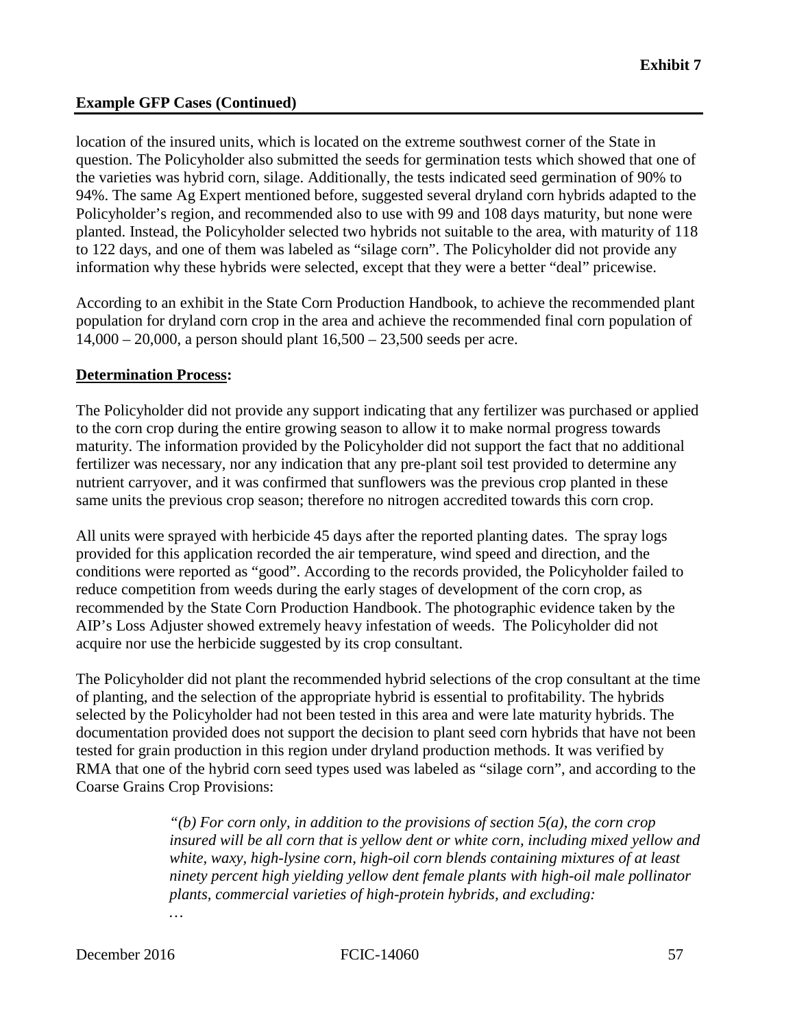location of the insured units, which is located on the extreme southwest corner of the State in question. The Policyholder also submitted the seeds for germination tests which showed that one of the varieties was hybrid corn, silage. Additionally, the tests indicated seed germination of 90% to 94%. The same Ag Expert mentioned before, suggested several dryland corn hybrids adapted to the Policyholder's region, and recommended also to use with 99 and 108 days maturity, but none were planted. Instead, the Policyholder selected two hybrids not suitable to the area, with maturity of 118 to 122 days, and one of them was labeled as "silage corn". The Policyholder did not provide any information why these hybrids were selected, except that they were a better "deal" pricewise.

According to an exhibit in the State Corn Production Handbook, to achieve the recommended plant population for dryland corn crop in the area and achieve the recommended final corn population of 14,000 – 20,000, a person should plant 16,500 – 23,500 seeds per acre.

**Determination Process:**

The Policyholder did not provide any support indicating that any fertilizer was purchased or applied to the corn crop during the entire growing season to allow it to make normal progress towards maturity. The information provided by the Policyholder did not support the fact that no additional fertilizer was necessary, nor any indication that any pre-plant soil test provided to determine any nutrient carryover, and it was confirmed that sunflowers was the previous crop planted in these same units the previous crop season; therefore no nitrogen accredited towards this corn crop.

All units were sprayed with herbicide 45 days after the reported planting dates. The spray logs provided for this application recorded the air temperature, wind speed and direction, and the conditions were reported as "good". According to the records provided, the Policyholder failed to reduce competition from weeds during the early stages of development of the corn crop, as recommended by the State Corn Production Handbook. The photographic evidence taken by the AIP's Loss Adjuster showed extremely heavy infestation of weeds. The Policyholder did not acquire nor use the herbicide suggested by its crop consultant.

The Policyholder did not plant the recommended hybrid selections of the crop consultant at the time of planting, and the selection of the appropriate hybrid is essential to profitability. The hybrids selected by the Policyholder had not been tested in this area and were late maturity hybrids. The documentation provided does not support the decision to plant seed corn hybrids that have not been tested for grain production in this region under dryland production methods. It was verified by RMA that one of the hybrid corn seed types used was labeled as "silage corn", and according to the Coarse Grains Crop Provisions:

> *"(b) For corn only, in addition to the provisions of section 5(a), the corn crop insured will be all corn that is yellow dent or white corn, including mixed yellow and white, waxy, high-lysine corn, high-oil corn blends containing mixtures of at least ninety percent high yielding yellow dent female plants with high-oil male pollinator plants, commercial varieties of high-protein hybrids, and excluding:*
>
> *…*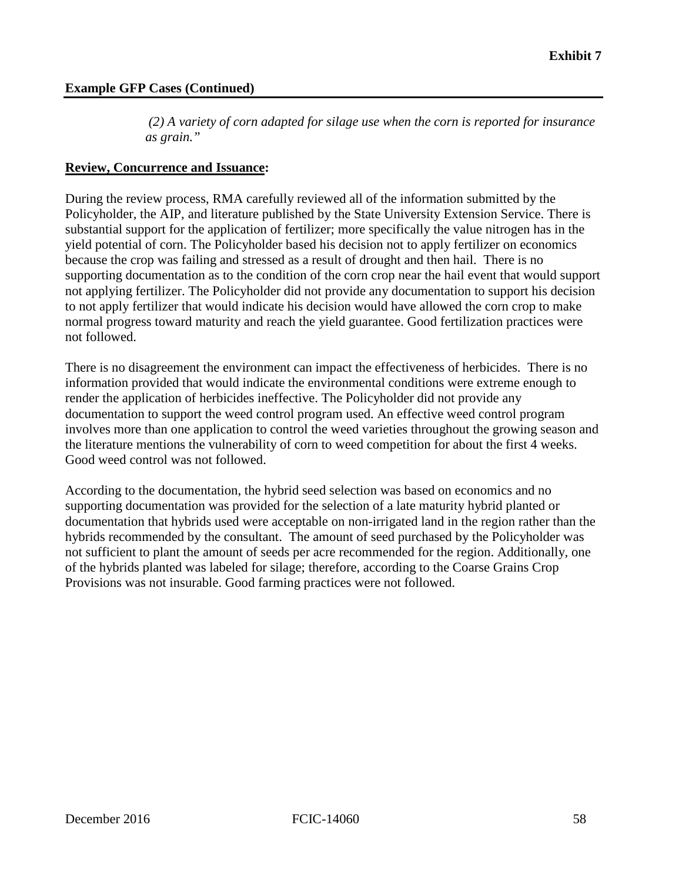## Example GFP Cases (Continued)

> *(2) A variety of corn adapted for silage use when the corn is reported for insurance as grain."*

**Review, Concurrence and Issuance:**

During the review process, RMA carefully reviewed all of the information submitted by the Policyholder, the AIP, and literature published by the State University Extension Service. There is substantial support for the application of fertilizer; more specifically the value nitrogen has in the yield potential of corn. The Policyholder based his decision not to apply fertilizer on economics because the crop was failing and stressed as a result of drought and then hail. There is no supporting documentation as to the condition of the corn crop near the hail event that would support not applying fertilizer. The Policyholder did not provide any documentation to support his decision to not apply fertilizer that would indicate his decision would have allowed the corn crop to make normal progress toward maturity and reach the yield guarantee. Good fertilization practices were not followed.

There is no disagreement the environment can impact the effectiveness of herbicides. There is no information provided that would indicate the environmental conditions were extreme enough to render the application of herbicides ineffective. The Policyholder did not provide any documentation to support the weed control program used. An effective weed control program involves more than one application to control the weed varieties throughout the growing season and the literature mentions the vulnerability of corn to weed competition for about the first 4 weeks. Good weed control was not followed.

According to the documentation, the hybrid seed selection was based on economics and no supporting documentation was provided for the selection of a late maturity hybrid planted or documentation that hybrids used were acceptable on non-irrigated land in the region rather than the hybrids recommended by the consultant. The amount of seed purchased by the Policyholder was not sufficient to plant the amount of seeds per acre recommended for the region. Additionally, one of the hybrids planted was labeled for silage; therefore, according to the Coarse Grains Crop Provisions was not insurable. Good farming practices were not followed.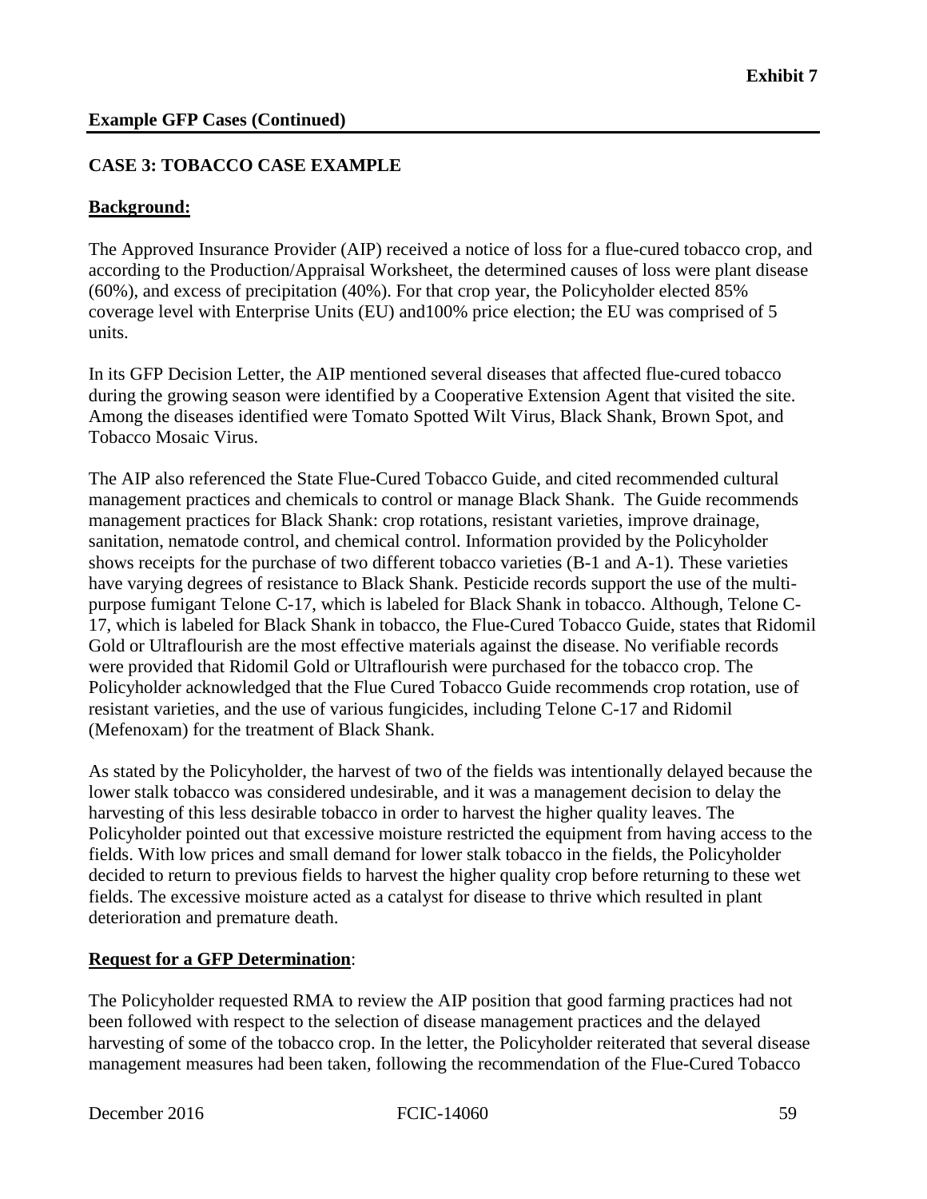**Exhibit 7**

**Example GFP Cases (Continued)**

**CASE 3: TOBACCO CASE EXAMPLE**

**Background:**

The Approved Insurance Provider (AIP) received a notice of loss for a flue-cured tobacco crop, and according to the Production/Appraisal Worksheet, the determined causes of loss were plant disease (60%), and excess of precipitation (40%). For that crop year, the Policyholder elected 85% coverage level with Enterprise Units (EU) and100% price election; the EU was comprised of 5 units.

In its GFP Decision Letter, the AIP mentioned several diseases that affected flue-cured tobacco during the growing season were identified by a Cooperative Extension Agent that visited the site. Among the diseases identified were Tomato Spotted Wilt Virus, Black Shank, Brown Spot, and Tobacco Mosaic Virus.

The AIP also referenced the State Flue-Cured Tobacco Guide, and cited recommended cultural management practices and chemicals to control or manage Black Shank. The Guide recommends management practices for Black Shank: crop rotations, resistant varieties, improve drainage, sanitation, nematode control, and chemical control. Information provided by the Policyholder shows receipts for the purchase of two different tobacco varieties (B-1 and A-1). These varieties have varying degrees of resistance to Black Shank. Pesticide records support the use of the multi-purpose fumigant Telone C-17, which is labeled for Black Shank in tobacco. Although, Telone C-17, which is labeled for Black Shank in tobacco, the Flue-Cured Tobacco Guide, states that Ridomil Gold or Ultraflourish are the most effective materials against the disease. No verifiable records were provided that Ridomil Gold or Ultraflourish were purchased for the tobacco crop. The Policyholder acknowledged that the Flue Cured Tobacco Guide recommends crop rotation, use of resistant varieties, and the use of various fungicides, including Telone C-17 and Ridomil (Mefenoxam) for the treatment of Black Shank.

As stated by the Policyholder, the harvest of two of the fields was intentionally delayed because the lower stalk tobacco was considered undesirable, and it was a management decision to delay the harvesting of this less desirable tobacco in order to harvest the higher quality leaves. The Policyholder pointed out that excessive moisture restricted the equipment from having access to the fields. With low prices and small demand for lower stalk tobacco in the fields, the Policyholder decided to return to previous fields to harvest the higher quality crop before returning to these wet fields. The excessive moisture acted as a catalyst for disease to thrive which resulted in plant deterioration and premature death.

**Request for a GFP Determination**:

The Policyholder requested RMA to review the AIP position that good farming practices had not been followed with respect to the selection of disease management practices and the delayed harvesting of some of the tobacco crop. In the letter, the Policyholder reiterated that several disease management measures had been taken, following the recommendation of the Flue-Cured Tobacco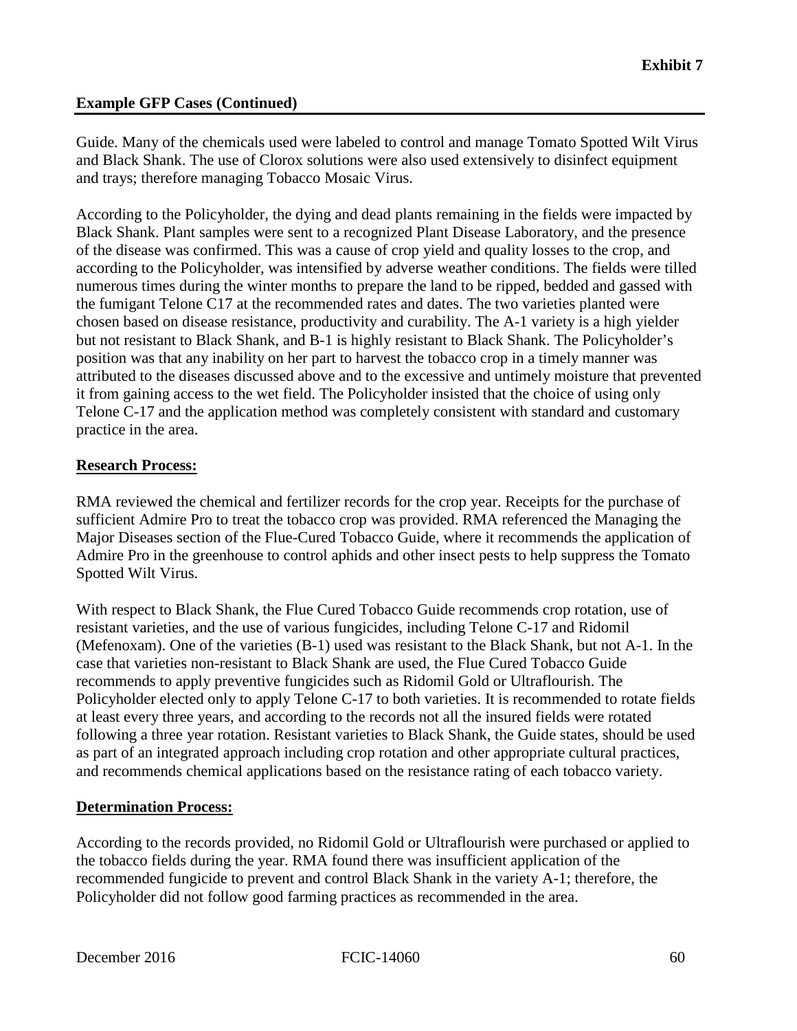Guide. Many of the chemicals used were labeled to control and manage Tomato Spotted Wilt Virus and Black Shank. The use of Clorox solutions were also used extensively to disinfect equipment and trays; therefore managing Tobacco Mosaic Virus.

According to the Policyholder, the dying and dead plants remaining in the fields were impacted by Black Shank. Plant samples were sent to a recognized Plant Disease Laboratory, and the presence of the disease was confirmed. This was a cause of crop yield and quality losses to the crop, and according to the Policyholder, was intensified by adverse weather conditions. The fields were tilled numerous times during the winter months to prepare the land to be ripped, bedded and gassed with the fumigant Telone C17 at the recommended rates and dates. The two varieties planted were chosen based on disease resistance, productivity and curability. The A-1 variety is a high yielder but not resistant to Black Shank, and B-1 is highly resistant to Black Shank. The Policyholder's position was that any inability on her part to harvest the tobacco crop in a timely manner was attributed to the diseases discussed above and to the excessive and untimely moisture that prevented it from gaining access to the wet field. The Policyholder insisted that the choice of using only Telone C-17 and the application method was completely consistent with standard and customary practice in the area.

**Research Process:**

RMA reviewed the chemical and fertilizer records for the crop year. Receipts for the purchase of sufficient Admire Pro to treat the tobacco crop was provided. RMA referenced the Managing the Major Diseases section of the Flue-Cured Tobacco Guide, where it recommends the application of Admire Pro in the greenhouse to control aphids and other insect pests to help suppress the Tomato Spotted Wilt Virus.

With respect to Black Shank, the Flue Cured Tobacco Guide recommends crop rotation, use of resistant varieties, and the use of various fungicides, including Telone C-17 and Ridomil (Mefenoxam). One of the varieties (B-1) used was resistant to the Black Shank, but not A-1. In the case that varieties non-resistant to Black Shank are used, the Flue Cured Tobacco Guide recommends to apply preventive fungicides such as Ridomil Gold or Ultraflourish. The Policyholder elected only to apply Telone C-17 to both varieties. It is recommended to rotate fields at least every three years, and according to the records not all the insured fields were rotated following a three year rotation. Resistant varieties to Black Shank, the Guide states, should be used as part of an integrated approach including crop rotation and other appropriate cultural practices, and recommends chemical applications based on the resistance rating of each tobacco variety.

**Determination Process:**

According to the records provided, no Ridomil Gold or Ultraflourish were purchased or applied to the tobacco fields during the year. RMA found there was insufficient application of the recommended fungicide to prevent and control Black Shank in the variety A-1; therefore, the Policyholder did not follow good farming practices as recommended in the area.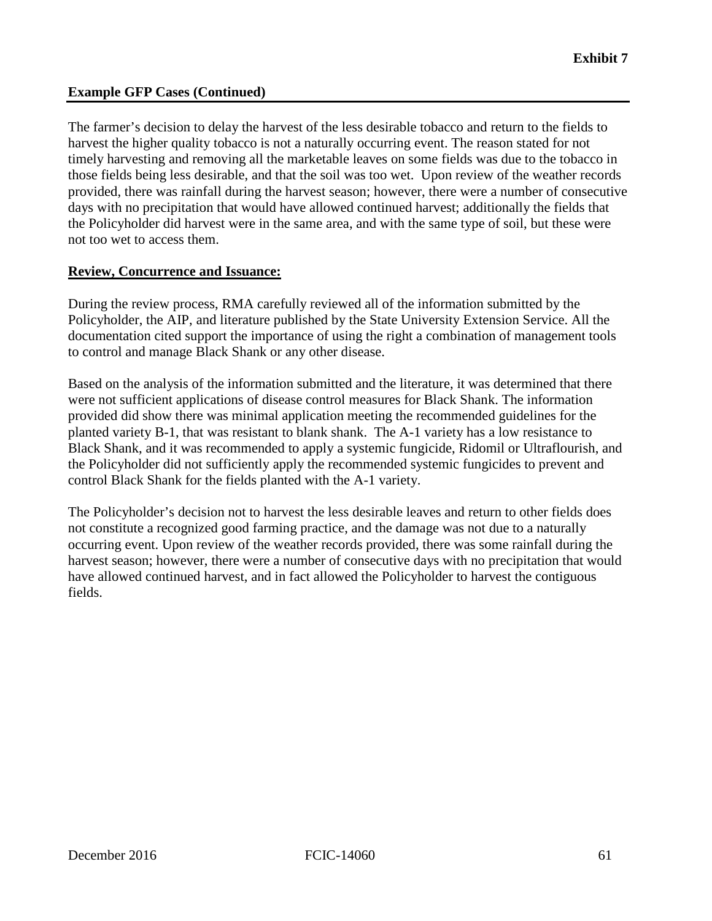**Exhibit 7**

**Example GFP Cases (Continued)**

The farmer's decision to delay the harvest of the less desirable tobacco and return to the fields to harvest the higher quality tobacco is not a naturally occurring event. The reason stated for not timely harvesting and removing all the marketable leaves on some fields was due to the tobacco in those fields being less desirable, and that the soil was too wet. Upon review of the weather records provided, there was rainfall during the harvest season; however, there were a number of consecutive days with no precipitation that would have allowed continued harvest; additionally the fields that the Policyholder did harvest were in the same area, and with the same type of soil, but these were not too wet to access them.

**Review, Concurrence and Issuance:**

During the review process, RMA carefully reviewed all of the information submitted by the Policyholder, the AIP, and literature published by the State University Extension Service. All the documentation cited support the importance of using the right a combination of management tools to control and manage Black Shank or any other disease.

Based on the analysis of the information submitted and the literature, it was determined that there were not sufficient applications of disease control measures for Black Shank. The information provided did show there was minimal application meeting the recommended guidelines for the planted variety B-1, that was resistant to blank shank. The A-1 variety has a low resistance to Black Shank, and it was recommended to apply a systemic fungicide, Ridomil or Ultraflourish, and the Policyholder did not sufficiently apply the recommended systemic fungicides to prevent and control Black Shank for the fields planted with the A-1 variety.

The Policyholder's decision not to harvest the less desirable leaves and return to other fields does not constitute a recognized good farming practice, and the damage was not due to a naturally occurring event. Upon review of the weather records provided, there was some rainfall during the harvest season; however, there were a number of consecutive days with no precipitation that would have allowed continued harvest, and in fact allowed the Policyholder to harvest the contiguous fields.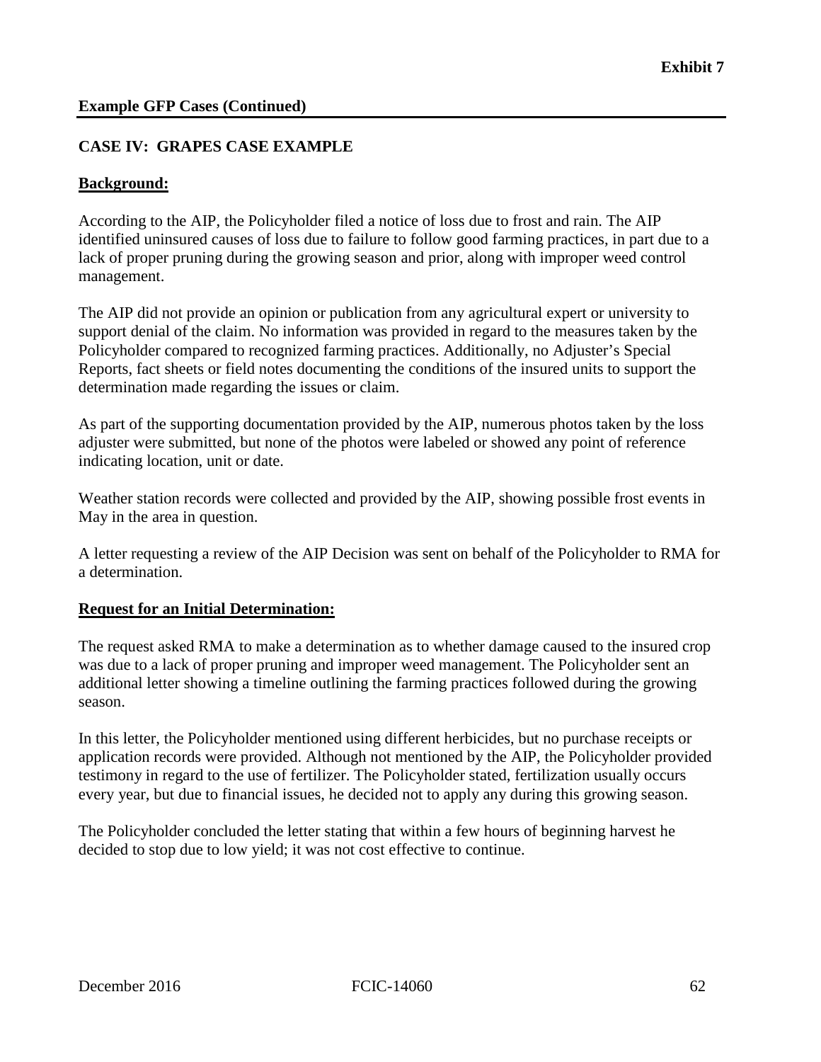**Example GFP Cases (Continued)**

## CASE IV: GRAPES CASE EXAMPLE

### Background:

According to the AIP, the Policyholder filed a notice of loss due to frost and rain. The AIP identified uninsured causes of loss due to failure to follow good farming practices, in part due to a lack of proper pruning during the growing season and prior, along with improper weed control management.

The AIP did not provide an opinion or publication from any agricultural expert or university to support denial of the claim. No information was provided in regard to the measures taken by the Policyholder compared to recognized farming practices. Additionally, no Adjuster's Special Reports, fact sheets or field notes documenting the conditions of the insured units to support the determination made regarding the issues or claim.

As part of the supporting documentation provided by the AIP, numerous photos taken by the loss adjuster were submitted, but none of the photos were labeled or showed any point of reference indicating location, unit or date.

Weather station records were collected and provided by the AIP, showing possible frost events in May in the area in question.

A letter requesting a review of the AIP Decision was sent on behalf of the Policyholder to RMA for a determination.

### Request for an Initial Determination:

The request asked RMA to make a determination as to whether damage caused to the insured crop was due to a lack of proper pruning and improper weed management. The Policyholder sent an additional letter showing a timeline outlining the farming practices followed during the growing season.

In this letter, the Policyholder mentioned using different herbicides, but no purchase receipts or application records were provided. Although not mentioned by the AIP, the Policyholder provided testimony in regard to the use of fertilizer. The Policyholder stated, fertilization usually occurs every year, but due to financial issues, he decided not to apply any during this growing season.

The Policyholder concluded the letter stating that within a few hours of beginning harvest he decided to stop due to low yield; it was not cost effective to continue.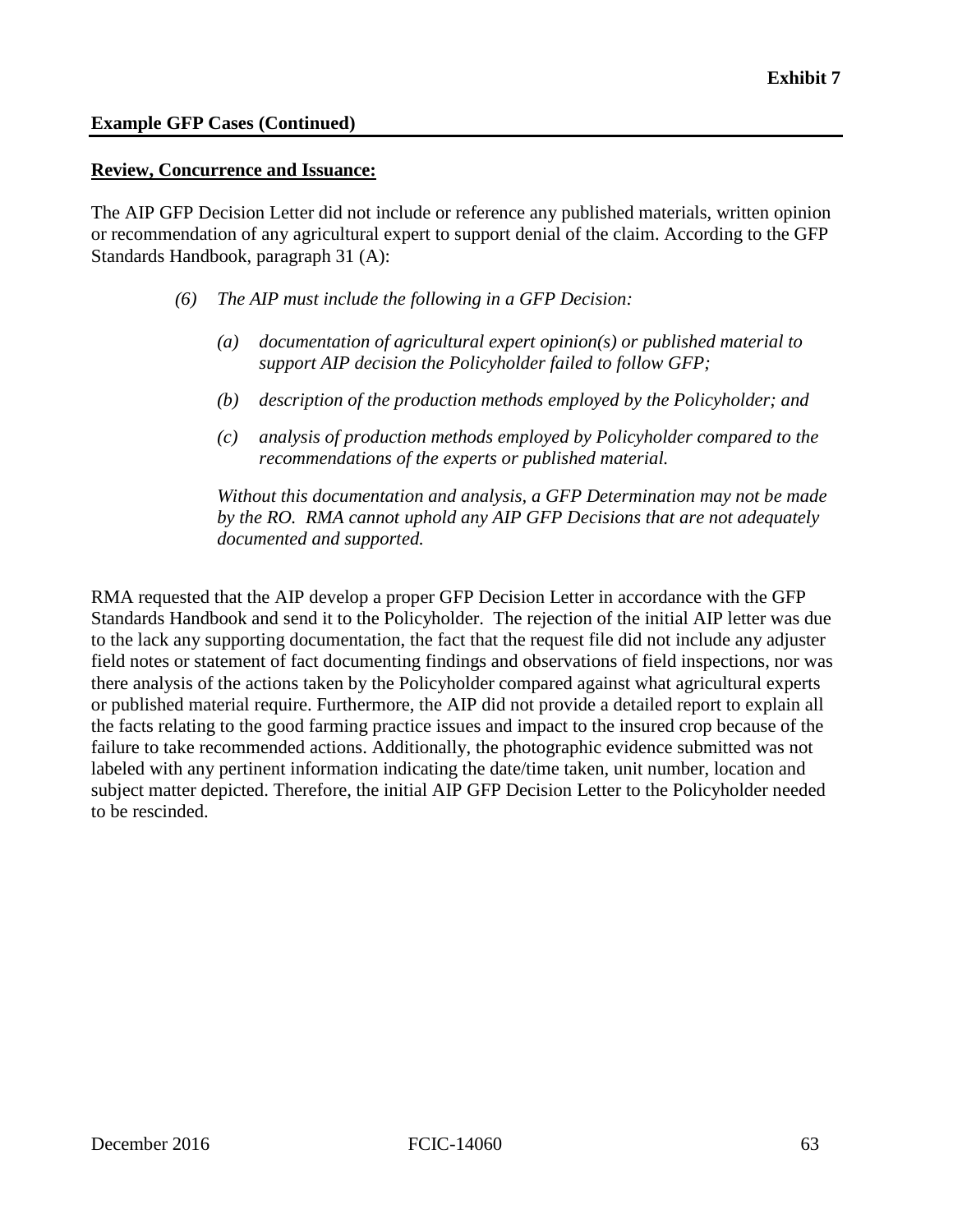**Example GFP Cases (Continued)**

**Review, Concurrence and Issuance:**

The AIP GFP Decision Letter did not include or reference any published materials, written opinion or recommendation of any agricultural expert to support denial of the claim. According to the GFP Standards Handbook, paragraph 31 (A):

> *(6) The AIP must include the following in a GFP Decision:*
>
> > *(a) documentation of agricultural expert opinion(s) or published material to support AIP decision the Policyholder failed to follow GFP;*
> >
> > *(b) description of the production methods employed by the Policyholder; and*
> >
> > *(c) analysis of production methods employed by Policyholder compared to the recommendations of the experts or published material.*
>
> *Without this documentation and analysis, a GFP Determination may not be made by the RO. RMA cannot uphold any AIP GFP Decisions that are not adequately documented and supported.*

RMA requested that the AIP develop a proper GFP Decision Letter in accordance with the GFP Standards Handbook and send it to the Policyholder. The rejection of the initial AIP letter was due to the lack any supporting documentation, the fact that the request file did not include any adjuster field notes or statement of fact documenting findings and observations of field inspections, nor was there analysis of the actions taken by the Policyholder compared against what agricultural experts or published material require. Furthermore, the AIP did not provide a detailed report to explain all the facts relating to the good farming practice issues and impact to the insured crop because of the failure to take recommended actions. Additionally, the photographic evidence submitted was not labeled with any pertinent information indicating the date/time taken, unit number, location and subject matter depicted. Therefore, the initial AIP GFP Decision Letter to the Policyholder needed to be rescinded.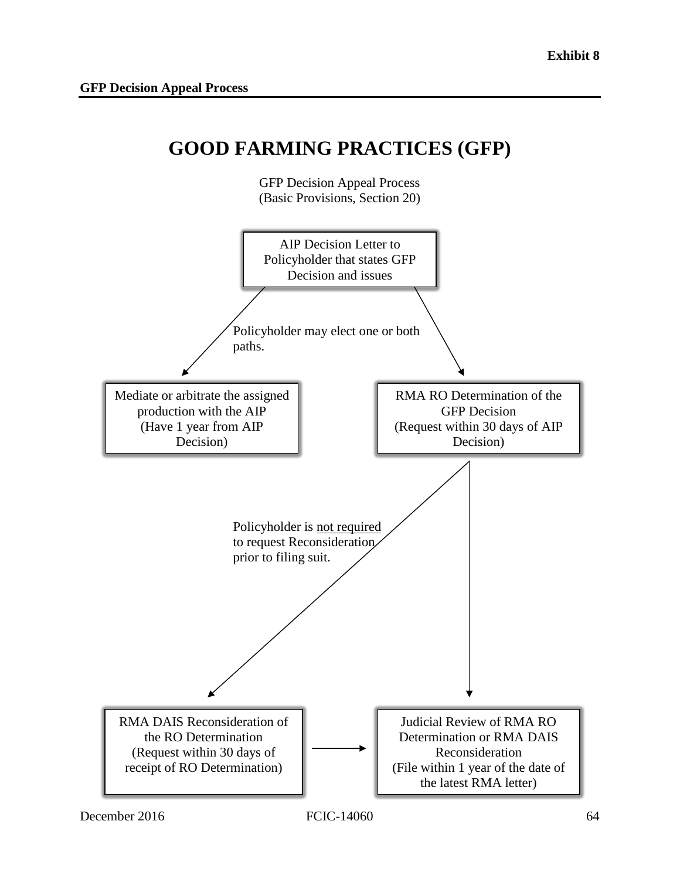**Exhibit 8**

**GFP Decision Appeal Process**

# GOOD FARMING PRACTICES (GFP)

GFP Decision Appeal Process
(Basic Provisions, Section 20)

AIP Decision Letter to Policyholder that states GFP Decision and issues

Policyholder may elect one or both paths.

Mediate or arbitrate the assigned production with the AIP
(Have 1 year from AIP Decision)

RMA RO Determination of the GFP Decision
(Request within 30 days of AIP Decision)

Policyholder is not required to request Reconsideration prior to filing suit.

RMA DAIS Reconsideration of the RO Determination
(Request within 30 days of receipt of RO Determination)

Judicial Review of RMA RO Determination or RMA DAIS Reconsideration
(File within 1 year of the date of the latest RMA letter)